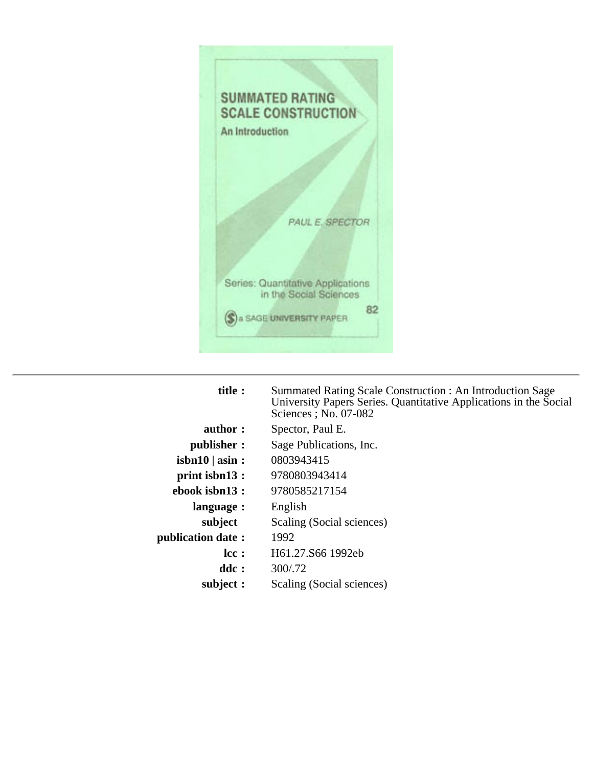# SUMMATED RATING SCALE CONSTRUCTION

## An Introduction

PAUL E. SPECTOR

Series: Quantitative Applications in the Social Sciences

82

a SAGE UNIVERSITY PAPER

---

| | |
|---|---|
| **title :** | Summated Rating Scale Construction : An Introduction Sage University Papers Series. Quantitative Applications in the Social Sciences ; No. 07-082 |
| **author :** | Spector, Paul E. |
| **publisher :** | Sage Publications, Inc. |
| **isbn10 \| asin :** | 0803943415 |
| **print isbn13 :** | 9780803943414 |
| **ebook isbn13 :** | 9780585217154 |
| **language :** | English |
| **subject** | Scaling (Social sciences) |
| **publication date :** | 1992 |
| **lcc :** | H61.27.S66 1992eb |
| **ddc :** | 300/.72 |
| **subject :** | Scaling (Social sciences) |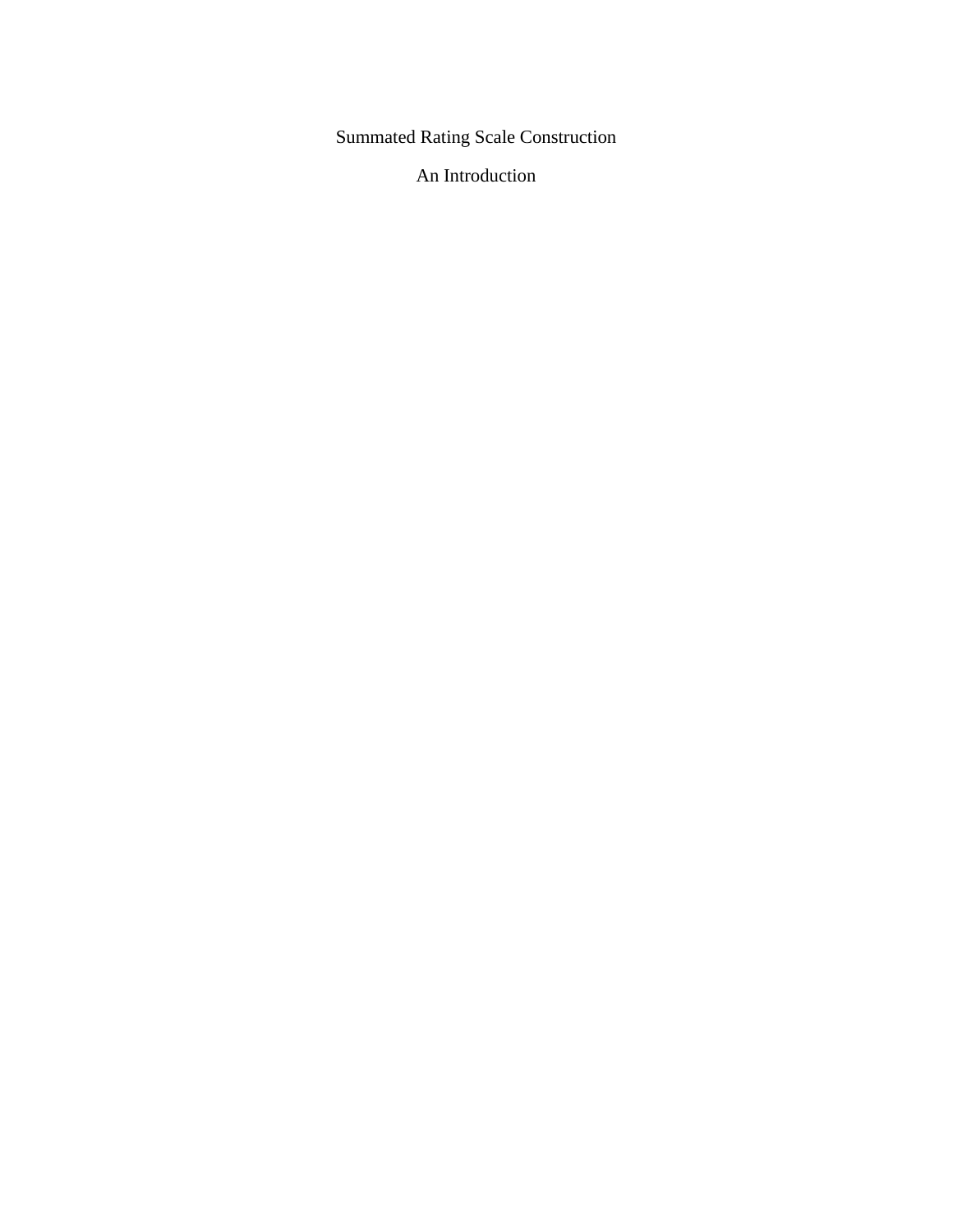# Summated Rating Scale Construction

## An Introduction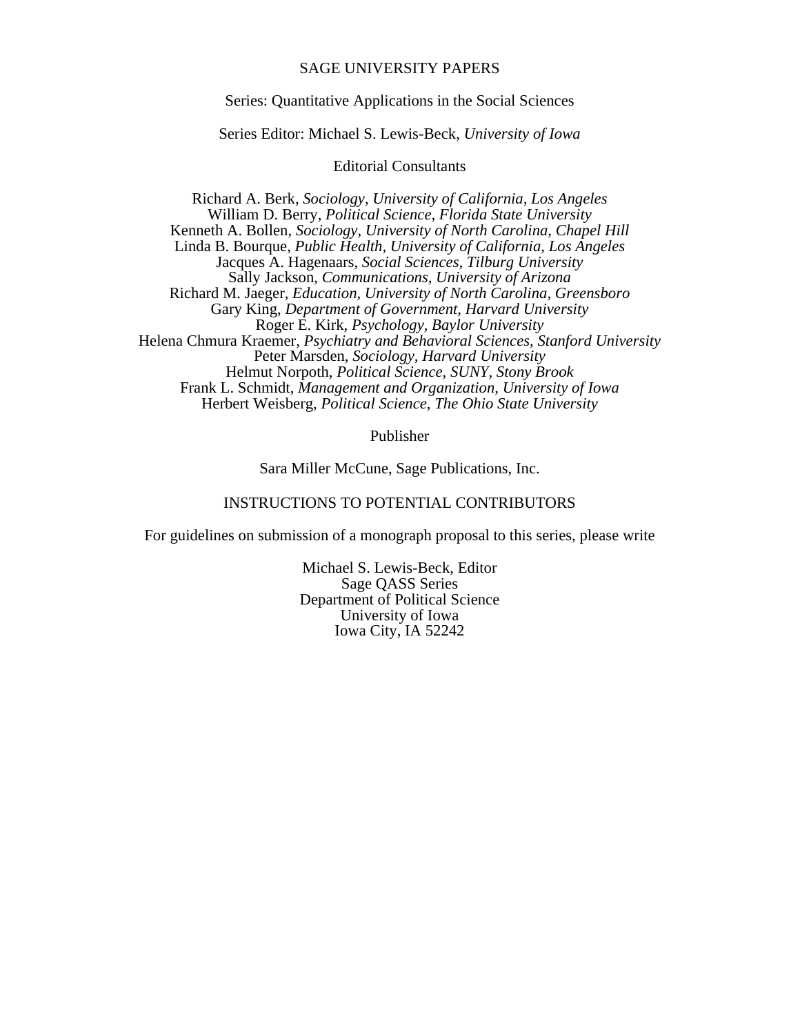SAGE UNIVERSITY PAPERS

Series: Quantitative Applications in the Social Sciences

Series Editor: Michael S. Lewis-Beck, *University of Iowa*

Editorial Consultants

Richard A. Berk, *Sociology, University of California, Los Angeles*
William D. Berry, *Political Science, Florida State University*
Kenneth A. Bollen, *Sociology, University of North Carolina, Chapel Hill*
Linda B. Bourque, *Public Health, University of California, Los Angeles*
Jacques A. Hagenaars, *Social Sciences, Tilburg University*
Sally Jackson, *Communications, University of Arizona*
Richard M. Jaeger, *Education, University of North Carolina, Greensboro*
Gary King, *Department of Government, Harvard University*
Roger E. Kirk, *Psychology, Baylor University*
Helena Chmura Kraemer, *Psychiatry and Behavioral Sciences, Stanford University*
Peter Marsden, *Sociology, Harvard University*
Helmut Norpoth, *Political Science, SUNY, Stony Brook*
Frank L. Schmidt, *Management and Organization, University of Iowa*
Herbert Weisberg, *Political Science, The Ohio State University*

Publisher

Sara Miller McCune, Sage Publications, Inc.

INSTRUCTIONS TO POTENTIAL CONTRIBUTORS

For guidelines on submission of a monograph proposal to this series, please write

Michael S. Lewis-Beck, Editor
Sage QASS Series
Department of Political Science
University of Iowa
Iowa City, IA 52242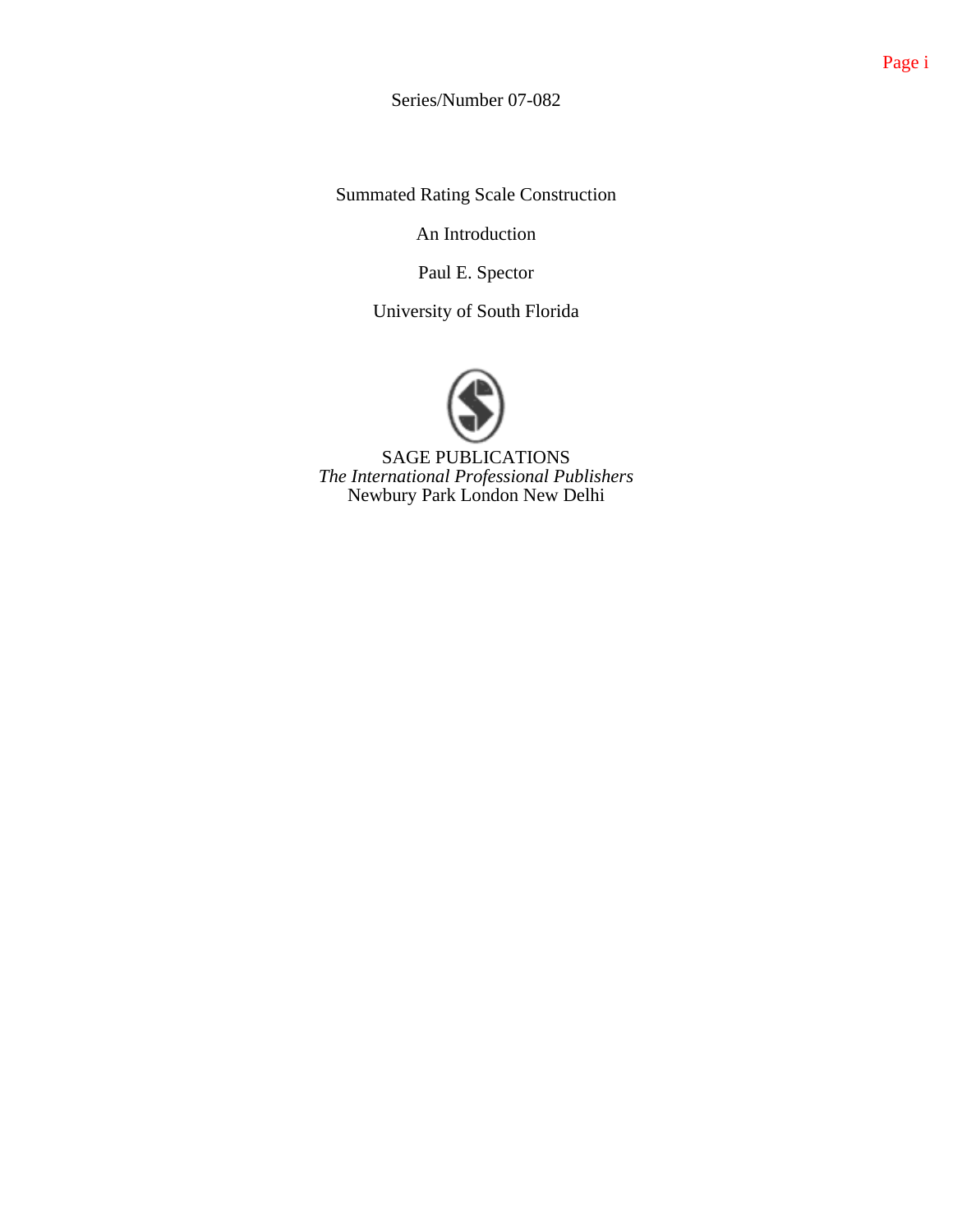Series/Number 07-082

# Summated Rating Scale Construction

## An Introduction

Paul E. Spector

University of South Florida

SAGE PUBLICATIONS
*The International Professional Publishers*
Newbury Park London New Delhi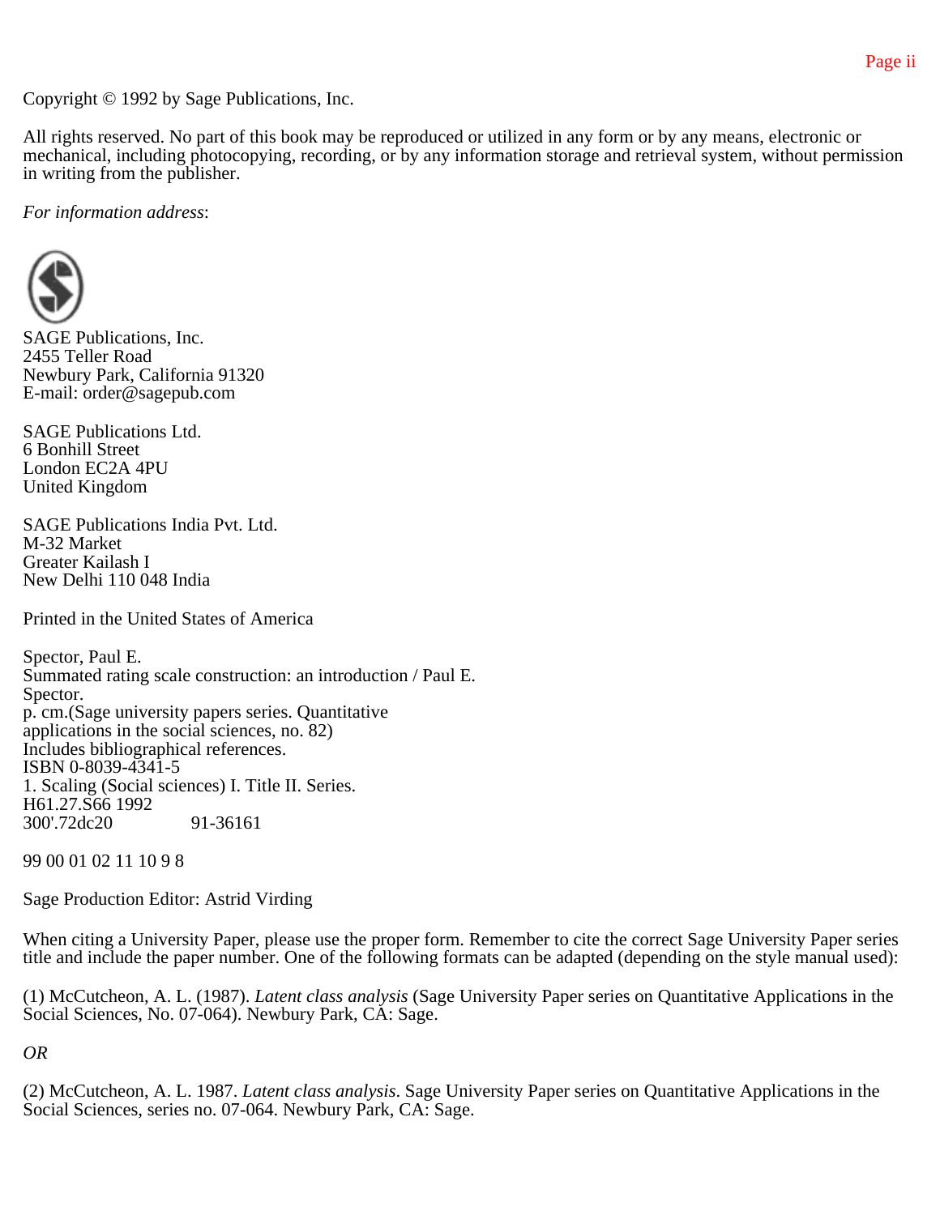Copyright © 1992 by Sage Publications, Inc.

All rights reserved. No part of this book may be reproduced or utilized in any form or by any means, electronic or mechanical, including photocopying, recording, or by any information storage and retrieval system, without permission in writing from the publisher.

*For information address*:

SAGE Publications, Inc.
2455 Teller Road
Newbury Park, California 91320
E-mail: order@sagepub.com

SAGE Publications Ltd.
6 Bonhill Street
London EC2A 4PU
United Kingdom

SAGE Publications India Pvt. Ltd.
M-32 Market
Greater Kailash I
New Delhi 110 048 India

Printed in the United States of America

Spector, Paul E.
Summated rating scale construction: an introduction / Paul E. Spector.
p. cm.(Sage university papers series. Quantitative applications in the social sciences, no. 82)
Includes bibliographical references.
ISBN 0-8039-4341-5
1. Scaling (Social sciences) I. Title II. Series.
H61.27.S66 1992
300'.72dc20 91-36161

99 00 01 02 11 10 9 8

Sage Production Editor: Astrid Virding

When citing a University Paper, please use the proper form. Remember to cite the correct Sage University Paper series title and include the paper number. One of the following formats can be adapted (depending on the style manual used):

(1) McCutcheon, A. L. (1987). *Latent class analysis* (Sage University Paper series on Quantitative Applications in the Social Sciences, No. 07-064). Newbury Park, CA: Sage.

*OR*

(2) McCutcheon, A. L. 1987. *Latent class analysis*. Sage University Paper series on Quantitative Applications in the Social Sciences, series no. 07-064. Newbury Park, CA: Sage.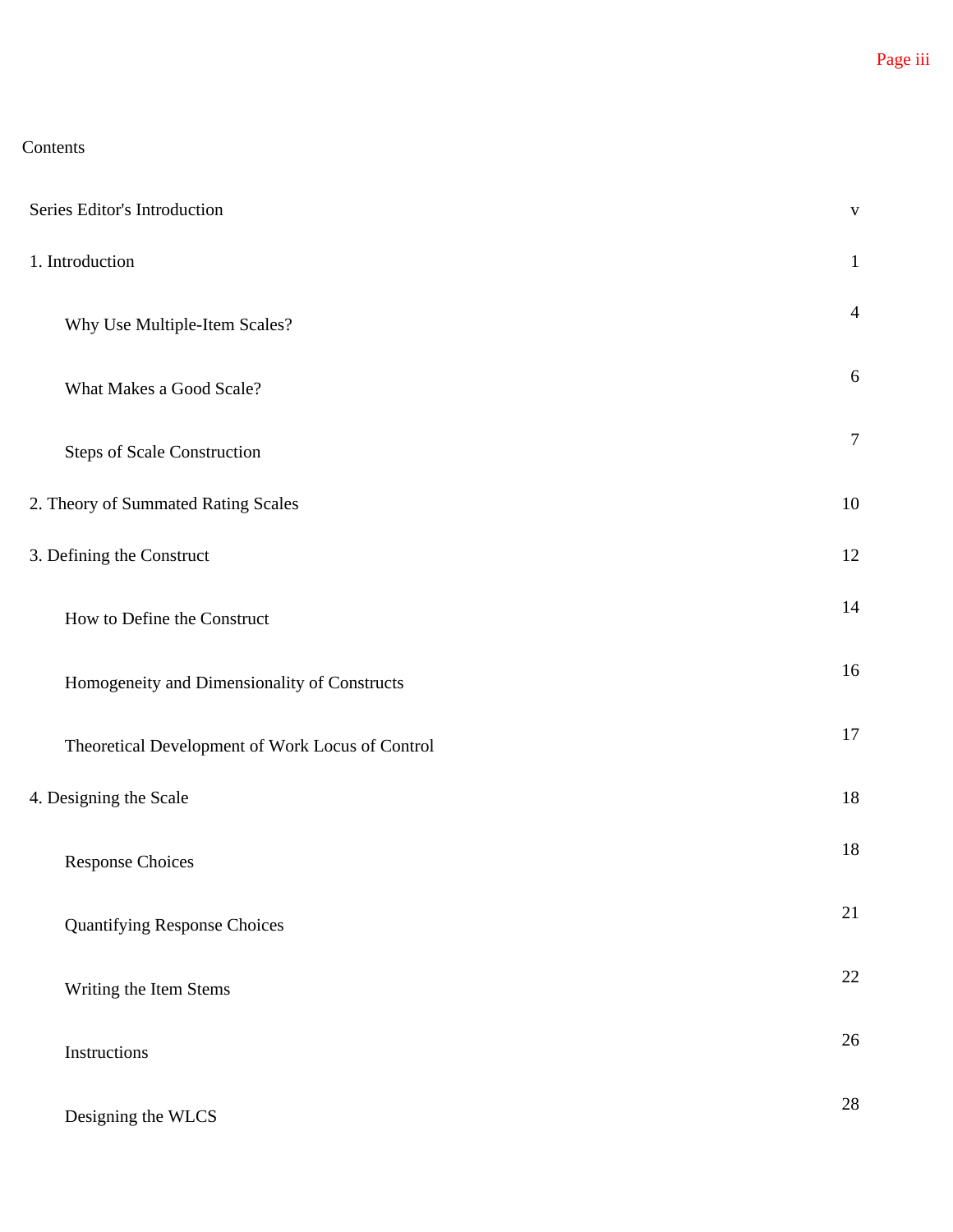# Contents

| | |
|---|---|
| Series Editor's Introduction | v |
| 1. Introduction | 1 |
| Why Use Multiple-Item Scales? | 4 |
| What Makes a Good Scale? | 6 |
| Steps of Scale Construction | 7 |
| 2. Theory of Summated Rating Scales | 10 |
| 3. Defining the Construct | 12 |
| How to Define the Construct | 14 |
| Homogeneity and Dimensionality of Constructs | 16 |
| Theoretical Development of Work Locus of Control | 17 |
| 4. Designing the Scale | 18 |
| Response Choices | 18 |
| Quantifying Response Choices | 21 |
| Writing the Item Stems | 22 |
| Instructions | 26 |
| Designing the WLCS | 28 |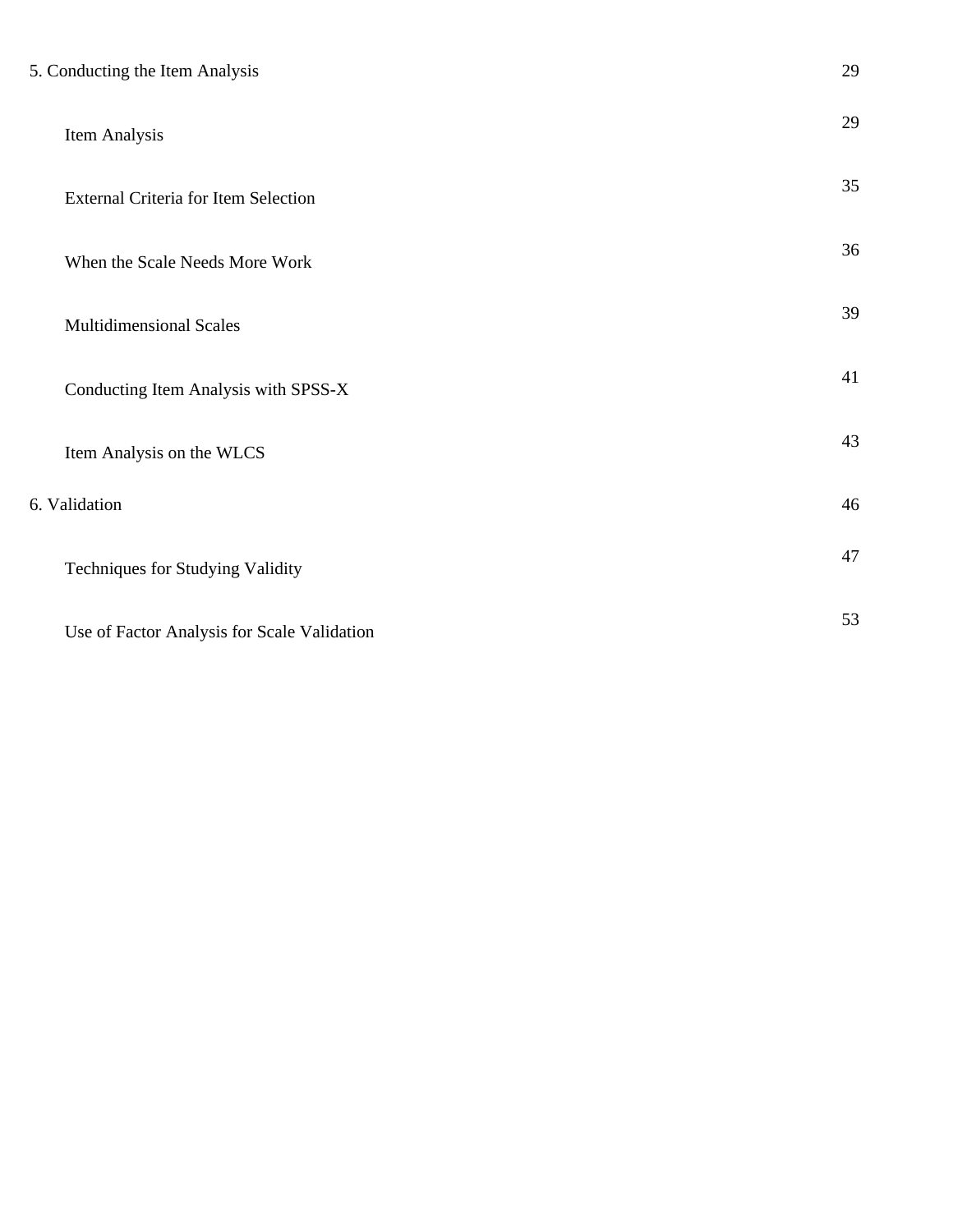| | |
|---|---|
| 5. Conducting the Item Analysis | 29 |
| Item Analysis | 29 |
| External Criteria for Item Selection | 35 |
| When the Scale Needs More Work | 36 |
| Multidimensional Scales | 39 |
| Conducting Item Analysis with SPSS-X | 41 |
| Item Analysis on the WLCS | 43 |
| 6. Validation | 46 |
| Techniques for Studying Validity | 47 |
| Use of Factor Analysis for Scale Validation | 53 |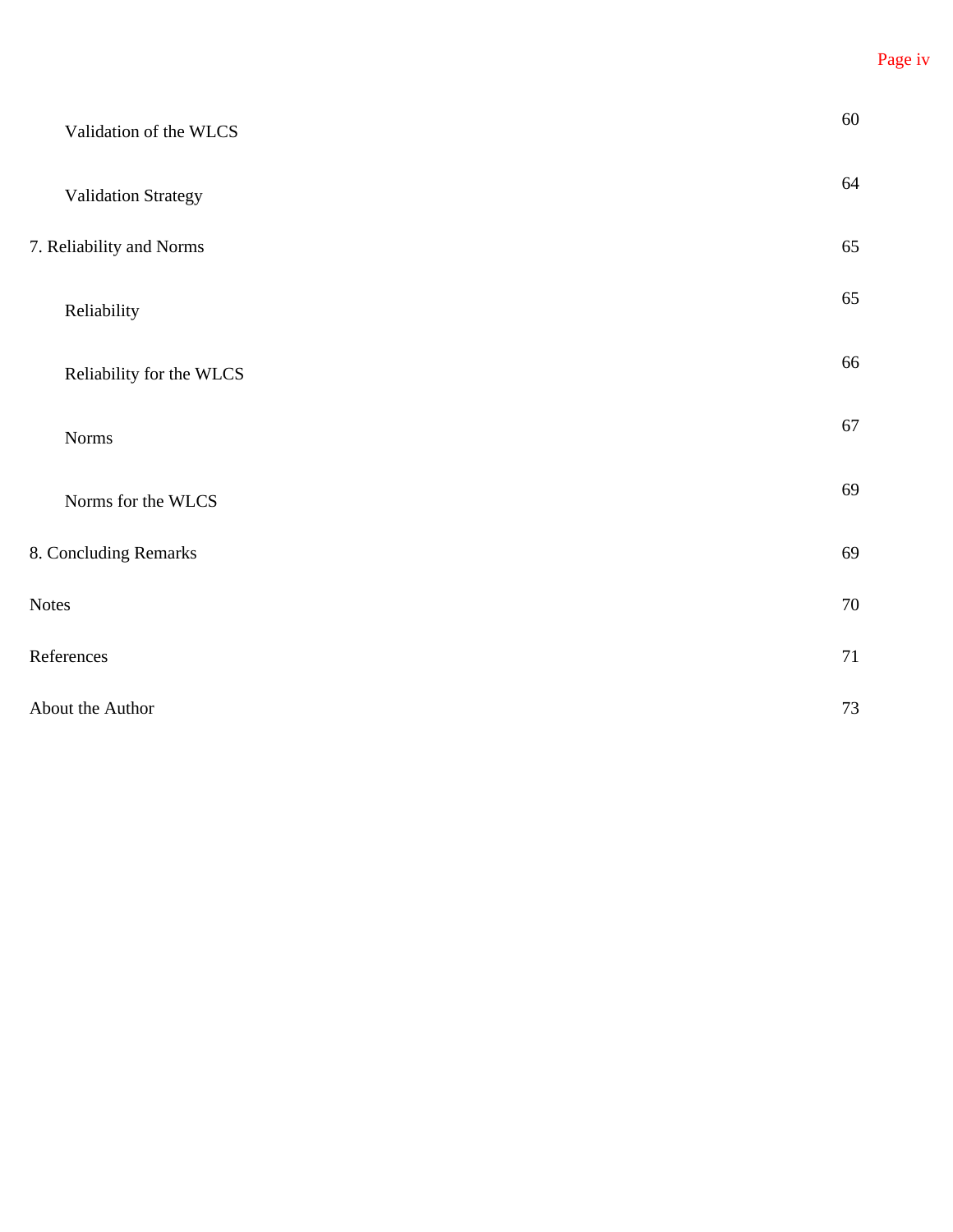| | |
|---|---|
| Validation of the WLCS | 60 |
| Validation Strategy | 64 |
| 7. Reliability and Norms | 65 |
| Reliability | 65 |
| Reliability for the WLCS | 66 |
| Norms | 67 |
| Norms for the WLCS | 69 |
| 8. Concluding Remarks | 69 |
| Notes | 70 |
| References | 71 |
| About the Author | 73 |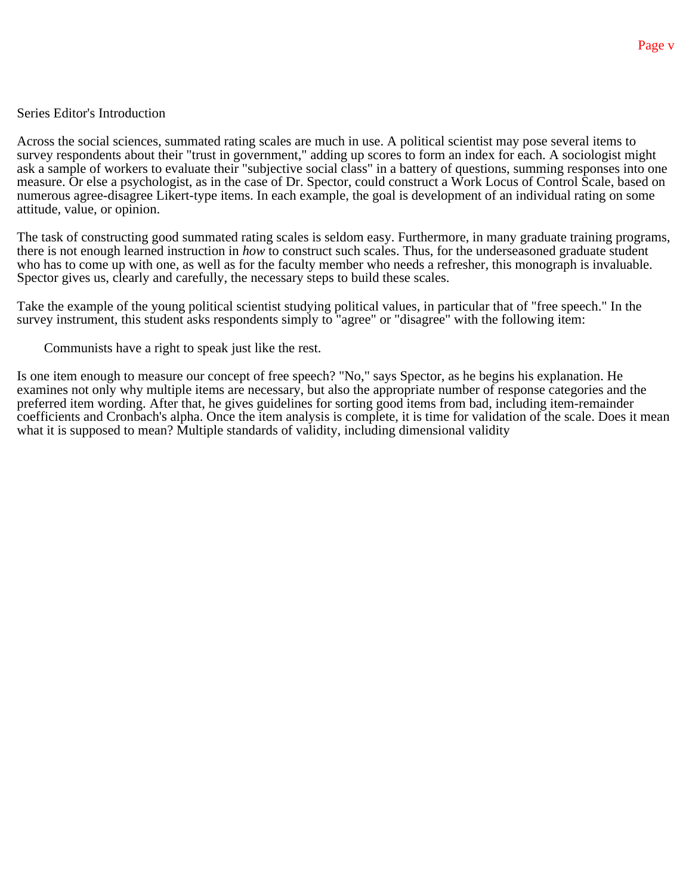## Series Editor's Introduction

Across the social sciences, summated rating scales are much in use. A political scientist may pose several items to survey respondents about their "trust in government," adding up scores to form an index for each. A sociologist might ask a sample of workers to evaluate their "subjective social class" in a battery of questions, summing responses into one measure. Or else a psychologist, as in the case of Dr. Spector, could construct a Work Locus of Control Scale, based on numerous agree-disagree Likert-type items. In each example, the goal is development of an individual rating on some attitude, value, or opinion.

The task of constructing good summated rating scales is seldom easy. Furthermore, in many graduate training programs, there is not enough learned instruction in *how* to construct such scales. Thus, for the underseasoned graduate student who has to come up with one, as well as for the faculty member who needs a refresher, this monograph is invaluable. Spector gives us, clearly and carefully, the necessary steps to build these scales.

Take the example of the young political scientist studying political values, in particular that of "free speech." In the survey instrument, this student asks respondents simply to "agree" or "disagree" with the following item:

> Communists have a right to speak just like the rest.

Is one item enough to measure our concept of free speech? "No," says Spector, as he begins his explanation. He examines not only why multiple items are necessary, but also the appropriate number of response categories and the preferred item wording. After that, he gives guidelines for sorting good items from bad, including item-remainder coefficients and Cronbach's alpha. Once the item analysis is complete, it is time for validation of the scale. Does it mean what it is supposed to mean? Multiple standards of validity, including dimensional validity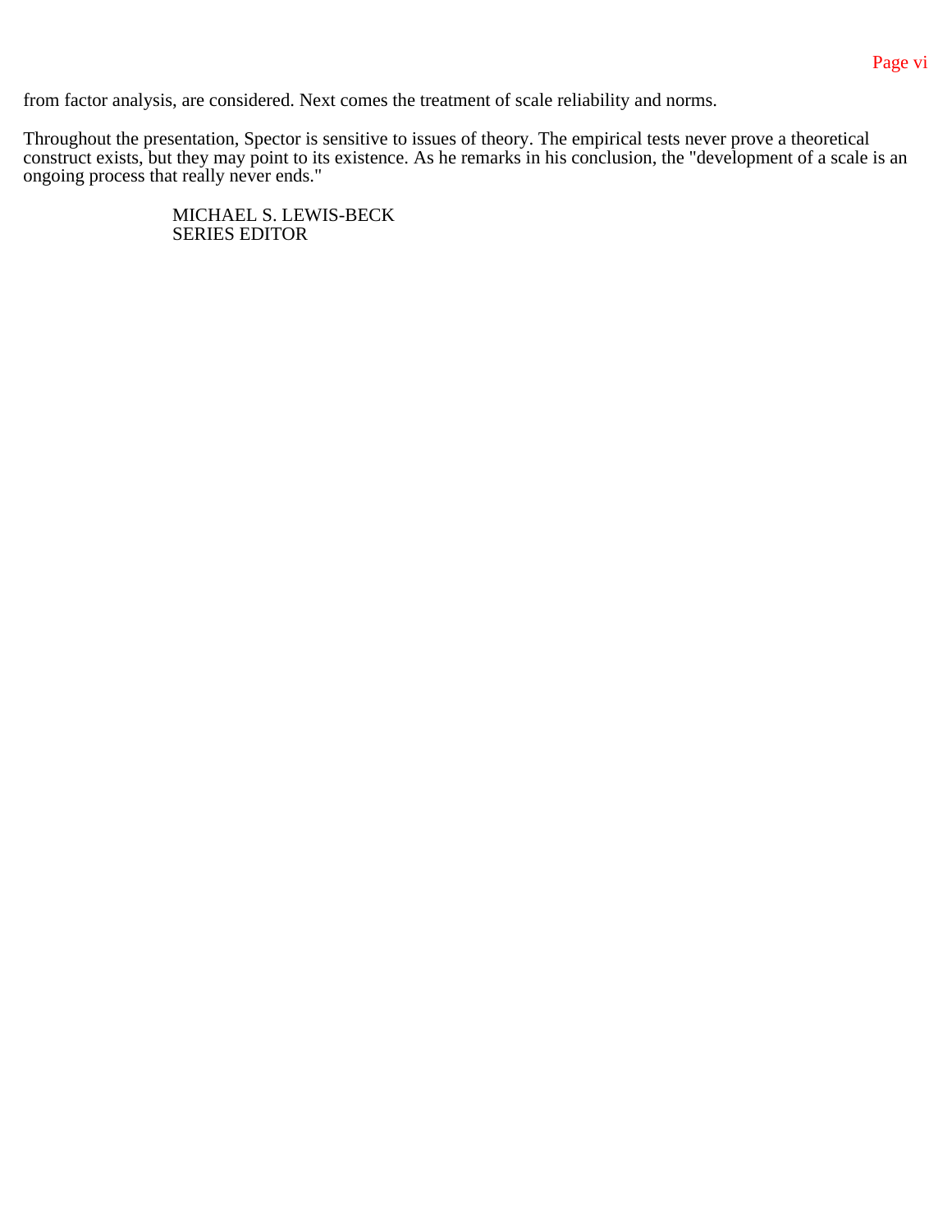from factor analysis, are considered. Next comes the treatment of scale reliability and norms.

Throughout the presentation, Spector is sensitive to issues of theory. The empirical tests never prove a theoretical construct exists, but they may point to its existence. As he remarks in his conclusion, the "development of a scale is an ongoing process that really never ends."

MICHAEL S. LEWIS-BECK
SERIES EDITOR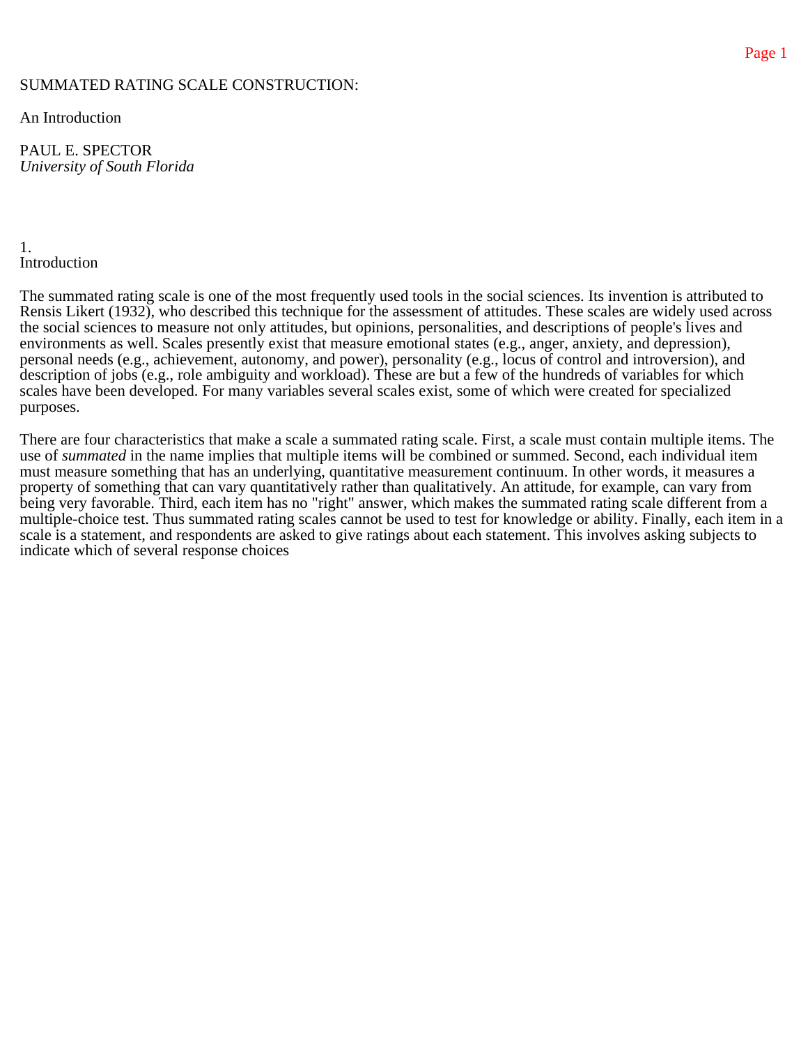SUMMATED RATING SCALE CONSTRUCTION:

An Introduction

PAUL E. SPECTOR
*University of South Florida*

## 1. Introduction

The summated rating scale is one of the most frequently used tools in the social sciences. Its invention is attributed to Rensis Likert (1932), who described this technique for the assessment of attitudes. These scales are widely used across the social sciences to measure not only attitudes, but opinions, personalities, and descriptions of people's lives and environments as well. Scales presently exist that measure emotional states (e.g., anger, anxiety, and depression), personal needs (e.g., achievement, autonomy, and power), personality (e.g., locus of control and introversion), and description of jobs (e.g., role ambiguity and workload). These are but a few of the hundreds of variables for which scales have been developed. For many variables several scales exist, some of which were created for specialized purposes.

There are four characteristics that make a scale a summated rating scale. First, a scale must contain multiple items. The use of *summated* in the name implies that multiple items will be combined or summed. Second, each individual item must measure something that has an underlying, quantitative measurement continuum. In other words, it measures a property of something that can vary quantitatively rather than qualitatively. An attitude, for example, can vary from being very favorable. Third, each item has no "right" answer, which makes the summated rating scale different from a multiple-choice test. Thus summated rating scales cannot be used to test for knowledge or ability. Finally, each item in a scale is a statement, and respondents are asked to give ratings about each statement. This involves asking subjects to indicate which of several response choices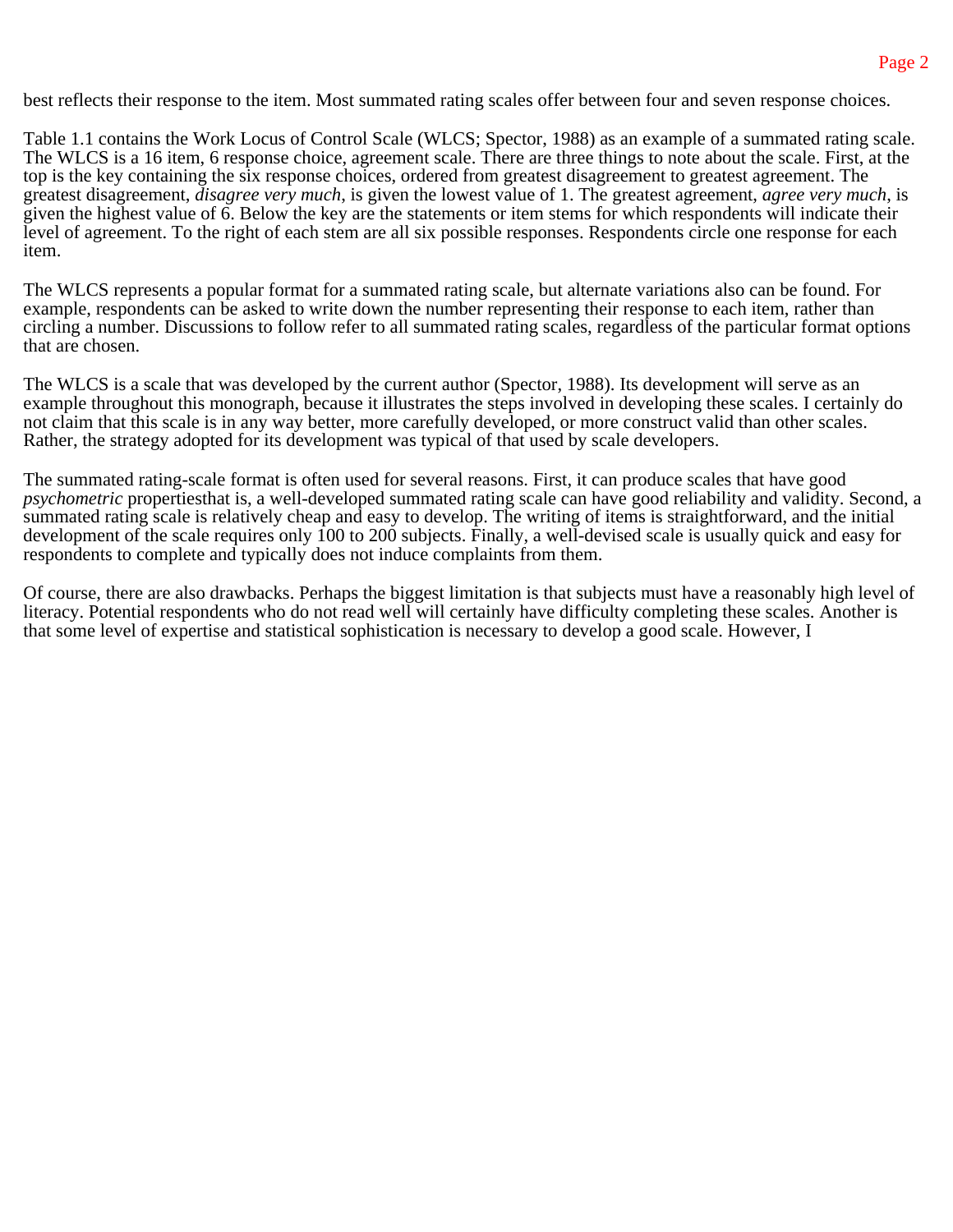best reflects their response to the item. Most summated rating scales offer between four and seven response choices.

Table 1.1 contains the Work Locus of Control Scale (WLCS; Spector, 1988) as an example of a summated rating scale. The WLCS is a 16 item, 6 response choice, agreement scale. There are three things to note about the scale. First, at the top is the key containing the six response choices, ordered from greatest disagreement to greatest agreement. The greatest disagreement, *disagree very much*, is given the lowest value of 1. The greatest agreement, *agree very much*, is given the highest value of 6. Below the key are the statements or item stems for which respondents will indicate their level of agreement. To the right of each stem are all six possible responses. Respondents circle one response for each item.

The WLCS represents a popular format for a summated rating scale, but alternate variations also can be found. For example, respondents can be asked to write down the number representing their response to each item, rather than circling a number. Discussions to follow refer to all summated rating scales, regardless of the particular format options that are chosen.

The WLCS is a scale that was developed by the current author (Spector, 1988). Its development will serve as an example throughout this monograph, because it illustrates the steps involved in developing these scales. I certainly do not claim that this scale is in any way better, more carefully developed, or more construct valid than other scales. Rather, the strategy adopted for its development was typical of that used by scale developers.

The summated rating-scale format is often used for several reasons. First, it can produce scales that have good *psychometric* propertiesthat is, a well-developed summated rating scale can have good reliability and validity. Second, a summated rating scale is relatively cheap and easy to develop. The writing of items is straightforward, and the initial development of the scale requires only 100 to 200 subjects. Finally, a well-devised scale is usually quick and easy for respondents to complete and typically does not induce complaints from them.

Of course, there are also drawbacks. Perhaps the biggest limitation is that subjects must have a reasonably high level of literacy. Potential respondents who do not read well will certainly have difficulty completing these scales. Another is that some level of expertise and statistical sophistication is necessary to develop a good scale. However, I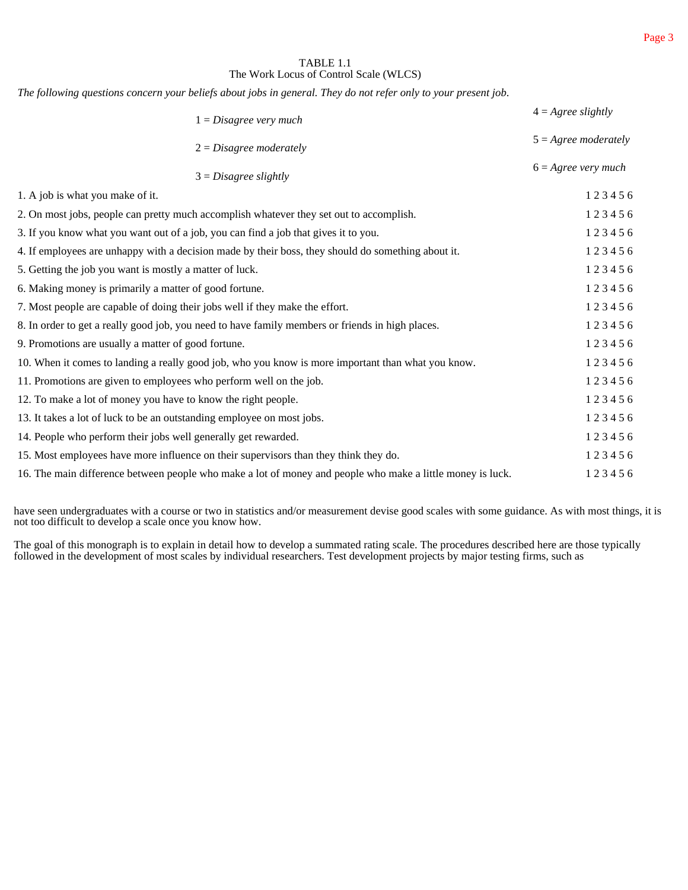TABLE 1.1
The Work Locus of Control Scale (WLCS)

*The following questions concern your beliefs about jobs in general. They do not refer only to your present job.*

| | |
|---|---|
| 1 = *Disagree very much* | 4 = *Agree slightly* |
| 2 = *Disagree moderately* | 5 = *Agree moderately* |
| 3 = *Disagree slightly* | 6 = *Agree very much* |

| Item | Rating |
|---|---|
| 1. A job is what you make of it. | 1 2 3 4 5 6 |
| 2. On most jobs, people can pretty much accomplish whatever they set out to accomplish. | 1 2 3 4 5 6 |
| 3. If you know what you want out of a job, you can find a job that gives it to you. | 1 2 3 4 5 6 |
| 4. If employees are unhappy with a decision made by their boss, they should do something about it. | 1 2 3 4 5 6 |
| 5. Getting the job you want is mostly a matter of luck. | 1 2 3 4 5 6 |
| 6. Making money is primarily a matter of good fortune. | 1 2 3 4 5 6 |
| 7. Most people are capable of doing their jobs well if they make the effort. | 1 2 3 4 5 6 |
| 8. In order to get a really good job, you need to have family members or friends in high places. | 1 2 3 4 5 6 |
| 9. Promotions are usually a matter of good fortune. | 1 2 3 4 5 6 |
| 10. When it comes to landing a really good job, who you know is more important than what you know. | 1 2 3 4 5 6 |
| 11. Promotions are given to employees who perform well on the job. | 1 2 3 4 5 6 |
| 12. To make a lot of money you have to know the right people. | 1 2 3 4 5 6 |
| 13. It takes a lot of luck to be an outstanding employee on most jobs. | 1 2 3 4 5 6 |
| 14. People who perform their jobs well generally get rewarded. | 1 2 3 4 5 6 |
| 15. Most employees have more influence on their supervisors than they think they do. | 1 2 3 4 5 6 |
| 16. The main difference between people who make a lot of money and people who make a little money is luck. | 1 2 3 4 5 6 |

have seen undergraduates with a course or two in statistics and/or measurement devise good scales with some guidance. As with most things, it is not too difficult to develop a scale once you know how.

The goal of this monograph is to explain in detail how to develop a summated rating scale. The procedures described here are those typically followed in the development of most scales by individual researchers. Test development projects by major testing firms, such as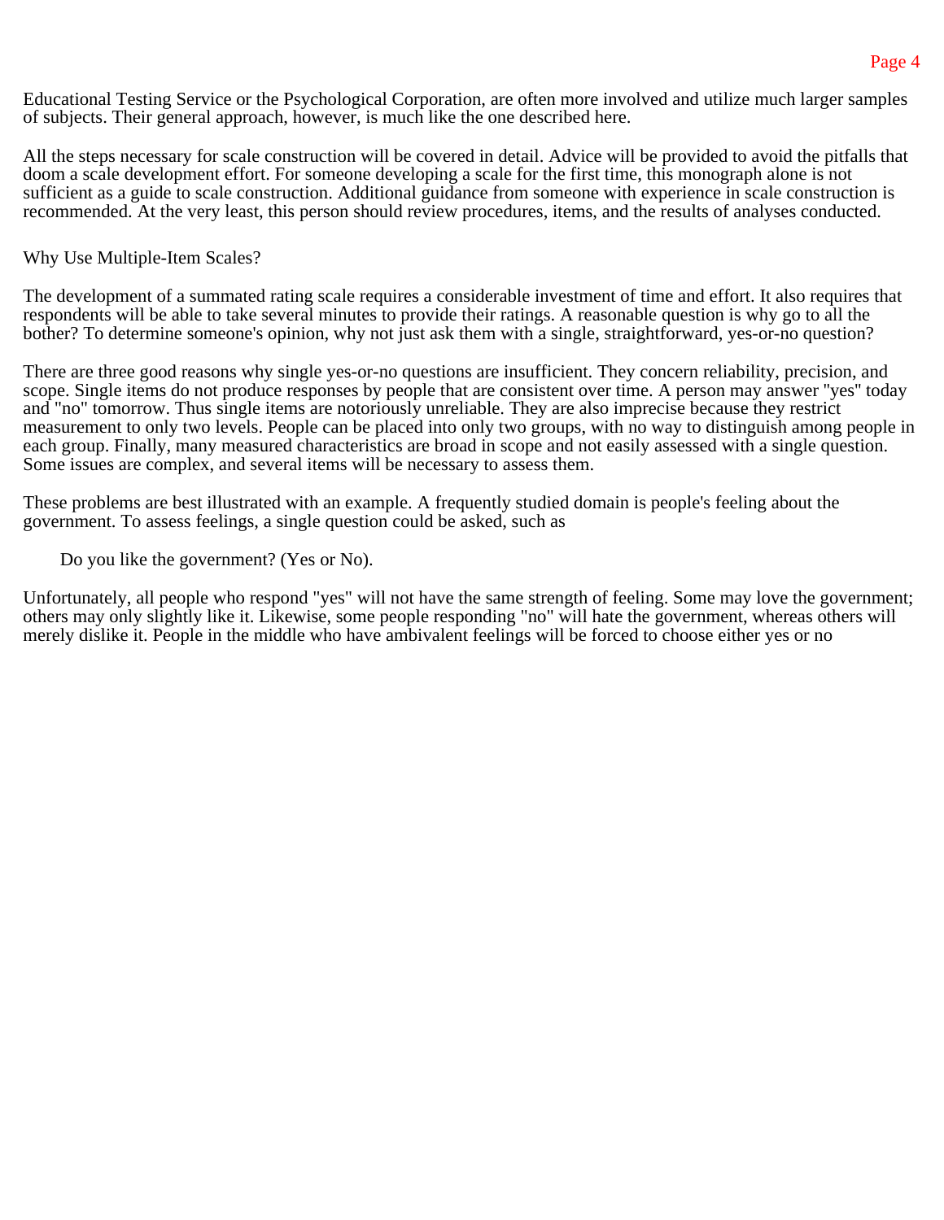Educational Testing Service or the Psychological Corporation, are often more involved and utilize much larger samples of subjects. Their general approach, however, is much like the one described here.

All the steps necessary for scale construction will be covered in detail. Advice will be provided to avoid the pitfalls that doom a scale development effort. For someone developing a scale for the first time, this monograph alone is not sufficient as a guide to scale construction. Additional guidance from someone with experience in scale construction is recommended. At the very least, this person should review procedures, items, and the results of analyses conducted.

## Why Use Multiple-Item Scales?

The development of a summated rating scale requires a considerable investment of time and effort. It also requires that respondents will be able to take several minutes to provide their ratings. A reasonable question is why go to all the bother? To determine someone's opinion, why not just ask them with a single, straightforward, yes-or-no question?

There are three good reasons why single yes-or-no questions are insufficient. They concern reliability, precision, and scope. Single items do not produce responses by people that are consistent over time. A person may answer "yes" today and "no" tomorrow. Thus single items are notoriously unreliable. They are also imprecise because they restrict measurement to only two levels. People can be placed into only two groups, with no way to distinguish among people in each group. Finally, many measured characteristics are broad in scope and not easily assessed with a single question. Some issues are complex, and several items will be necessary to assess them.

These problems are best illustrated with an example. A frequently studied domain is people's feeling about the government. To assess feelings, a single question could be asked, such as

> Do you like the government? (Yes or No).

Unfortunately, all people who respond "yes" will not have the same strength of feeling. Some may love the government; others may only slightly like it. Likewise, some people responding "no" will hate the government, whereas others will merely dislike it. People in the middle who have ambivalent feelings will be forced to choose either yes or no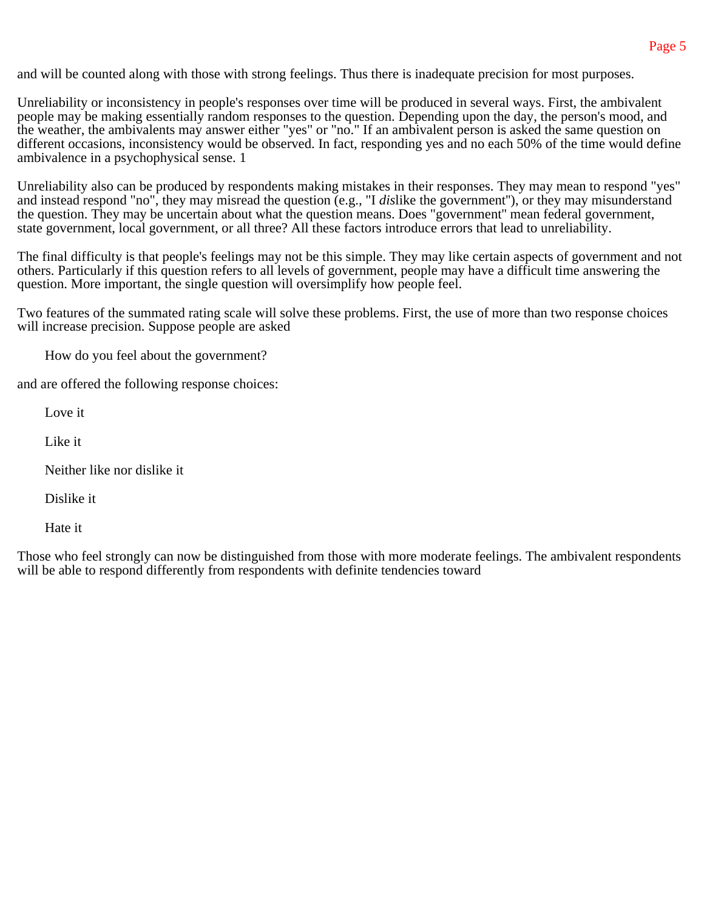and will be counted along with those with strong feelings. Thus there is inadequate precision for most purposes.

Unreliability or inconsistency in people's responses over time will be produced in several ways. First, the ambivalent people may be making essentially random responses to the question. Depending upon the day, the person's mood, and the weather, the ambivalents may answer either "yes" or "no." If an ambivalent person is asked the same question on different occasions, inconsistency would be observed. In fact, responding yes and no each 50% of the time would define ambivalence in a psychophysical sense. 1

Unreliability also can be produced by respondents making mistakes in their responses. They may mean to respond "yes" and instead respond "no", they may misread the question (e.g., "I *dis*like the government"), or they may misunderstand the question. They may be uncertain about what the question means. Does "government" mean federal government, state government, local government, or all three? All these factors introduce errors that lead to unreliability.

The final difficulty is that people's feelings may not be this simple. They may like certain aspects of government and not others. Particularly if this question refers to all levels of government, people may have a difficult time answering the question. More important, the single question will oversimplify how people feel.

Two features of the summated rating scale will solve these problems. First, the use of more than two response choices will increase precision. Suppose people are asked

How do you feel about the government?

and are offered the following response choices:

Love it

Like it

Neither like nor dislike it

Dislike it

Hate it

Those who feel strongly can now be distinguished from those with more moderate feelings. The ambivalent respondents will be able to respond differently from respondents with definite tendencies toward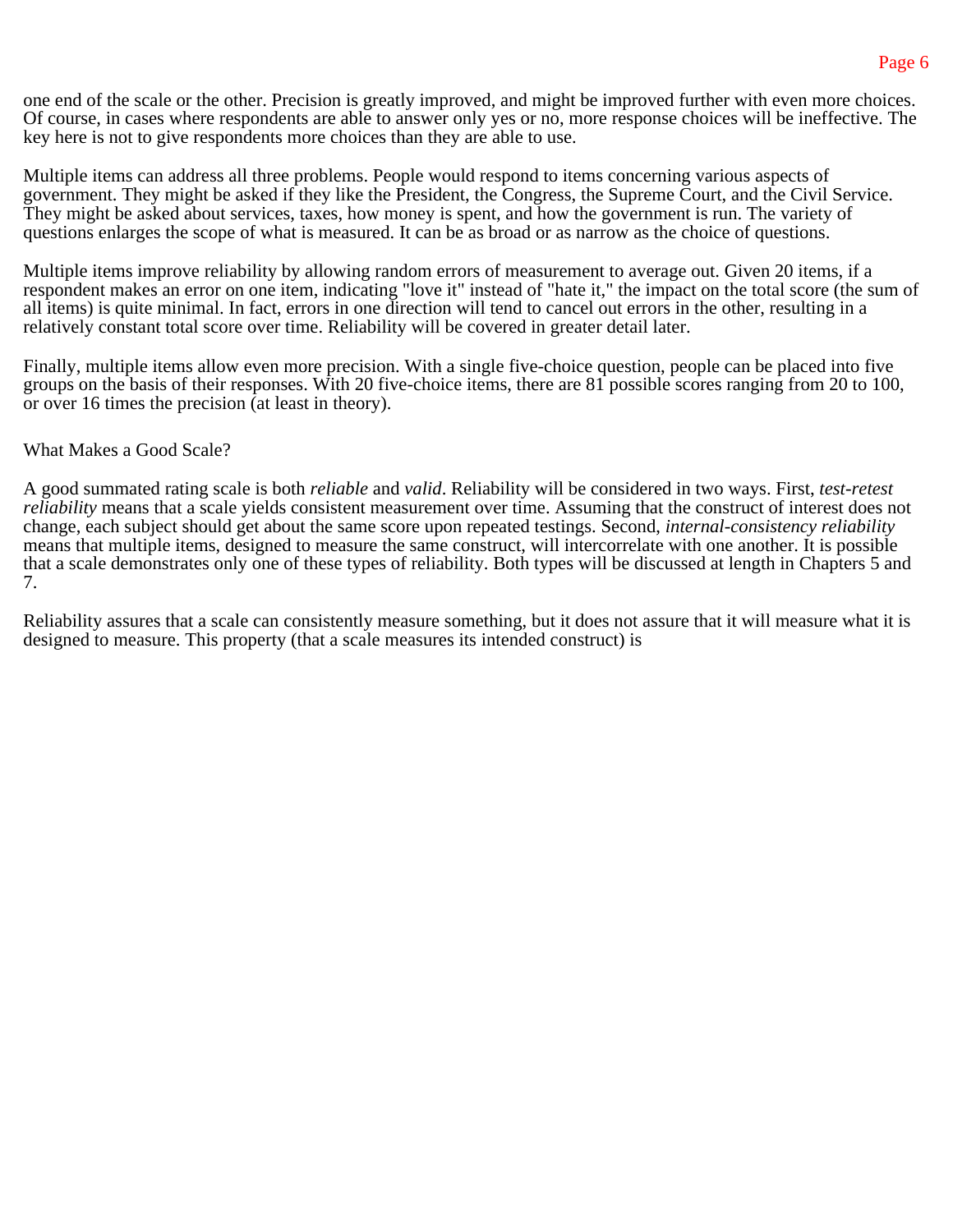one end of the scale or the other. Precision is greatly improved, and might be improved further with even more choices. Of course, in cases where respondents are able to answer only yes or no, more response choices will be ineffective. The key here is not to give respondents more choices than they are able to use.

Multiple items can address all three problems. People would respond to items concerning various aspects of government. They might be asked if they like the President, the Congress, the Supreme Court, and the Civil Service. They might be asked about services, taxes, how money is spent, and how the government is run. The variety of questions enlarges the scope of what is measured. It can be as broad or as narrow as the choice of questions.

Multiple items improve reliability by allowing random errors of measurement to average out. Given 20 items, if a respondent makes an error on one item, indicating "love it" instead of "hate it," the impact on the total score (the sum of all items) is quite minimal. In fact, errors in one direction will tend to cancel out errors in the other, resulting in a relatively constant total score over time. Reliability will be covered in greater detail later.

Finally, multiple items allow even more precision. With a single five-choice question, people can be placed into five groups on the basis of their responses. With 20 five-choice items, there are 81 possible scores ranging from 20 to 100, or over 16 times the precision (at least in theory).

## What Makes a Good Scale?

A good summated rating scale is both *reliable* and *valid*. Reliability will be considered in two ways. First, *test-retest reliability* means that a scale yields consistent measurement over time. Assuming that the construct of interest does not change, each subject should get about the same score upon repeated testings. Second, *internal-consistency reliability* means that multiple items, designed to measure the same construct, will intercorrelate with one another. It is possible that a scale demonstrates only one of these types of reliability. Both types will be discussed at length in Chapters 5 and 7.

Reliability assures that a scale can consistently measure something, but it does not assure that it will measure what it is designed to measure. This property (that a scale measures its intended construct) is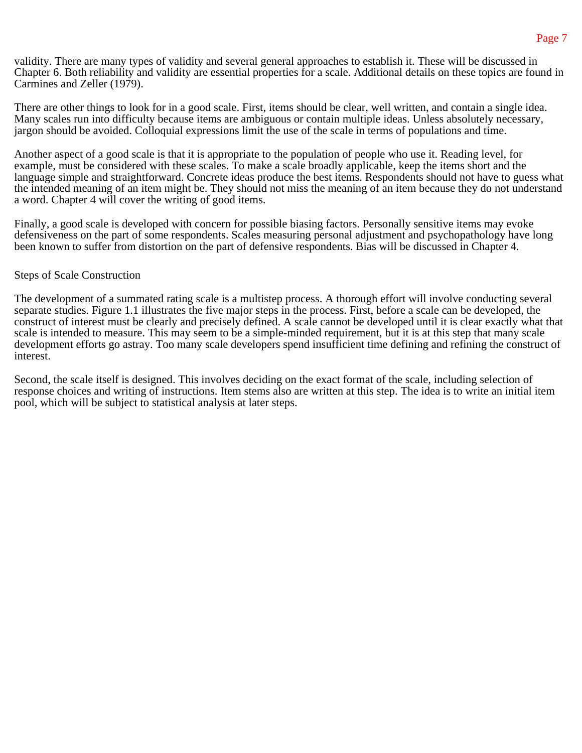validity. There are many types of validity and several general approaches to establish it. These will be discussed in Chapter 6. Both reliability and validity are essential properties for a scale. Additional details on these topics are found in Carmines and Zeller (1979).

There are other things to look for in a good scale. First, items should be clear, well written, and contain a single idea. Many scales run into difficulty because items are ambiguous or contain multiple ideas. Unless absolutely necessary, jargon should be avoided. Colloquial expressions limit the use of the scale in terms of populations and time.

Another aspect of a good scale is that it is appropriate to the population of people who use it. Reading level, for example, must be considered with these scales. To make a scale broadly applicable, keep the items short and the language simple and straightforward. Concrete ideas produce the best items. Respondents should not have to guess what the intended meaning of an item might be. They should not miss the meaning of an item because they do not understand a word. Chapter 4 will cover the writing of good items.

Finally, a good scale is developed with concern for possible biasing factors. Personally sensitive items may evoke defensiveness on the part of some respondents. Scales measuring personal adjustment and psychopathology have long been known to suffer from distortion on the part of defensive respondents. Bias will be discussed in Chapter 4.

## Steps of Scale Construction

The development of a summated rating scale is a multistep process. A thorough effort will involve conducting several separate studies. Figure 1.1 illustrates the five major steps in the process. First, before a scale can be developed, the construct of interest must be clearly and precisely defined. A scale cannot be developed until it is clear exactly what that scale is intended to measure. This may seem to be a simple-minded requirement, but it is at this step that many scale development efforts go astray. Too many scale developers spend insufficient time defining and refining the construct of interest.

Second, the scale itself is designed. This involves deciding on the exact format of the scale, including selection of response choices and writing of instructions. Item stems also are written at this step. The idea is to write an initial item pool, which will be subject to statistical analysis at later steps.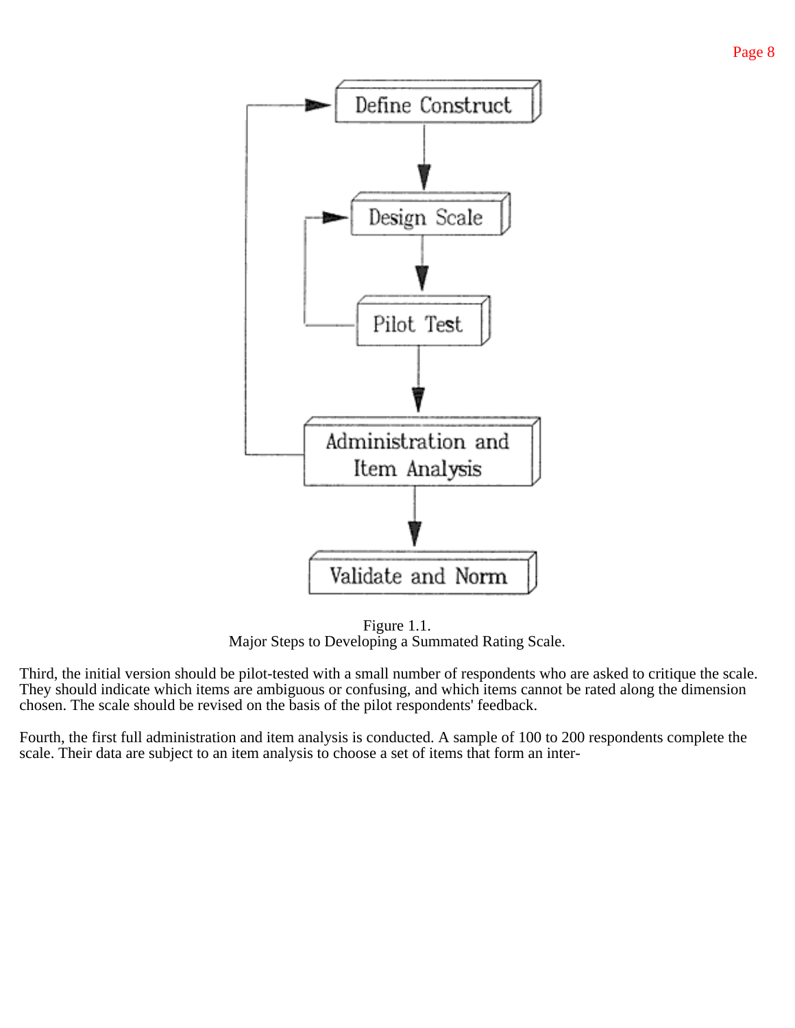Figure 1.1.
Major Steps to Developing a Summated Rating Scale.

Third, the initial version should be pilot-tested with a small number of respondents who are asked to critique the scale. They should indicate which items are ambiguous or confusing, and which items cannot be rated along the dimension chosen. The scale should be revised on the basis of the pilot respondents' feedback.

Fourth, the first full administration and item analysis is conducted. A sample of 100 to 200 respondents complete the scale. Their data are subject to an item analysis to choose a set of items that form an inter-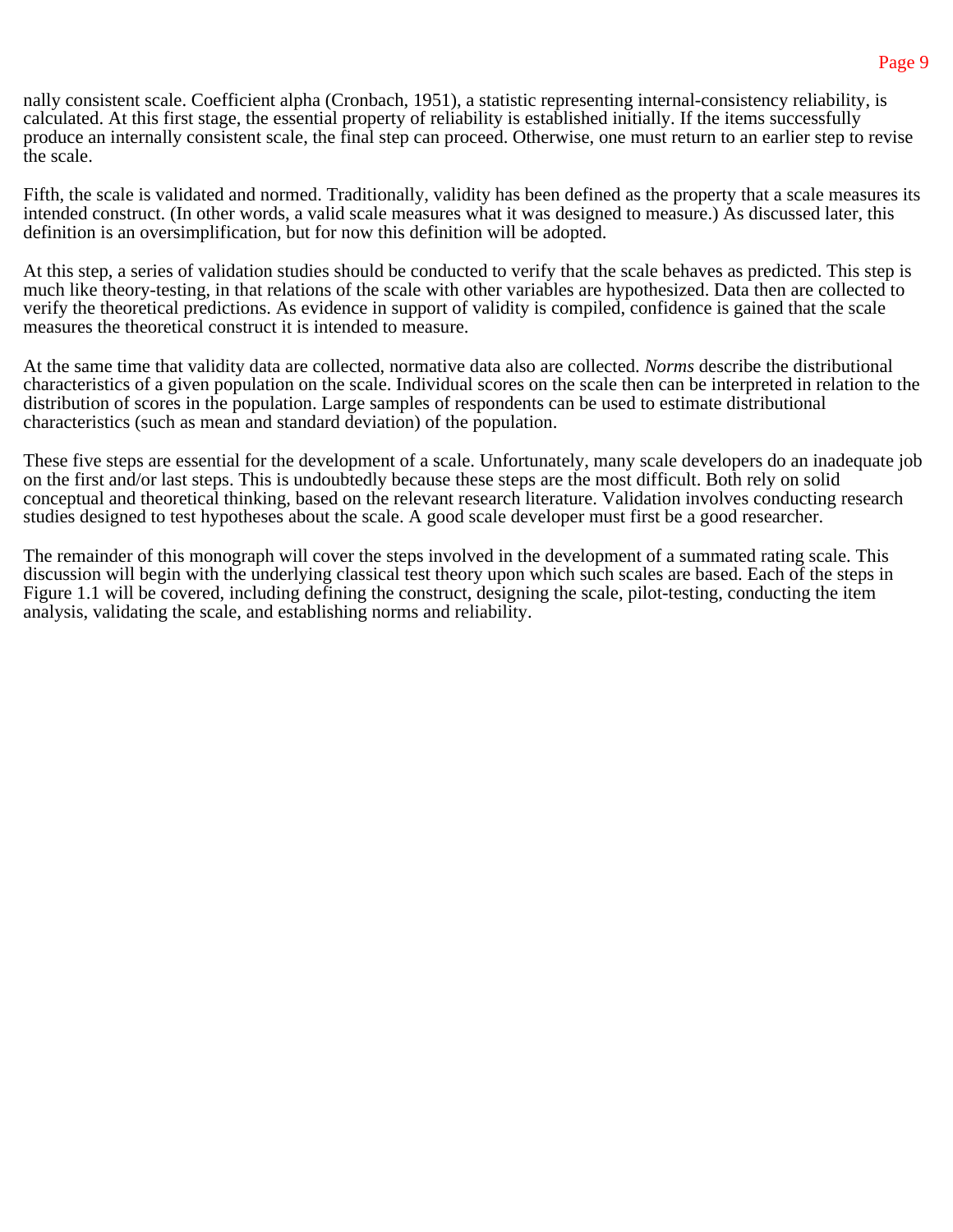nally consistent scale. Coefficient alpha (Cronbach, 1951), a statistic representing internal-consistency reliability, is calculated. At this first stage, the essential property of reliability is established initially. If the items successfully produce an internally consistent scale, the final step can proceed. Otherwise, one must return to an earlier step to revise the scale.

Fifth, the scale is validated and normed. Traditionally, validity has been defined as the property that a scale measures its intended construct. (In other words, a valid scale measures what it was designed to measure.) As discussed later, this definition is an oversimplification, but for now this definition will be adopted.

At this step, a series of validation studies should be conducted to verify that the scale behaves as predicted. This step is much like theory-testing, in that relations of the scale with other variables are hypothesized. Data then are collected to verify the theoretical predictions. As evidence in support of validity is compiled, confidence is gained that the scale measures the theoretical construct it is intended to measure.

At the same time that validity data are collected, normative data also are collected. *Norms* describe the distributional characteristics of a given population on the scale. Individual scores on the scale then can be interpreted in relation to the distribution of scores in the population. Large samples of respondents can be used to estimate distributional characteristics (such as mean and standard deviation) of the population.

These five steps are essential for the development of a scale. Unfortunately, many scale developers do an inadequate job on the first and/or last steps. This is undoubtedly because these steps are the most difficult. Both rely on solid conceptual and theoretical thinking, based on the relevant research literature. Validation involves conducting research studies designed to test hypotheses about the scale. A good scale developer must first be a good researcher.

The remainder of this monograph will cover the steps involved in the development of a summated rating scale. This discussion will begin with the underlying classical test theory upon which such scales are based. Each of the steps in Figure 1.1 will be covered, including defining the construct, designing the scale, pilot-testing, conducting the item analysis, validating the scale, and establishing norms and reliability.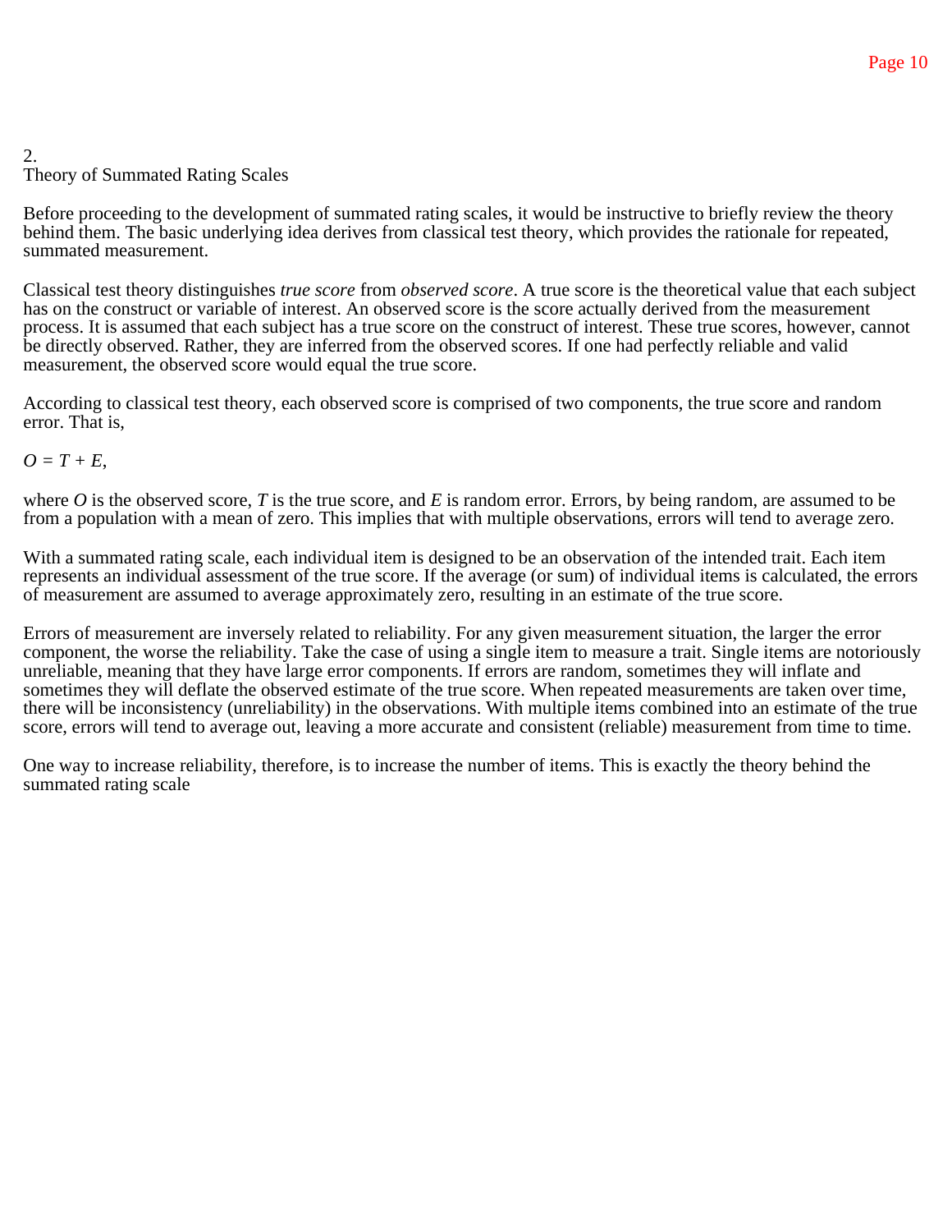# 2.
# Theory of Summated Rating Scales

Before proceeding to the development of summated rating scales, it would be instructive to briefly review the theory behind them. The basic underlying idea derives from classical test theory, which provides the rationale for repeated, summated measurement.

Classical test theory distinguishes *true score* from *observed score*. A true score is the theoretical value that each subject has on the construct or variable of interest. An observed score is the score actually derived from the measurement process. It is assumed that each subject has a true score on the construct of interest. These true scores, however, cannot be directly observed. Rather, they are inferred from the observed scores. If one had perfectly reliable and valid measurement, the observed score would equal the true score.

According to classical test theory, each observed score is comprised of two components, the true score and random error. That is,

$$O = T + E,$$

where $O$ is the observed score, $T$ is the true score, and $E$ is random error. Errors, by being random, are assumed to be from a population with a mean of zero. This implies that with multiple observations, errors will tend to average zero.

With a summated rating scale, each individual item is designed to be an observation of the intended trait. Each item represents an individual assessment of the true score. If the average (or sum) of individual items is calculated, the errors of measurement are assumed to average approximately zero, resulting in an estimate of the true score.

Errors of measurement are inversely related to reliability. For any given measurement situation, the larger the error component, the worse the reliability. Take the case of using a single item to measure a trait. Single items are notoriously unreliable, meaning that they have large error components. If errors are random, sometimes they will inflate and sometimes they will deflate the observed estimate of the true score. When repeated measurements are taken over time, there will be inconsistency (unreliability) in the observations. With multiple items combined into an estimate of the true score, errors will tend to average out, leaving a more accurate and consistent (reliable) measurement from time to time.

One way to increase reliability, therefore, is to increase the number of items. This is exactly the theory behind the summated rating scale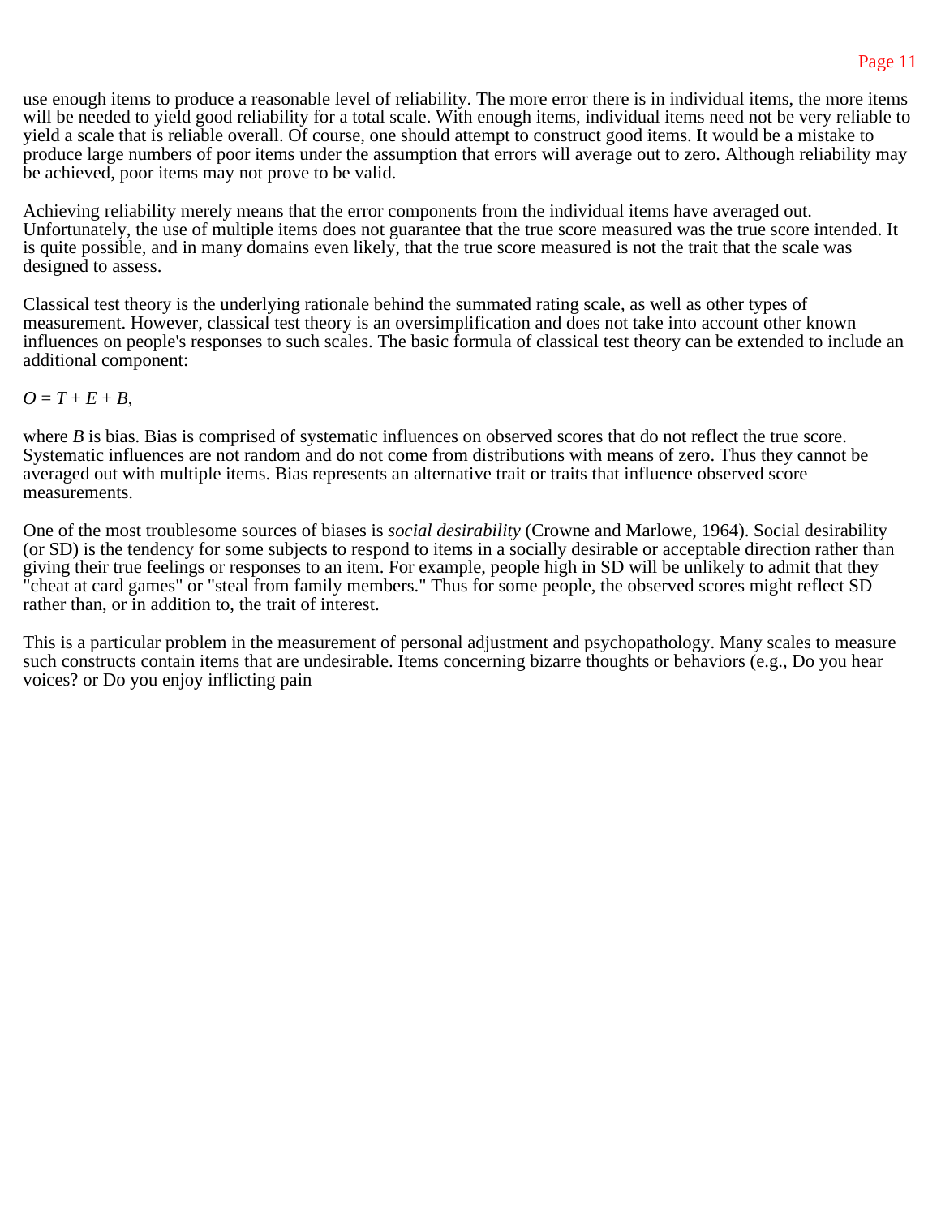use enough items to produce a reasonable level of reliability. The more error there is in individual items, the more items will be needed to yield good reliability for a total scale. With enough items, individual items need not be very reliable to yield a scale that is reliable overall. Of course, one should attempt to construct good items. It would be a mistake to produce large numbers of poor items under the assumption that errors will average out to zero. Although reliability may be achieved, poor items may not prove to be valid.

Achieving reliability merely means that the error components from the individual items have averaged out. Unfortunately, the use of multiple items does not guarantee that the true score measured was the true score intended. It is quite possible, and in many domains even likely, that the true score measured is not the trait that the scale was designed to assess.

Classical test theory is the underlying rationale behind the summated rating scale, as well as other types of measurement. However, classical test theory is an oversimplification and does not take into account other known influences on people's responses to such scales. The basic formula of classical test theory can be extended to include an additional component:

$O = T + E + B$,

where $B$ is bias. Bias is comprised of systematic influences on observed scores that do not reflect the true score. Systematic influences are not random and do not come from distributions with means of zero. Thus they cannot be averaged out with multiple items. Bias represents an alternative trait or traits that influence observed score measurements.

One of the most troublesome sources of biases is *social desirability* (Crowne and Marlowe, 1964). Social desirability (or SD) is the tendency for some subjects to respond to items in a socially desirable or acceptable direction rather than giving their true feelings or responses to an item. For example, people high in SD will be unlikely to admit that they "cheat at card games" or "steal from family members." Thus for some people, the observed scores might reflect SD rather than, or in addition to, the trait of interest.

This is a particular problem in the measurement of personal adjustment and psychopathology. Many scales to measure such constructs contain items that are undesirable. Items concerning bizarre thoughts or behaviors (e.g., Do you hear voices? or Do you enjoy inflicting pain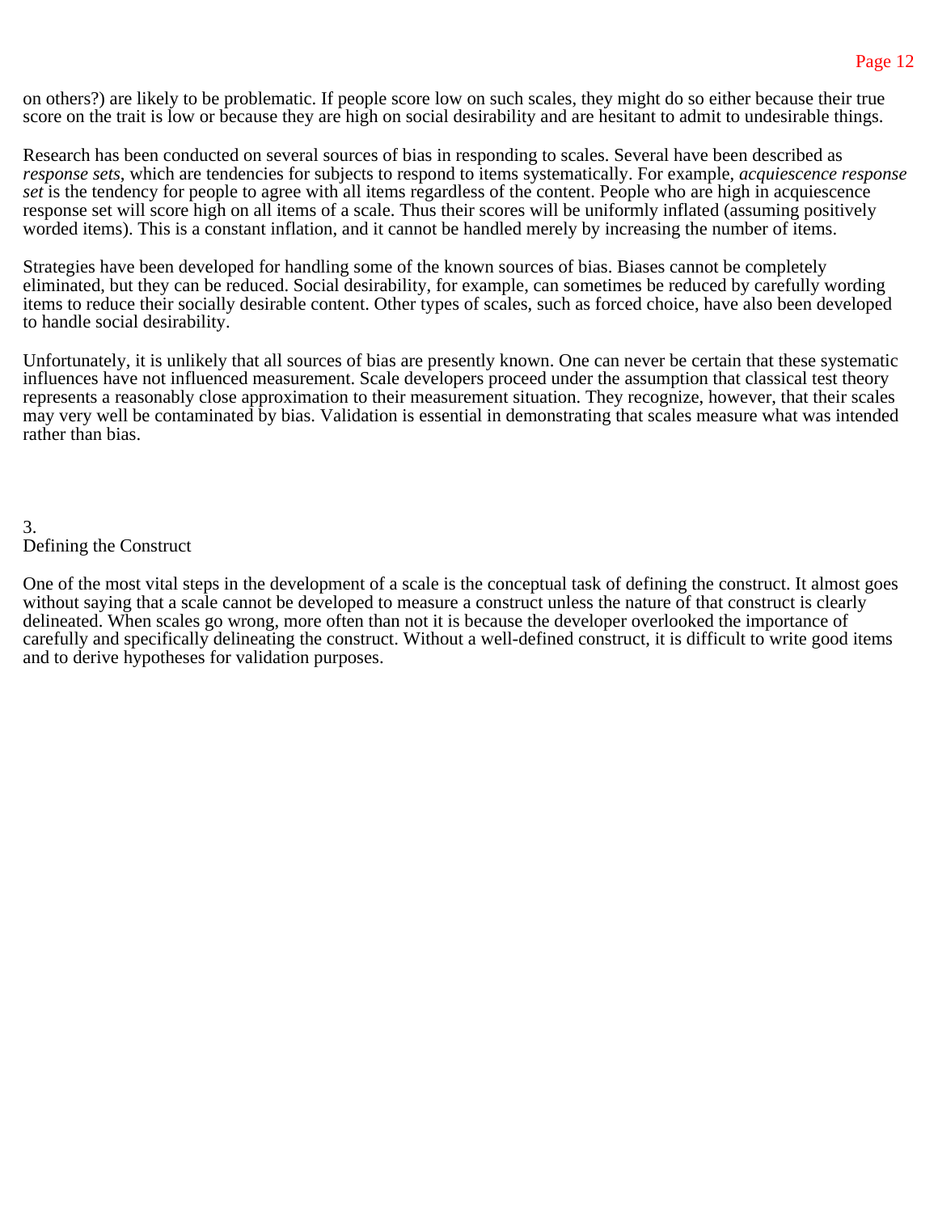on others?) are likely to be problematic. If people score low on such scales, they might do so either because their true score on the trait is low or because they are high on social desirability and are hesitant to admit to undesirable things.

Research has been conducted on several sources of bias in responding to scales. Several have been described as *response sets*, which are tendencies for subjects to respond to items systematically. For example, *acquiescence response set* is the tendency for people to agree with all items regardless of the content. People who are high in acquiescence response set will score high on all items of a scale. Thus their scores will be uniformly inflated (assuming positively worded items). This is a constant inflation, and it cannot be handled merely by increasing the number of items.

Strategies have been developed for handling some of the known sources of bias. Biases cannot be completely eliminated, but they can be reduced. Social desirability, for example, can sometimes be reduced by carefully wording items to reduce their socially desirable content. Other types of scales, such as forced choice, have also been developed to handle social desirability.

Unfortunately, it is unlikely that all sources of bias are presently known. One can never be certain that these systematic influences have not influenced measurement. Scale developers proceed under the assumption that classical test theory represents a reasonably close approximation to their measurement situation. They recognize, however, that their scales may very well be contaminated by bias. Validation is essential in demonstrating that scales measure what was intended rather than bias.

# 3. Defining the Construct

One of the most vital steps in the development of a scale is the conceptual task of defining the construct. It almost goes without saying that a scale cannot be developed to measure a construct unless the nature of that construct is clearly delineated. When scales go wrong, more often than not it is because the developer overlooked the importance of carefully and specifically delineating the construct. Without a well-defined construct, it is difficult to write good items and to derive hypotheses for validation purposes.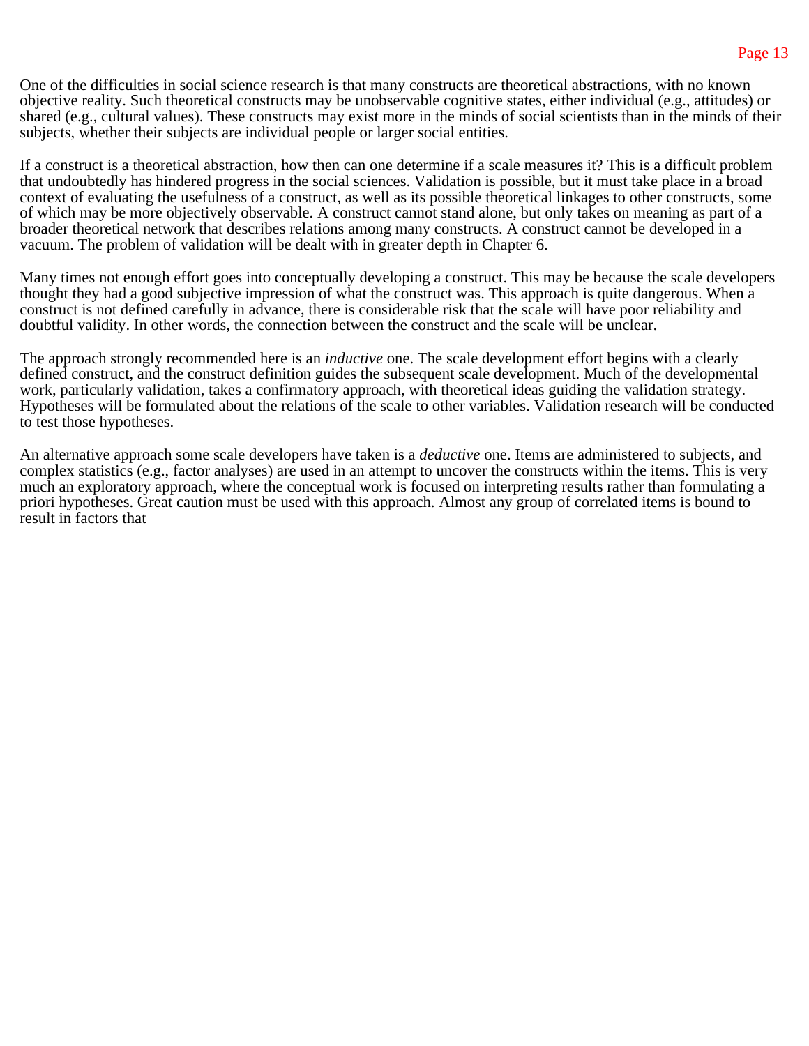One of the difficulties in social science research is that many constructs are theoretical abstractions, with no known objective reality. Such theoretical constructs may be unobservable cognitive states, either individual (e.g., attitudes) or shared (e.g., cultural values). These constructs may exist more in the minds of social scientists than in the minds of their subjects, whether their subjects are individual people or larger social entities.

If a construct is a theoretical abstraction, how then can one determine if a scale measures it? This is a difficult problem that undoubtedly has hindered progress in the social sciences. Validation is possible, but it must take place in a broad context of evaluating the usefulness of a construct, as well as its possible theoretical linkages to other constructs, some of which may be more objectively observable. A construct cannot stand alone, but only takes on meaning as part of a broader theoretical network that describes relations among many constructs. A construct cannot be developed in a vacuum. The problem of validation will be dealt with in greater depth in Chapter 6.

Many times not enough effort goes into conceptually developing a construct. This may be because the scale developers thought they had a good subjective impression of what the construct was. This approach is quite dangerous. When a construct is not defined carefully in advance, there is considerable risk that the scale will have poor reliability and doubtful validity. In other words, the connection between the construct and the scale will be unclear.

The approach strongly recommended here is an *inductive* one. The scale development effort begins with a clearly defined construct, and the construct definition guides the subsequent scale development. Much of the developmental work, particularly validation, takes a confirmatory approach, with theoretical ideas guiding the validation strategy. Hypotheses will be formulated about the relations of the scale to other variables. Validation research will be conducted to test those hypotheses.

An alternative approach some scale developers have taken is a *deductive* one. Items are administered to subjects, and complex statistics (e.g., factor analyses) are used in an attempt to uncover the constructs within the items. This is very much an exploratory approach, where the conceptual work is focused on interpreting results rather than formulating a priori hypotheses. Great caution must be used with this approach. Almost any group of correlated items is bound to result in factors that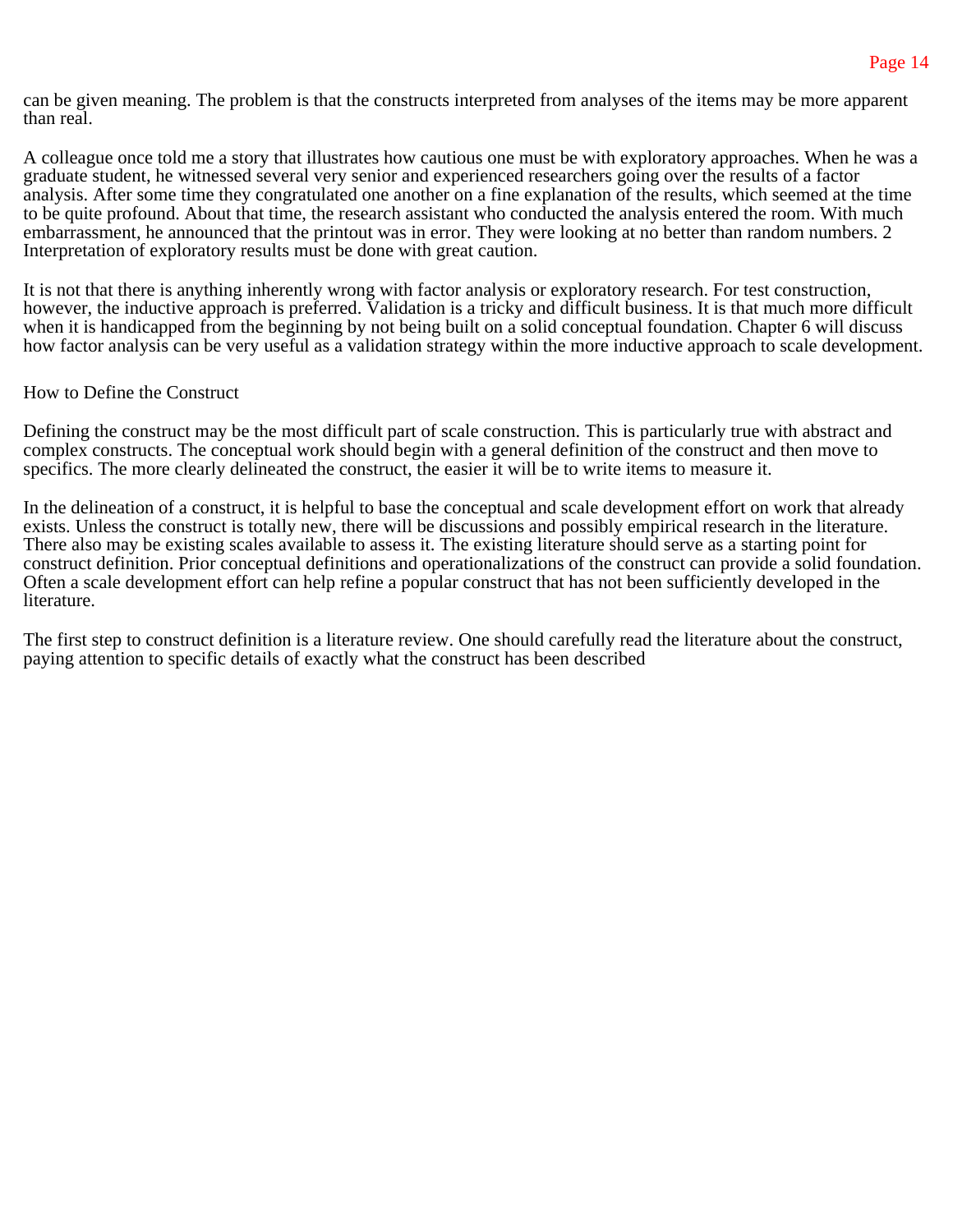can be given meaning. The problem is that the constructs interpreted from analyses of the items may be more apparent than real.

A colleague once told me a story that illustrates how cautious one must be with exploratory approaches. When he was a graduate student, he witnessed several very senior and experienced researchers going over the results of a factor analysis. After some time they congratulated one another on a fine explanation of the results, which seemed at the time to be quite profound. About that time, the research assistant who conducted the analysis entered the room. With much embarrassment, he announced that the printout was in error. They were looking at no better than random numbers. 2 Interpretation of exploratory results must be done with great caution.

It is not that there is anything inherently wrong with factor analysis or exploratory research. For test construction, however, the inductive approach is preferred. Validation is a tricky and difficult business. It is that much more difficult when it is handicapped from the beginning by not being built on a solid conceptual foundation. Chapter 6 will discuss how factor analysis can be very useful as a validation strategy within the more inductive approach to scale development.

## How to Define the Construct

Defining the construct may be the most difficult part of scale construction. This is particularly true with abstract and complex constructs. The conceptual work should begin with a general definition of the construct and then move to specifics. The more clearly delineated the construct, the easier it will be to write items to measure it.

In the delineation of a construct, it is helpful to base the conceptual and scale development effort on work that already exists. Unless the construct is totally new, there will be discussions and possibly empirical research in the literature. There also may be existing scales available to assess it. The existing literature should serve as a starting point for construct definition. Prior conceptual definitions and operationalizations of the construct can provide a solid foundation. Often a scale development effort can help refine a popular construct that has not been sufficiently developed in the literature.

The first step to construct definition is a literature review. One should carefully read the literature about the construct, paying attention to specific details of exactly what the construct has been described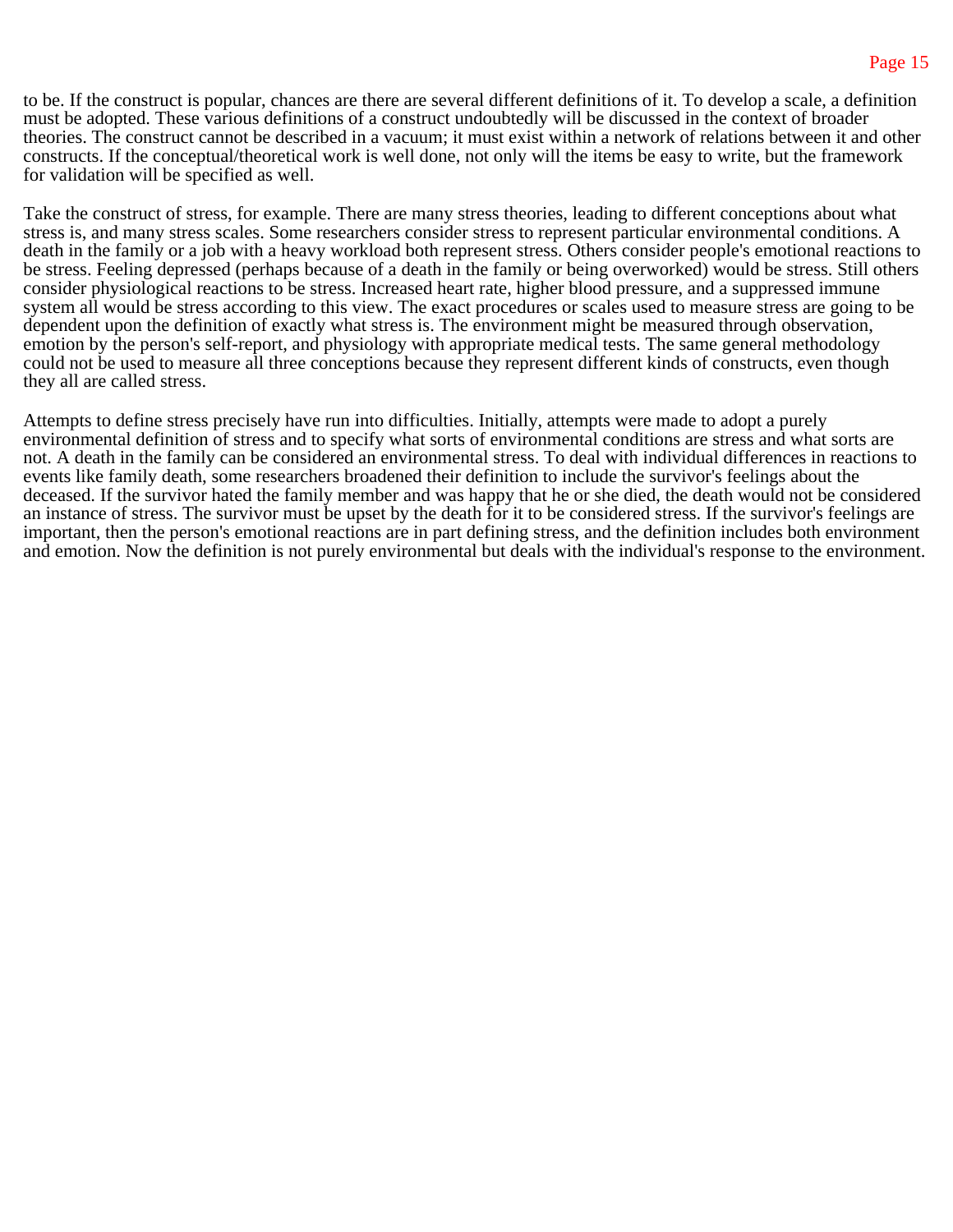to be. If the construct is popular, chances are there are several different definitions of it. To develop a scale, a definition must be adopted. These various definitions of a construct undoubtedly will be discussed in the context of broader theories. The construct cannot be described in a vacuum; it must exist within a network of relations between it and other constructs. If the conceptual/theoretical work is well done, not only will the items be easy to write, but the framework for validation will be specified as well.

Take the construct of stress, for example. There are many stress theories, leading to different conceptions about what stress is, and many stress scales. Some researchers consider stress to represent particular environmental conditions. A death in the family or a job with a heavy workload both represent stress. Others consider people's emotional reactions to be stress. Feeling depressed (perhaps because of a death in the family or being overworked) would be stress. Still others consider physiological reactions to be stress. Increased heart rate, higher blood pressure, and a suppressed immune system all would be stress according to this view. The exact procedures or scales used to measure stress are going to be dependent upon the definition of exactly what stress is. The environment might be measured through observation, emotion by the person's self-report, and physiology with appropriate medical tests. The same general methodology could not be used to measure all three conceptions because they represent different kinds of constructs, even though they all are called stress.

Attempts to define stress precisely have run into difficulties. Initially, attempts were made to adopt a purely environmental definition of stress and to specify what sorts of environmental conditions are stress and what sorts are not. A death in the family can be considered an environmental stress. To deal with individual differences in reactions to events like family death, some researchers broadened their definition to include the survivor's feelings about the deceased. If the survivor hated the family member and was happy that he or she died, the death would not be considered an instance of stress. The survivor must be upset by the death for it to be considered stress. If the survivor's feelings are important, then the person's emotional reactions are in part defining stress, and the definition includes both environment and emotion. Now the definition is not purely environmental but deals with the individual's response to the environment.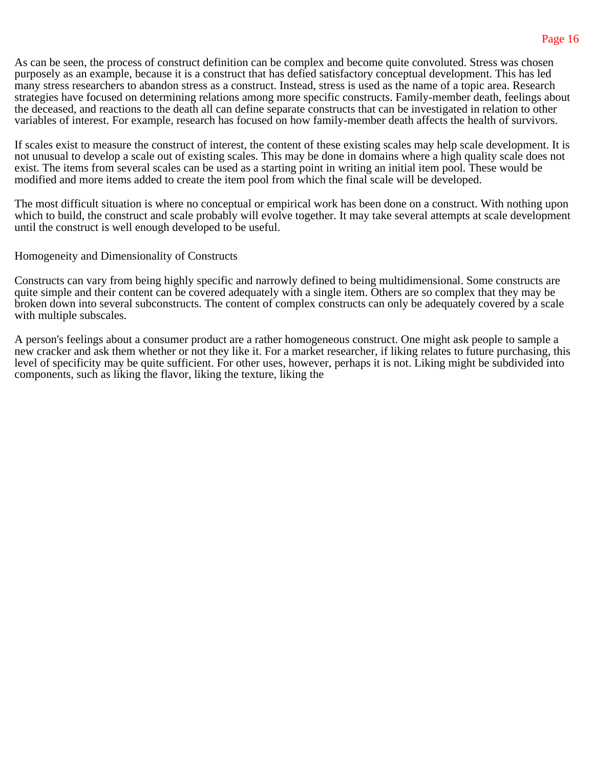As can be seen, the process of construct definition can be complex and become quite convoluted. Stress was chosen purposely as an example, because it is a construct that has defied satisfactory conceptual development. This has led many stress researchers to abandon stress as a construct. Instead, stress is used as the name of a topic area. Research strategies have focused on determining relations among more specific constructs. Family-member death, feelings about the deceased, and reactions to the death all can define separate constructs that can be investigated in relation to other variables of interest. For example, research has focused on how family-member death affects the health of survivors.

If scales exist to measure the construct of interest, the content of these existing scales may help scale development. It is not unusual to develop a scale out of existing scales. This may be done in domains where a high quality scale does not exist. The items from several scales can be used as a starting point in writing an initial item pool. These would be modified and more items added to create the item pool from which the final scale will be developed.

The most difficult situation is where no conceptual or empirical work has been done on a construct. With nothing upon which to build, the construct and scale probably will evolve together. It may take several attempts at scale development until the construct is well enough developed to be useful.

## Homogeneity and Dimensionality of Constructs

Constructs can vary from being highly specific and narrowly defined to being multidimensional. Some constructs are quite simple and their content can be covered adequately with a single item. Others are so complex that they may be broken down into several subconstructs. The content of complex constructs can only be adequately covered by a scale with multiple subscales.

A person's feelings about a consumer product are a rather homogeneous construct. One might ask people to sample a new cracker and ask them whether or not they like it. For a market researcher, if liking relates to future purchasing, this level of specificity may be quite sufficient. For other uses, however, perhaps it is not. Liking might be subdivided into components, such as liking the flavor, liking the texture, liking the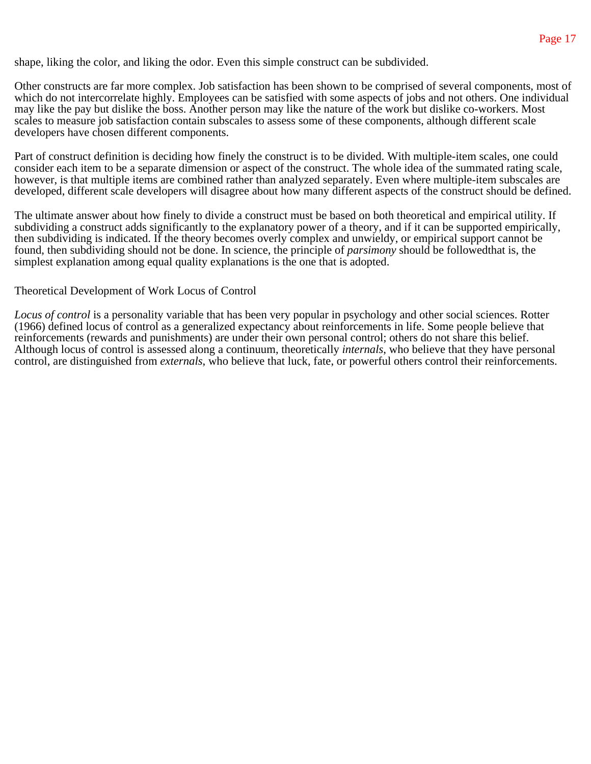shape, liking the color, and liking the odor. Even this simple construct can be subdivided.

Other constructs are far more complex. Job satisfaction has been shown to be comprised of several components, most of which do not intercorrelate highly. Employees can be satisfied with some aspects of jobs and not others. One individual may like the pay but dislike the boss. Another person may like the nature of the work but dislike co-workers. Most scales to measure job satisfaction contain subscales to assess some of these components, although different scale developers have chosen different components.

Part of construct definition is deciding how finely the construct is to be divided. With multiple-item scales, one could consider each item to be a separate dimension or aspect of the construct. The whole idea of the summated rating scale, however, is that multiple items are combined rather than analyzed separately. Even where multiple-item subscales are developed, different scale developers will disagree about how many different aspects of the construct should be defined.

The ultimate answer about how finely to divide a construct must be based on both theoretical and empirical utility. If subdividing a construct adds significantly to the explanatory power of a theory, and if it can be supported empirically, then subdividing is indicated. If the theory becomes overly complex and unwieldy, or empirical support cannot be found, then subdividing should not be done. In science, the principle of *parsimony* should be followedthat is, the simplest explanation among equal quality explanations is the one that is adopted.

## Theoretical Development of Work Locus of Control

*Locus of control* is a personality variable that has been very popular in psychology and other social sciences. Rotter (1966) defined locus of control as a generalized expectancy about reinforcements in life. Some people believe that reinforcements (rewards and punishments) are under their own personal control; others do not share this belief. Although locus of control is assessed along a continuum, theoretically *internals*, who believe that they have personal control, are distinguished from *externals*, who believe that luck, fate, or powerful others control their reinforcements.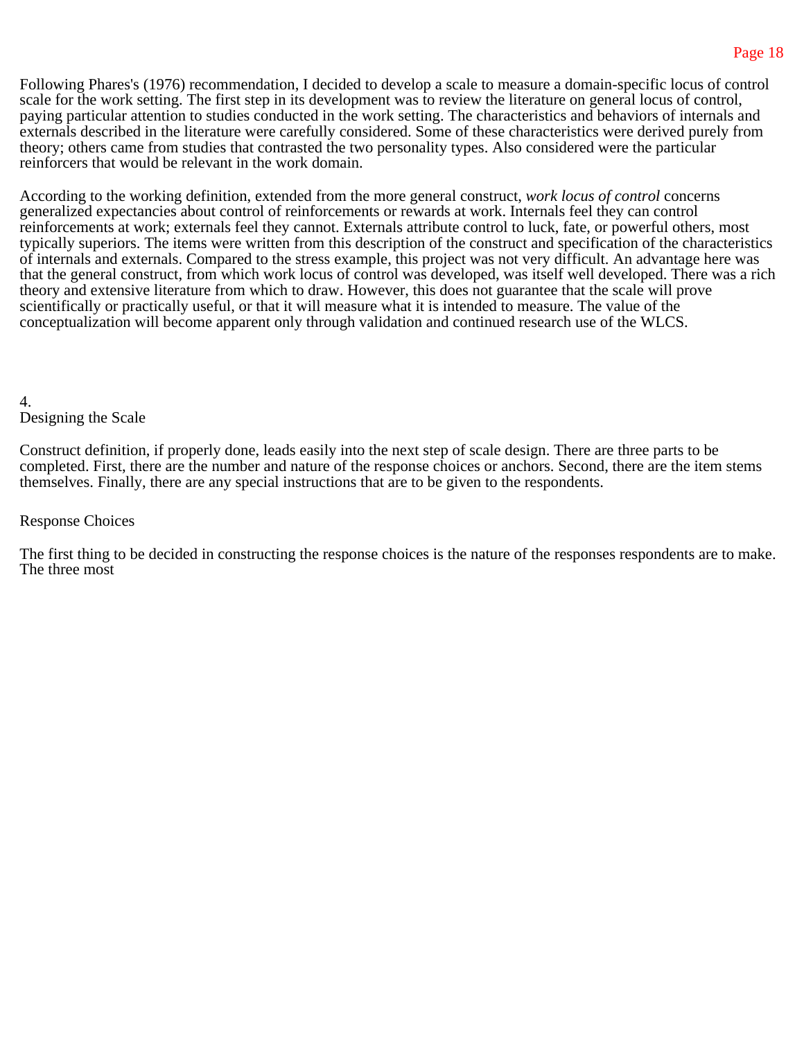Following Phares's (1976) recommendation, I decided to develop a scale to measure a domain-specific locus of control scale for the work setting. The first step in its development was to review the literature on general locus of control, paying particular attention to studies conducted in the work setting. The characteristics and behaviors of internals and externals described in the literature were carefully considered. Some of these characteristics were derived purely from theory; others came from studies that contrasted the two personality types. Also considered were the particular reinforcers that would be relevant in the work domain.

According to the working definition, extended from the more general construct, *work locus of control* concerns generalized expectancies about control of reinforcements or rewards at work. Internals feel they can control reinforcements at work; externals feel they cannot. Externals attribute control to luck, fate, or powerful others, most typically superiors. The items were written from this description of the construct and specification of the characteristics of internals and externals. Compared to the stress example, this project was not very difficult. An advantage here was that the general construct, from which work locus of control was developed, was itself well developed. There was a rich theory and extensive literature from which to draw. However, this does not guarantee that the scale will prove scientifically or practically useful, or that it will measure what it is intended to measure. The value of the conceptualization will become apparent only through validation and continued research use of the WLCS.

# 4. Designing the Scale

Construct definition, if properly done, leads easily into the next step of scale design. There are three parts to be completed. First, there are the number and nature of the response choices or anchors. Second, there are the item stems themselves. Finally, there are any special instructions that are to be given to the respondents.

## Response Choices

The first thing to be decided in constructing the response choices is the nature of the responses respondents are to make. The three most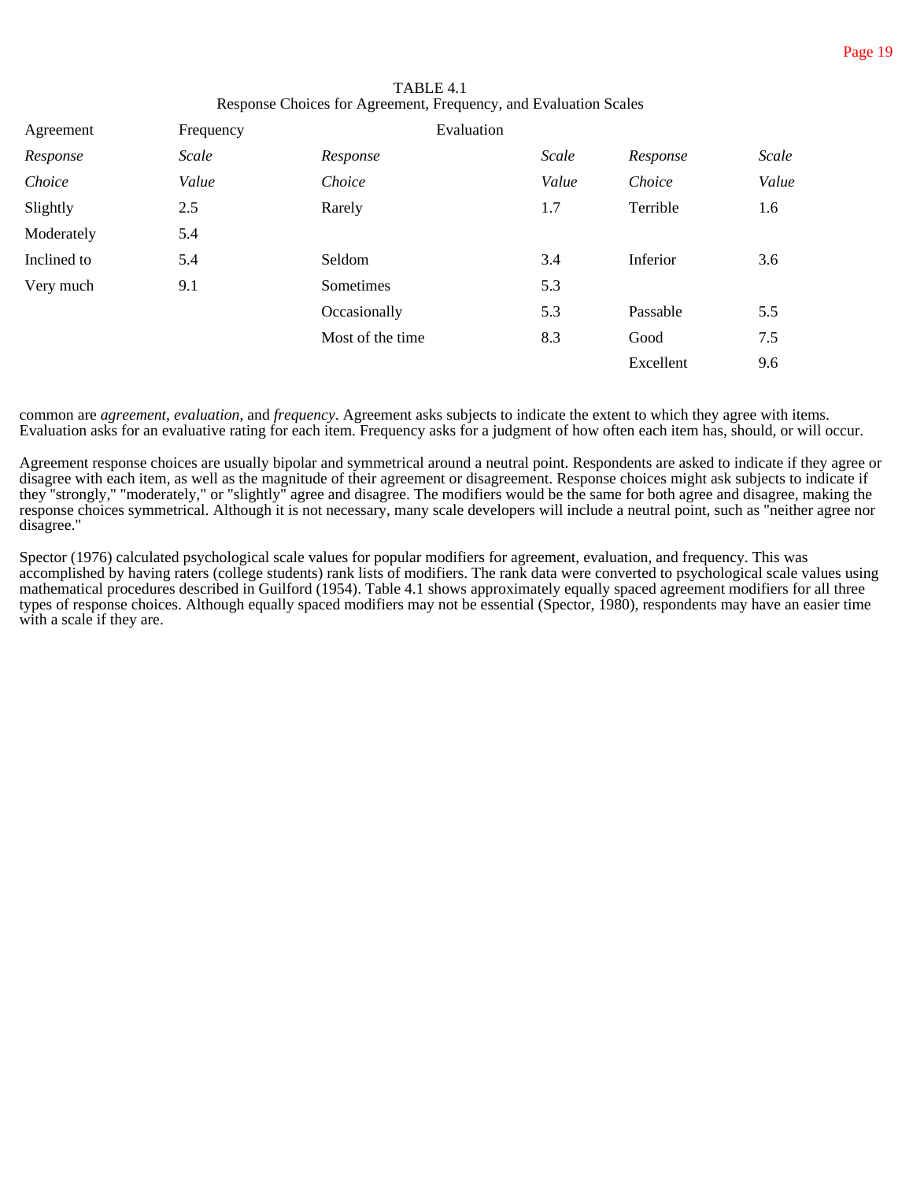TABLE 4.1
Response Choices for Agreement, Frequency, and Evaluation Scales

| Agreement | Frequency | Evaluation | | | |
|---|---|---|---|---|---|
| *Response Choice* | *Scale Value* | *Response Choice* | *Scale Value* | *Response Choice* | *Scale Value* |
| Slightly | 2.5 | Rarely | 1.7 | Terrible | 1.6 |
| Moderately | 5.4 | | | | |
| Inclined to | 5.4 | Seldom | 3.4 | Inferior | 3.6 |
| Very much | 9.1 | Sometimes | 5.3 | | |
| | | Occasionally | 5.3 | Passable | 5.5 |
| | | Most of the time | 8.3 | Good | 7.5 |
| | | | | Excellent | 9.6 |

common are *agreement*, *evaluation*, and *frequency*. Agreement asks subjects to indicate the extent to which they agree with items. Evaluation asks for an evaluative rating for each item. Frequency asks for a judgment of how often each item has, should, or will occur.

Agreement response choices are usually bipolar and symmetrical around a neutral point. Respondents are asked to indicate if they agree or disagree with each item, as well as the magnitude of their agreement or disagreement. Response choices might ask subjects to indicate if they "strongly," "moderately," or "slightly" agree and disagree. The modifiers would be the same for both agree and disagree, making the response choices symmetrical. Although it is not necessary, many scale developers will include a neutral point, such as "neither agree nor disagree."

Spector (1976) calculated psychological scale values for popular modifiers for agreement, evaluation, and frequency. This was accomplished by having raters (college students) rank lists of modifiers. The rank data were converted to psychological scale values using mathematical procedures described in Guilford (1954). Table 4.1 shows approximately equally spaced agreement modifiers for all three types of response choices. Although equally spaced modifiers may not be essential (Spector, 1980), respondents may have an easier time with a scale if they are.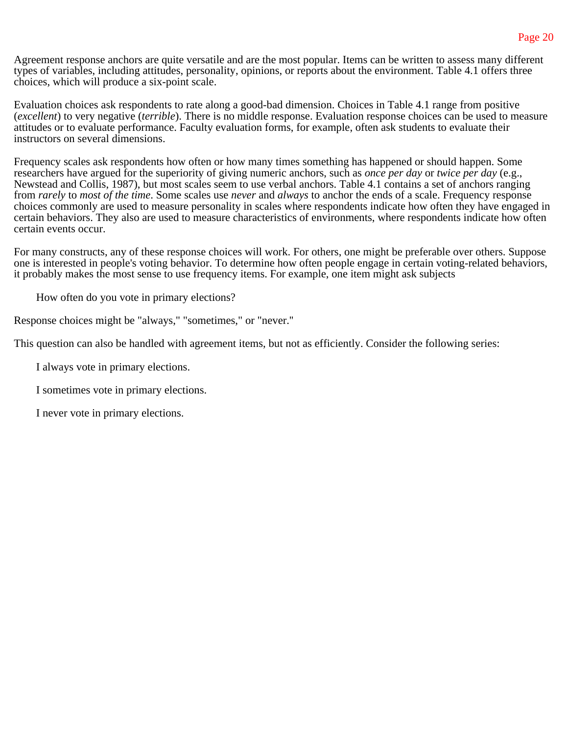Agreement response anchors are quite versatile and are the most popular. Items can be written to assess many different types of variables, including attitudes, personality, opinions, or reports about the environment. Table 4.1 offers three choices, which will produce a six-point scale.

Evaluation choices ask respondents to rate along a good-bad dimension. Choices in Table 4.1 range from positive (*excellent*) to very negative (*terrible*). There is no middle response. Evaluation response choices can be used to measure attitudes or to evaluate performance. Faculty evaluation forms, for example, often ask students to evaluate their instructors on several dimensions.

Frequency scales ask respondents how often or how many times something has happened or should happen. Some researchers have argued for the superiority of giving numeric anchors, such as *once per day* or *twice per day* (e.g., Newstead and Collis, 1987), but most scales seem to use verbal anchors. Table 4.1 contains a set of anchors ranging from *rarely* to *most of the time*. Some scales use *never* and *always* to anchor the ends of a scale. Frequency response choices commonly are used to measure personality in scales where respondents indicate how often they have engaged in certain behaviors. They also are used to measure characteristics of environments, where respondents indicate how often certain events occur.

For many constructs, any of these response choices will work. For others, one might be preferable over others. Suppose one is interested in people's voting behavior. To determine how often people engage in certain voting-related behaviors, it probably makes the most sense to use frequency items. For example, one item might ask subjects

> How often do you vote in primary elections?

Response choices might be "always," "sometimes," or "never."

This question can also be handled with agreement items, but not as efficiently. Consider the following series:

> I always vote in primary elections.
>
> I sometimes vote in primary elections.
>
> I never vote in primary elections.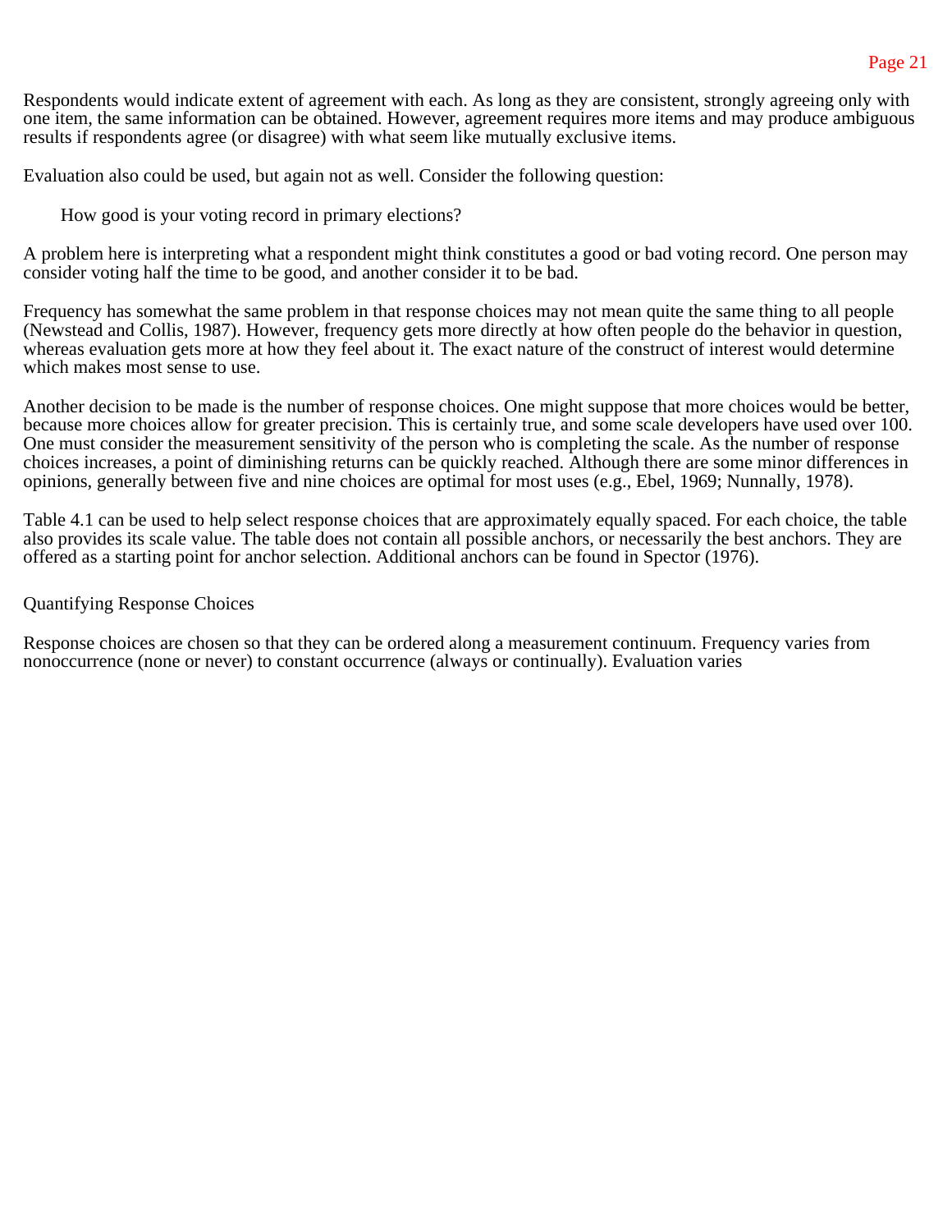Respondents would indicate extent of agreement with each. As long as they are consistent, strongly agreeing only with one item, the same information can be obtained. However, agreement requires more items and may produce ambiguous results if respondents agree (or disagree) with what seem like mutually exclusive items.

Evaluation also could be used, but again not as well. Consider the following question:

> How good is your voting record in primary elections?

A problem here is interpreting what a respondent might think constitutes a good or bad voting record. One person may consider voting half the time to be good, and another consider it to be bad.

Frequency has somewhat the same problem in that response choices may not mean quite the same thing to all people (Newstead and Collis, 1987). However, frequency gets more directly at how often people do the behavior in question, whereas evaluation gets more at how they feel about it. The exact nature of the construct of interest would determine which makes most sense to use.

Another decision to be made is the number of response choices. One might suppose that more choices would be better, because more choices allow for greater precision. This is certainly true, and some scale developers have used over 100. One must consider the measurement sensitivity of the person who is completing the scale. As the number of response choices increases, a point of diminishing returns can be quickly reached. Although there are some minor differences in opinions, generally between five and nine choices are optimal for most uses (e.g., Ebel, 1969; Nunnally, 1978).

Table 4.1 can be used to help select response choices that are approximately equally spaced. For each choice, the table also provides its scale value. The table does not contain all possible anchors, or necessarily the best anchors. They are offered as a starting point for anchor selection. Additional anchors can be found in Spector (1976).

## Quantifying Response Choices

Response choices are chosen so that they can be ordered along a measurement continuum. Frequency varies from nonoccurrence (none or never) to constant occurrence (always or continually). Evaluation varies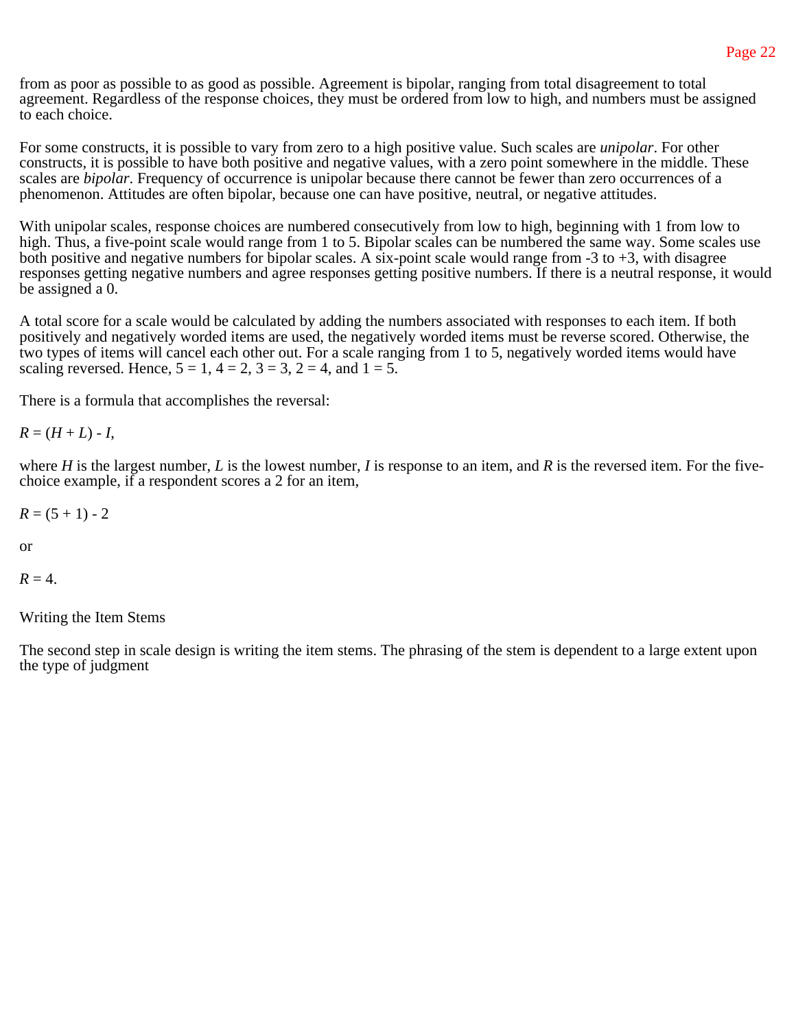from as poor as possible to as good as possible. Agreement is bipolar, ranging from total disagreement to total agreement. Regardless of the response choices, they must be ordered from low to high, and numbers must be assigned to each choice.

For some constructs, it is possible to vary from zero to a high positive value. Such scales are *unipolar*. For other constructs, it is possible to have both positive and negative values, with a zero point somewhere in the middle. These scales are *bipolar*. Frequency of occurrence is unipolar because there cannot be fewer than zero occurrences of a phenomenon. Attitudes are often bipolar, because one can have positive, neutral, or negative attitudes.

With unipolar scales, response choices are numbered consecutively from low to high, beginning with 1 from low to high. Thus, a five-point scale would range from 1 to 5. Bipolar scales can be numbered the same way. Some scales use both positive and negative numbers for bipolar scales. A six-point scale would range from -3 to +3, with disagree responses getting negative numbers and agree responses getting positive numbers. If there is a neutral response, it would be assigned a 0.

A total score for a scale would be calculated by adding the numbers associated with responses to each item. If both positively and negatively worded items are used, the negatively worded items must be reverse scored. Otherwise, the two types of items will cancel each other out. For a scale ranging from 1 to 5, negatively worded items would have scaling reversed. Hence, 5 = 1, 4 = 2, 3 = 3, 2 = 4, and 1 = 5.

There is a formula that accomplishes the reversal:

$R = (H + L) - I$,

where $H$ is the largest number, $L$ is the lowest number, $I$ is response to an item, and $R$ is the reversed item. For the five-choice example, if a respondent scores a 2 for an item,

$R = (5 + 1) - 2$

or

$R = 4$.

## Writing the Item Stems

The second step in scale design is writing the item stems. The phrasing of the stem is dependent to a large extent upon the type of judgment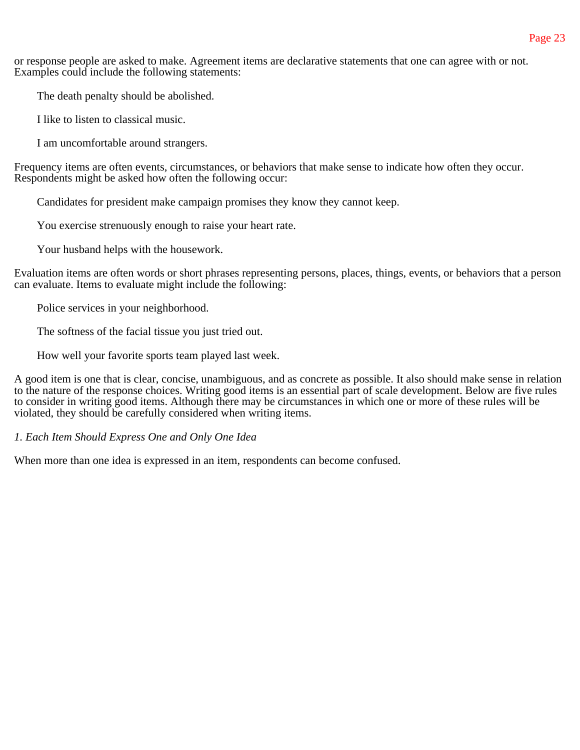or response people are asked to make. Agreement items are declarative statements that one can agree with or not. Examples could include the following statements:

> The death penalty should be abolished.
>
> I like to listen to classical music.
>
> I am uncomfortable around strangers.

Frequency items are often events, circumstances, or behaviors that make sense to indicate how often they occur. Respondents might be asked how often the following occur:

> Candidates for president make campaign promises they know they cannot keep.
>
> You exercise strenuously enough to raise your heart rate.
>
> Your husband helps with the housework.

Evaluation items are often words or short phrases representing persons, places, things, events, or behaviors that a person can evaluate. Items to evaluate might include the following:

> Police services in your neighborhood.
>
> The softness of the facial tissue you just tried out.
>
> How well your favorite sports team played last week.

A good item is one that is clear, concise, unambiguous, and as concrete as possible. It also should make sense in relation to the nature of the response choices. Writing good items is an essential part of scale development. Below are five rules to consider in writing good items. Although there may be circumstances in which one or more of these rules will be violated, they should be carefully considered when writing items.

*1. Each Item Should Express One and Only One Idea*

When more than one idea is expressed in an item, respondents can become confused.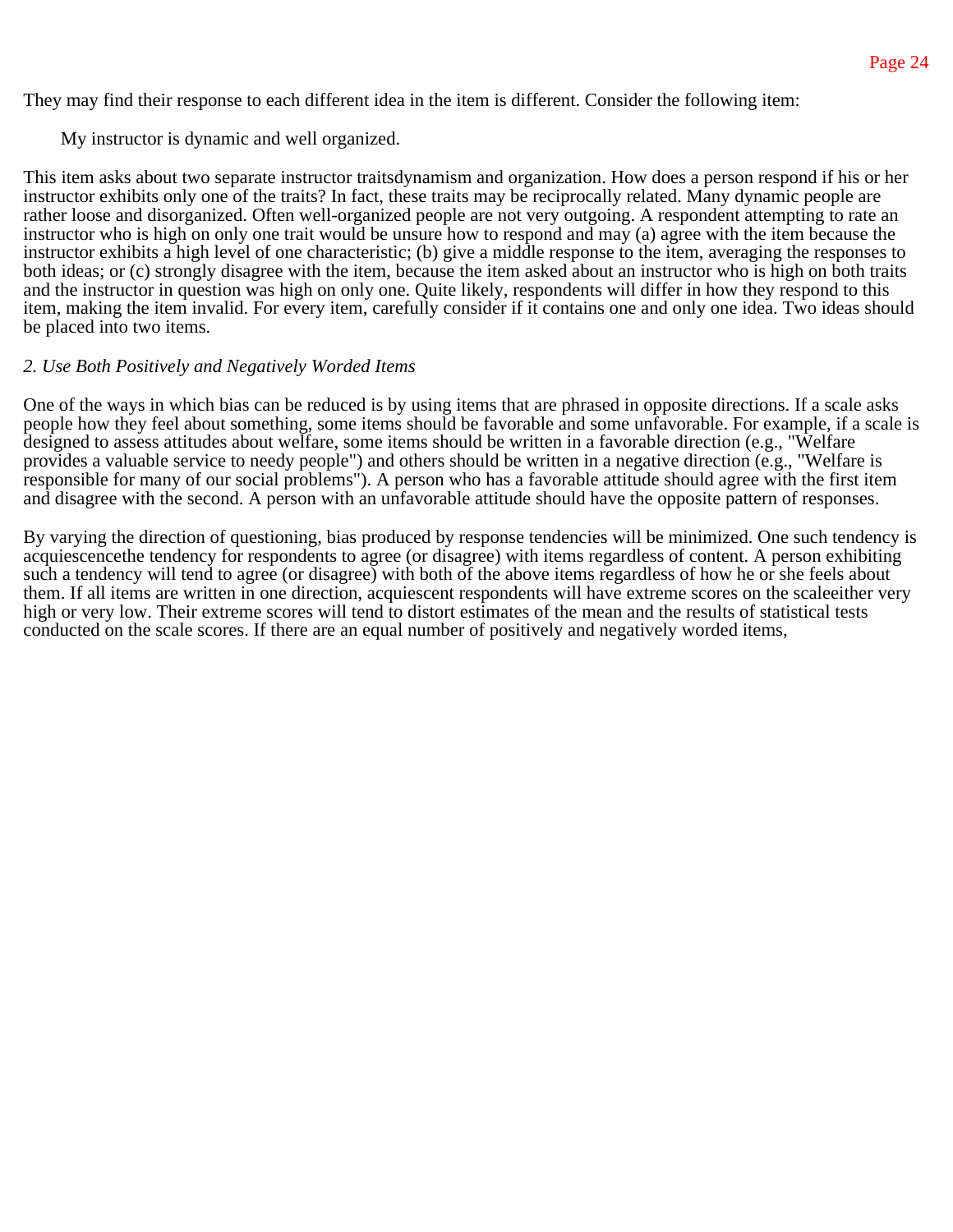They may find their response to each different idea in the item is different. Consider the following item:

> My instructor is dynamic and well organized.

This item asks about two separate instructor traitsdynamism and organization. How does a person respond if his or her instructor exhibits only one of the traits? In fact, these traits may be reciprocally related. Many dynamic people are rather loose and disorganized. Often well-organized people are not very outgoing. A respondent attempting to rate an instructor who is high on only one trait would be unsure how to respond and may (a) agree with the item because the instructor exhibits a high level of one characteristic; (b) give a middle response to the item, averaging the responses to both ideas; or (c) strongly disagree with the item, because the item asked about an instructor who is high on both traits and the instructor in question was high on only one. Quite likely, respondents will differ in how they respond to this item, making the item invalid. For every item, carefully consider if it contains one and only one idea. Two ideas should be placed into two items.

*2. Use Both Positively and Negatively Worded Items*

One of the ways in which bias can be reduced is by using items that are phrased in opposite directions. If a scale asks people how they feel about something, some items should be favorable and some unfavorable. For example, if a scale is designed to assess attitudes about welfare, some items should be written in a favorable direction (e.g., "Welfare provides a valuable service to needy people") and others should be written in a negative direction (e.g., "Welfare is responsible for many of our social problems"). A person who has a favorable attitude should agree with the first item and disagree with the second. A person with an unfavorable attitude should have the opposite pattern of responses.

By varying the direction of questioning, bias produced by response tendencies will be minimized. One such tendency is acquiescencethe tendency for respondents to agree (or disagree) with items regardless of content. A person exhibiting such a tendency will tend to agree (or disagree) with both of the above items regardless of how he or she feels about them. If all items are written in one direction, acquiescent respondents will have extreme scores on the scaleeither very high or very low. Their extreme scores will tend to distort estimates of the mean and the results of statistical tests conducted on the scale scores. If there are an equal number of positively and negatively worded items,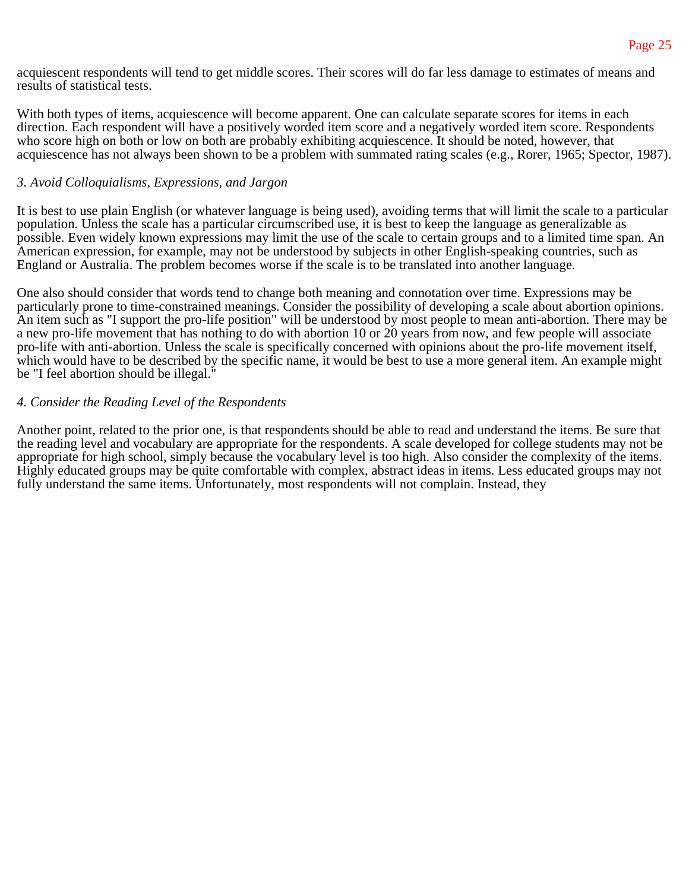acquiescent respondents will tend to get middle scores. Their scores will do far less damage to estimates of means and results of statistical tests.

With both types of items, acquiescence will become apparent. One can calculate separate scores for items in each direction. Each respondent will have a positively worded item score and a negatively worded item score. Respondents who score high on both or low on both are probably exhibiting acquiescence. It should be noted, however, that acquiescence has not always been shown to be a problem with summated rating scales (e.g., Rorer, 1965; Spector, 1987).

### *3. Avoid Colloquialisms, Expressions, and Jargon*

It is best to use plain English (or whatever language is being used), avoiding terms that will limit the scale to a particular population. Unless the scale has a particular circumscribed use, it is best to keep the language as generalizable as possible. Even widely known expressions may limit the use of the scale to certain groups and to a limited time span. An American expression, for example, may not be understood by subjects in other English-speaking countries, such as England or Australia. The problem becomes worse if the scale is to be translated into another language.

One also should consider that words tend to change both meaning and connotation over time. Expressions may be particularly prone to time-constrained meanings. Consider the possibility of developing a scale about abortion opinions. An item such as "I support the pro-life position" will be understood by most people to mean anti-abortion. There may be a new pro-life movement that has nothing to do with abortion 10 or 20 years from now, and few people will associate pro-life with anti-abortion. Unless the scale is specifically concerned with opinions about the pro-life movement itself, which would have to be described by the specific name, it would be best to use a more general item. An example might be "I feel abortion should be illegal."

### *4. Consider the Reading Level of the Respondents*

Another point, related to the prior one, is that respondents should be able to read and understand the items. Be sure that the reading level and vocabulary are appropriate for the respondents. A scale developed for college students may not be appropriate for high school, simply because the vocabulary level is too high. Also consider the complexity of the items. Highly educated groups may be quite comfortable with complex, abstract ideas in items. Less educated groups may not fully understand the same items. Unfortunately, most respondents will not complain. Instead, they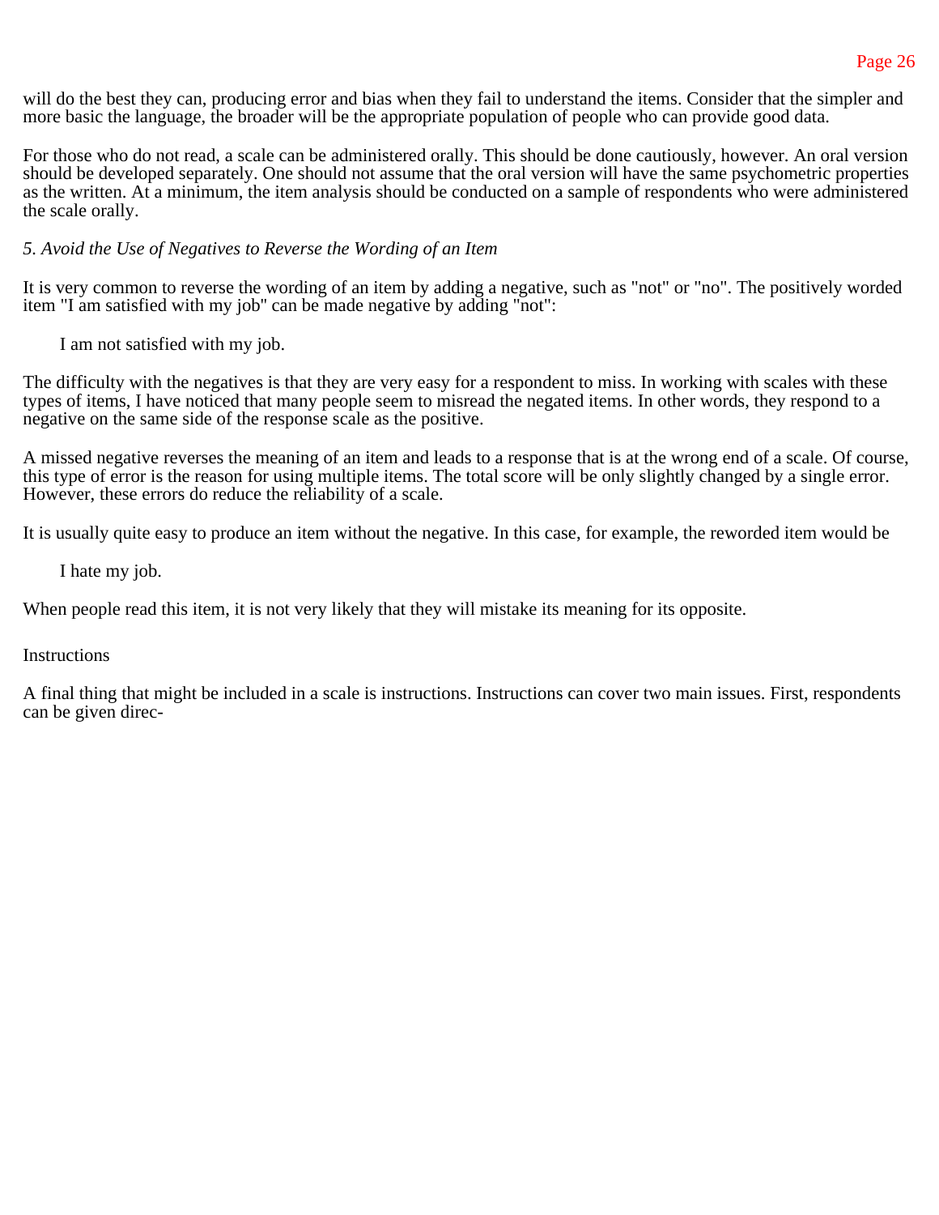will do the best they can, producing error and bias when they fail to understand the items. Consider that the simpler and more basic the language, the broader will be the appropriate population of people who can provide good data.

For those who do not read, a scale can be administered orally. This should be done cautiously, however. An oral version should be developed separately. One should not assume that the oral version will have the same psychometric properties as the written. At a minimum, the item analysis should be conducted on a sample of respondents who were administered the scale orally.

*5. Avoid the Use of Negatives to Reverse the Wording of an Item*

It is very common to reverse the wording of an item by adding a negative, such as "not" or "no". The positively worded item "I am satisfied with my job" can be made negative by adding "not":

> I am not satisfied with my job.

The difficulty with the negatives is that they are very easy for a respondent to miss. In working with scales with these types of items, I have noticed that many people seem to misread the negated items. In other words, they respond to a negative on the same side of the response scale as the positive.

A missed negative reverses the meaning of an item and leads to a response that is at the wrong end of a scale. Of course, this type of error is the reason for using multiple items. The total score will be only slightly changed by a single error. However, these errors do reduce the reliability of a scale.

It is usually quite easy to produce an item without the negative. In this case, for example, the reworded item would be

> I hate my job.

When people read this item, it is not very likely that they will mistake its meaning for its opposite.

## Instructions

A final thing that might be included in a scale is instructions. Instructions can cover two main issues. First, respondents can be given direc-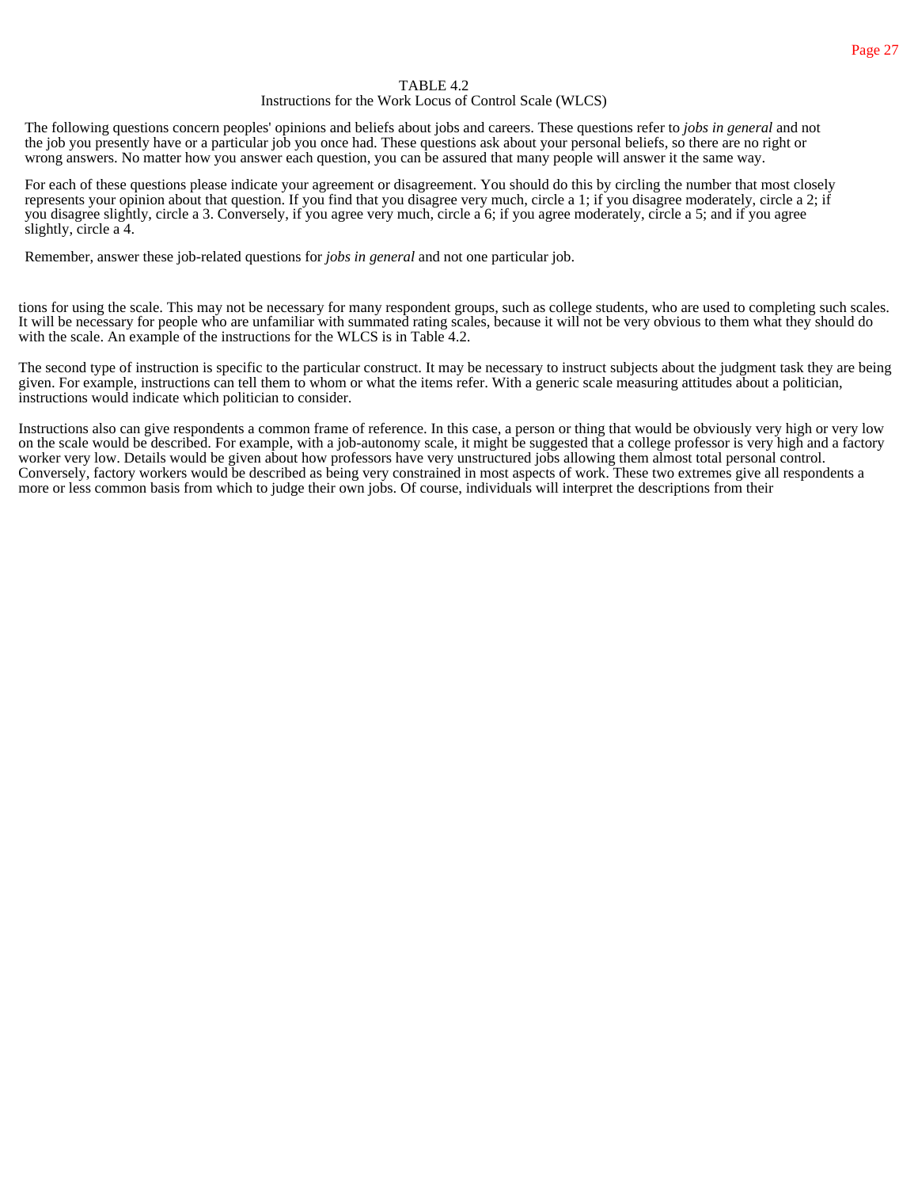TABLE 4.2
Instructions for the Work Locus of Control Scale (WLCS)

The following questions concern peoples' opinions and beliefs about jobs and careers. These questions refer to *jobs in general* and not the job you presently have or a particular job you once had. These questions ask about your personal beliefs, so there are no right or wrong answers. No matter how you answer each question, you can be assured that many people will answer it the same way.

For each of these questions please indicate your agreement or disagreement. You should do this by circling the number that most closely represents your opinion about that question. If you find that you disagree very much, circle a 1; if you disagree moderately, circle a 2; if you disagree slightly, circle a 3. Conversely, if you agree very much, circle a 6; if you agree moderately, circle a 5; and if you agree slightly, circle a 4.

Remember, answer these job-related questions for *jobs in general* and not one particular job.

tions for using the scale. This may not be necessary for many respondent groups, such as college students, who are used to completing such scales. It will be necessary for people who are unfamiliar with summated rating scales, because it will not be very obvious to them what they should do with the scale. An example of the instructions for the WLCS is in Table 4.2.

The second type of instruction is specific to the particular construct. It may be necessary to instruct subjects about the judgment task they are being given. For example, instructions can tell them to whom or what the items refer. With a generic scale measuring attitudes about a politician, instructions would indicate which politician to consider.

Instructions also can give respondents a common frame of reference. In this case, a person or thing that would be obviously very high or very low on the scale would be described. For example, with a job-autonomy scale, it might be suggested that a college professor is very high and a factory worker very low. Details would be given about how professors have very unstructured jobs allowing them almost total personal control. Conversely, factory workers would be described as being very constrained in most aspects of work. These two extremes give all respondents a more or less common basis from which to judge their own jobs. Of course, individuals will interpret the descriptions from their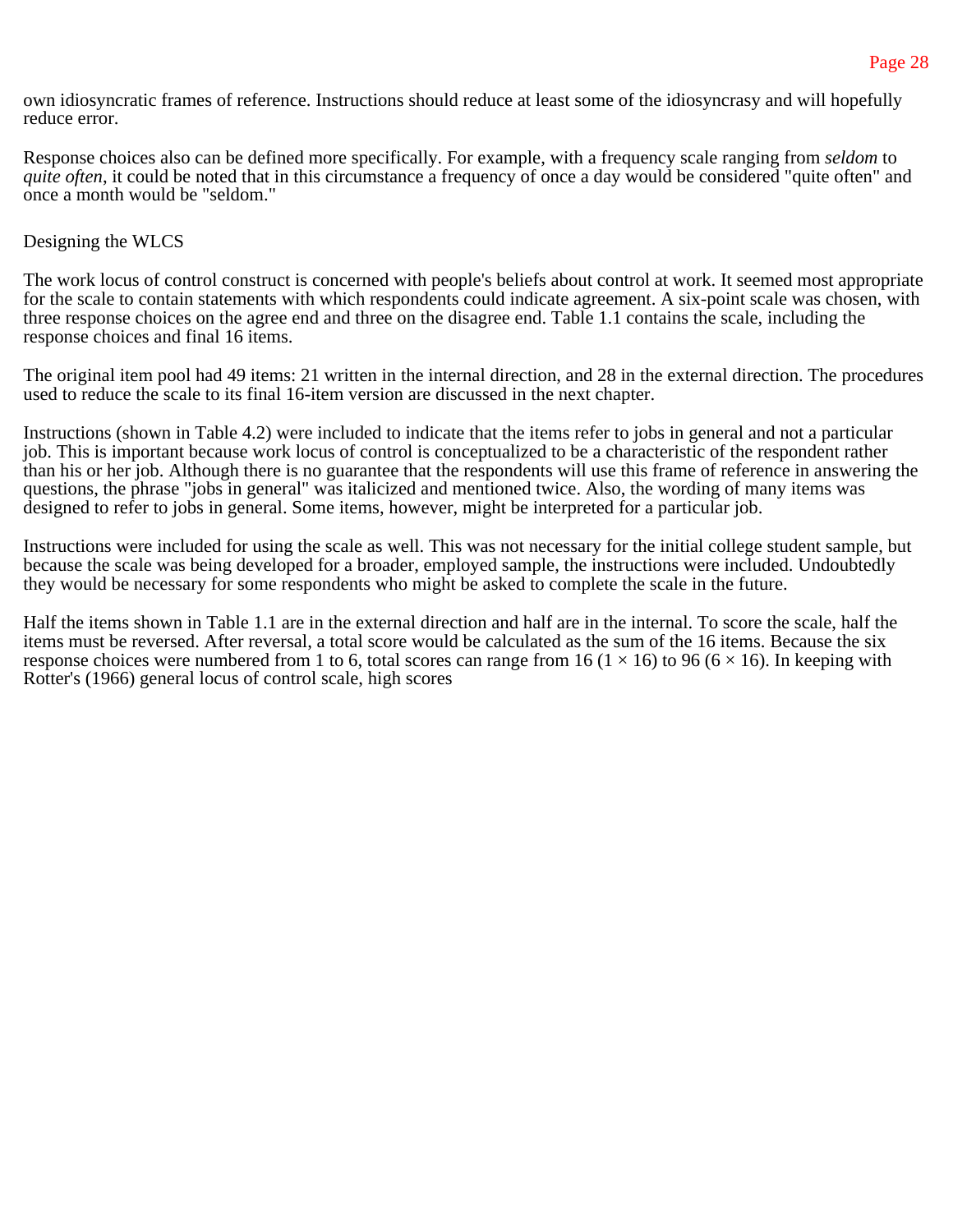own idiosyncratic frames of reference. Instructions should reduce at least some of the idiosyncrasy and will hopefully reduce error.

Response choices also can be defined more specifically. For example, with a frequency scale ranging from *seldom* to *quite often*, it could be noted that in this circumstance a frequency of once a day would be considered "quite often" and once a month would be "seldom."

## Designing the WLCS

The work locus of control construct is concerned with people's beliefs about control at work. It seemed most appropriate for the scale to contain statements with which respondents could indicate agreement. A six-point scale was chosen, with three response choices on the agree end and three on the disagree end. Table 1.1 contains the scale, including the response choices and final 16 items.

The original item pool had 49 items: 21 written in the internal direction, and 28 in the external direction. The procedures used to reduce the scale to its final 16-item version are discussed in the next chapter.

Instructions (shown in Table 4.2) were included to indicate that the items refer to jobs in general and not a particular job. This is important because work locus of control is conceptualized to be a characteristic of the respondent rather than his or her job. Although there is no guarantee that the respondents will use this frame of reference in answering the questions, the phrase "jobs in general" was italicized and mentioned twice. Also, the wording of many items was designed to refer to jobs in general. Some items, however, might be interpreted for a particular job.

Instructions were included for using the scale as well. This was not necessary for the initial college student sample, but because the scale was being developed for a broader, employed sample, the instructions were included. Undoubtedly they would be necessary for some respondents who might be asked to complete the scale in the future.

Half the items shown in Table 1.1 are in the external direction and half are in the internal. To score the scale, half the items must be reversed. After reversal, a total score would be calculated as the sum of the 16 items. Because the six response choices were numbered from 1 to 6, total scores can range from 16 ($1 \times 16$) to 96 ($6 \times 16$). In keeping with Rotter's (1966) general locus of control scale, high scores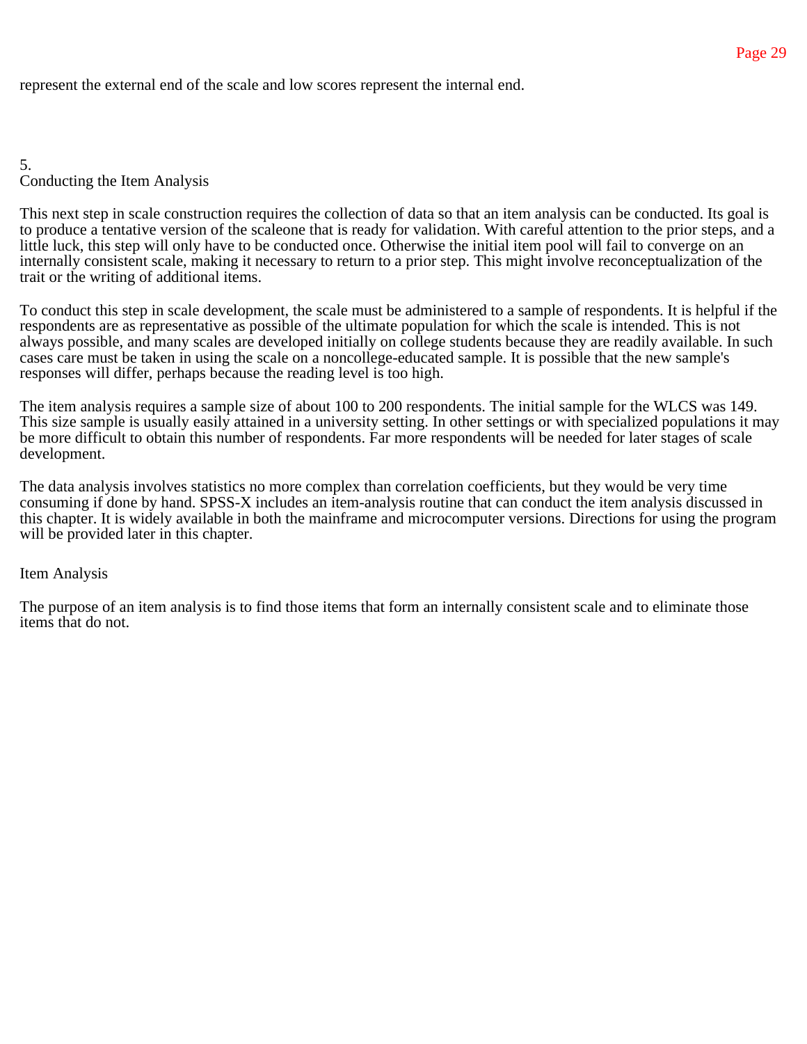represent the external end of the scale and low scores represent the internal end.

## 5. Conducting the Item Analysis

This next step in scale construction requires the collection of data so that an item analysis can be conducted. Its goal is to produce a tentative version of the scaleone that is ready for validation. With careful attention to the prior steps, and a little luck, this step will only have to be conducted once. Otherwise the initial item pool will fail to converge on an internally consistent scale, making it necessary to return to a prior step. This might involve reconceptualization of the trait or the writing of additional items.

To conduct this step in scale development, the scale must be administered to a sample of respondents. It is helpful if the respondents are as representative as possible of the ultimate population for which the scale is intended. This is not always possible, and many scales are developed initially on college students because they are readily available. In such cases care must be taken in using the scale on a noncollege-educated sample. It is possible that the new sample's responses will differ, perhaps because the reading level is too high.

The item analysis requires a sample size of about 100 to 200 respondents. The initial sample for the WLCS was 149. This size sample is usually easily attained in a university setting. In other settings or with specialized populations it may be more difficult to obtain this number of respondents. Far more respondents will be needed for later stages of scale development.

The data analysis involves statistics no more complex than correlation coefficients, but they would be very time consuming if done by hand. SPSS-X includes an item-analysis routine that can conduct the item analysis discussed in this chapter. It is widely available in both the mainframe and microcomputer versions. Directions for using the program will be provided later in this chapter.

### Item Analysis

The purpose of an item analysis is to find those items that form an internally consistent scale and to eliminate those items that do not.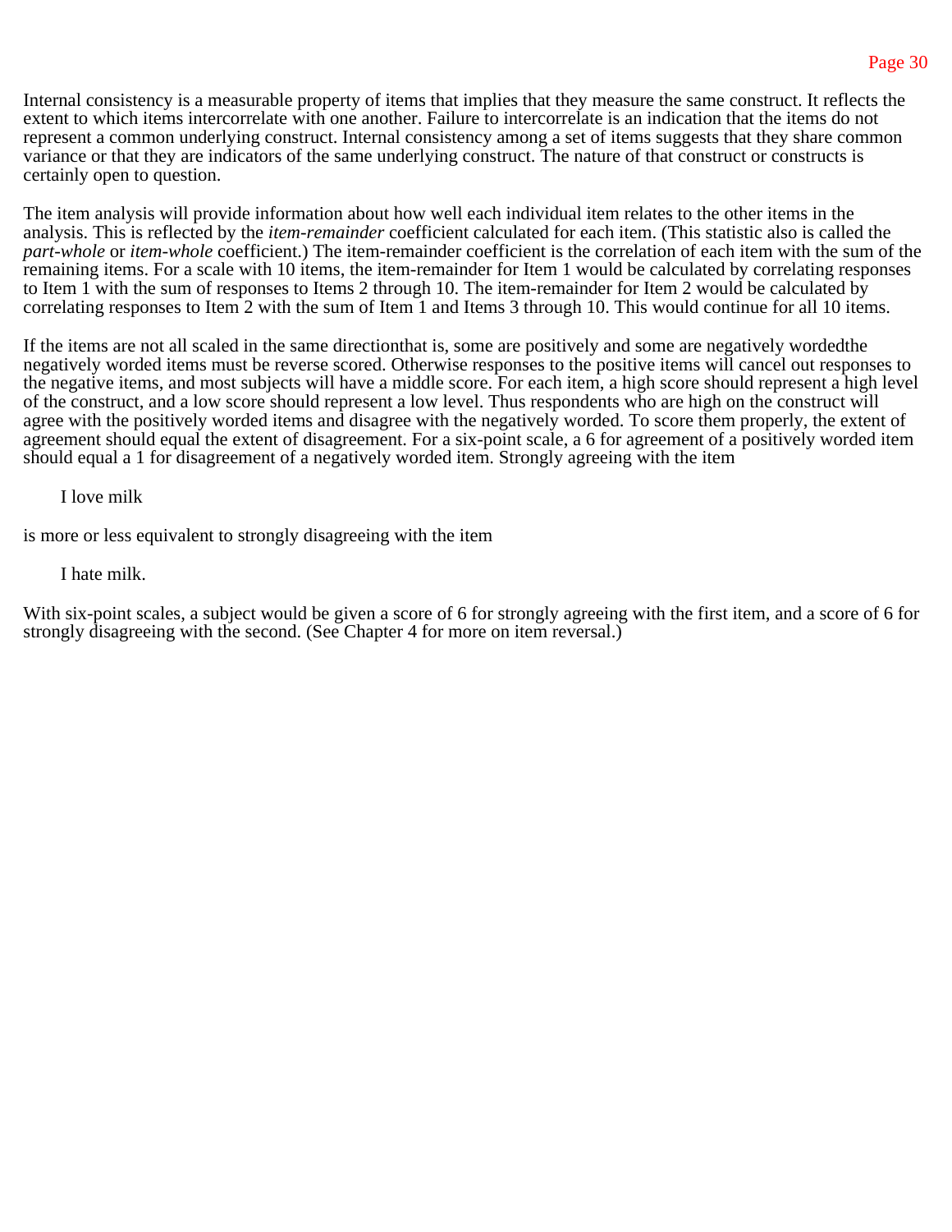Internal consistency is a measurable property of items that implies that they measure the same construct. It reflects the extent to which items intercorrelate with one another. Failure to intercorrelate is an indication that the items do not represent a common underlying construct. Internal consistency among a set of items suggests that they share common variance or that they are indicators of the same underlying construct. The nature of that construct or constructs is certainly open to question.

The item analysis will provide information about how well each individual item relates to the other items in the analysis. This is reflected by the *item-remainder* coefficient calculated for each item. (This statistic also is called the *part-whole* or *item-whole* coefficient.) The item-remainder coefficient is the correlation of each item with the sum of the remaining items. For a scale with 10 items, the item-remainder for Item 1 would be calculated by correlating responses to Item 1 with the sum of responses to Items 2 through 10. The item-remainder for Item 2 would be calculated by correlating responses to Item 2 with the sum of Item 1 and Items 3 through 10. This would continue for all 10 items.

If the items are not all scaled in the same directionthat is, some are positively and some are negatively wordedthe negatively worded items must be reverse scored. Otherwise responses to the positive items will cancel out responses to the negative items, and most subjects will have a middle score. For each item, a high score should represent a high level of the construct, and a low score should represent a low level. Thus respondents who are high on the construct will agree with the positively worded items and disagree with the negatively worded. To score them properly, the extent of agreement should equal the extent of disagreement. For a six-point scale, a 6 for agreement of a positively worded item should equal a 1 for disagreement of a negatively worded item. Strongly agreeing with the item

I love milk

is more or less equivalent to strongly disagreeing with the item

I hate milk.

With six-point scales, a subject would be given a score of 6 for strongly agreeing with the first item, and a score of 6 for strongly disagreeing with the second. (See Chapter 4 for more on item reversal.)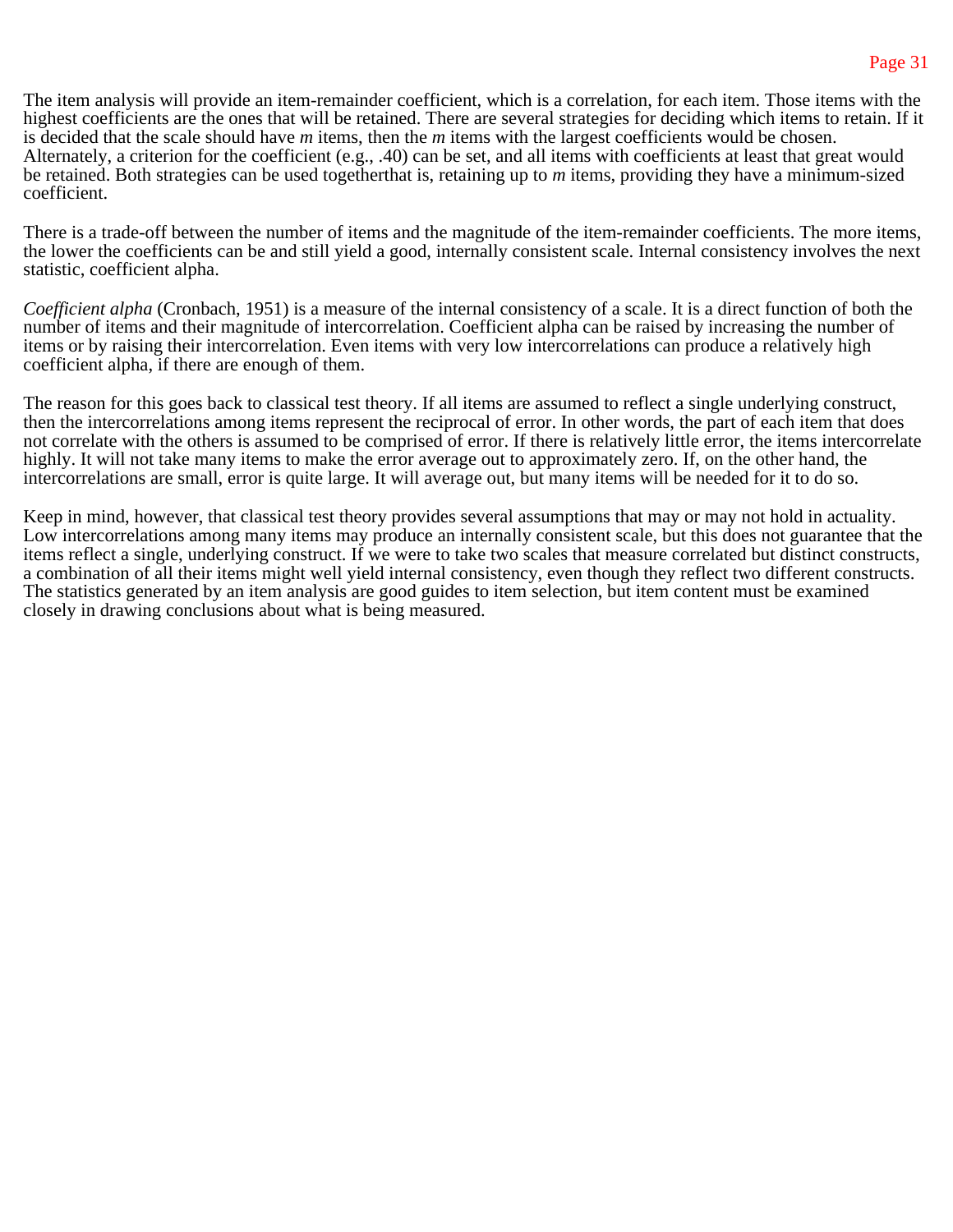The item analysis will provide an item-remainder coefficient, which is a correlation, for each item. Those items with the highest coefficients are the ones that will be retained. There are several strategies for deciding which items to retain. If it is decided that the scale should have *m* items, then the *m* items with the largest coefficients would be chosen. Alternately, a criterion for the coefficient (e.g., .40) can be set, and all items with coefficients at least that great would be retained. Both strategies can be used togetherthat is, retaining up to *m* items, providing they have a minimum-sized coefficient.

There is a trade-off between the number of items and the magnitude of the item-remainder coefficients. The more items, the lower the coefficients can be and still yield a good, internally consistent scale. Internal consistency involves the next statistic, coefficient alpha.

*Coefficient alpha* (Cronbach, 1951) is a measure of the internal consistency of a scale. It is a direct function of both the number of items and their magnitude of intercorrelation. Coefficient alpha can be raised by increasing the number of items or by raising their intercorrelation. Even items with very low intercorrelations can produce a relatively high coefficient alpha, if there are enough of them.

The reason for this goes back to classical test theory. If all items are assumed to reflect a single underlying construct, then the intercorrelations among items represent the reciprocal of error. In other words, the part of each item that does not correlate with the others is assumed to be comprised of error. If there is relatively little error, the items intercorrelate highly. It will not take many items to make the error average out to approximately zero. If, on the other hand, the intercorrelations are small, error is quite large. It will average out, but many items will be needed for it to do so.

Keep in mind, however, that classical test theory provides several assumptions that may or may not hold in actuality. Low intercorrelations among many items may produce an internally consistent scale, but this does not guarantee that the items reflect a single, underlying construct. If we were to take two scales that measure correlated but distinct constructs, a combination of all their items might well yield internal consistency, even though they reflect two different constructs. The statistics generated by an item analysis are good guides to item selection, but item content must be examined closely in drawing conclusions about what is being measured.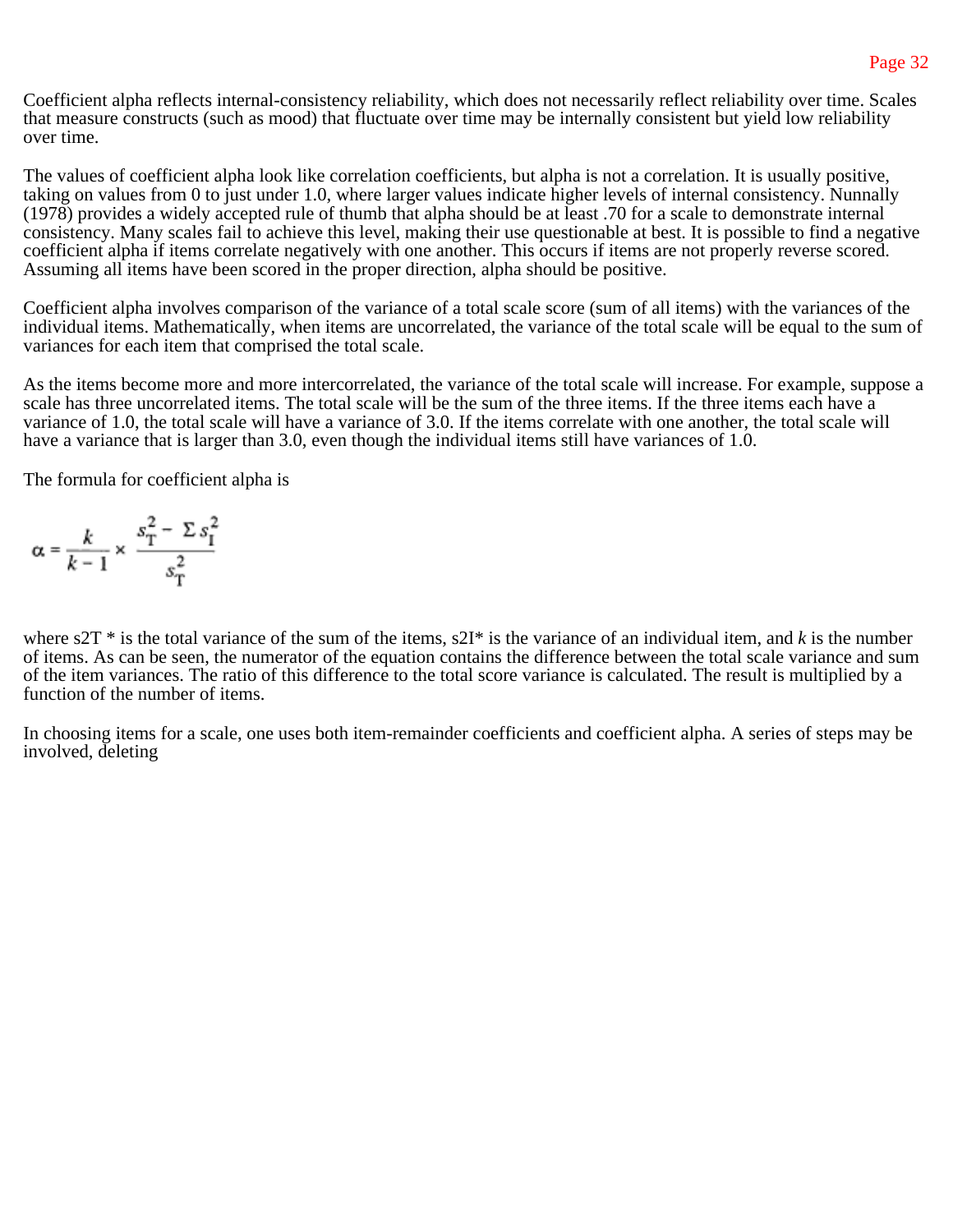Coefficient alpha reflects internal-consistency reliability, which does not necessarily reflect reliability over time. Scales that measure constructs (such as mood) that fluctuate over time may be internally consistent but yield low reliability over time.

The values of coefficient alpha look like correlation coefficients, but alpha is not a correlation. It is usually positive, taking on values from 0 to just under 1.0, where larger values indicate higher levels of internal consistency. Nunnally (1978) provides a widely accepted rule of thumb that alpha should be at least .70 for a scale to demonstrate internal consistency. Many scales fail to achieve this level, making their use questionable at best. It is possible to find a negative coefficient alpha if items correlate negatively with one another. This occurs if items are not properly reverse scored. Assuming all items have been scored in the proper direction, alpha should be positive.

Coefficient alpha involves comparison of the variance of a total scale score (sum of all items) with the variances of the individual items. Mathematically, when items are uncorrelated, the variance of the total scale will be equal to the sum of variances for each item that comprised the total scale.

As the items become more and more intercorrelated, the variance of the total scale will increase. For example, suppose a scale has three uncorrelated items. The total scale will be the sum of the three items. If the three items each have a variance of 1.0, the total scale will have a variance of 3.0. If the items correlate with one another, the total scale will have a variance that is larger than 3.0, even though the individual items still have variances of 1.0.

The formula for coefficient alpha is

$$\alpha = \frac{k}{k-1} \times \frac{s_T^2 - \Sigma s_I^2}{s_T^2}$$

where $s_T^2$ * is the total variance of the sum of the items, $s_I^2$* is the variance of an individual item, and $k$ is the number of items. As can be seen, the numerator of the equation contains the difference between the total scale variance and sum of the item variances. The ratio of this difference to the total score variance is calculated. The result is multiplied by a function of the number of items.

In choosing items for a scale, one uses both item-remainder coefficients and coefficient alpha. A series of steps may be involved, deleting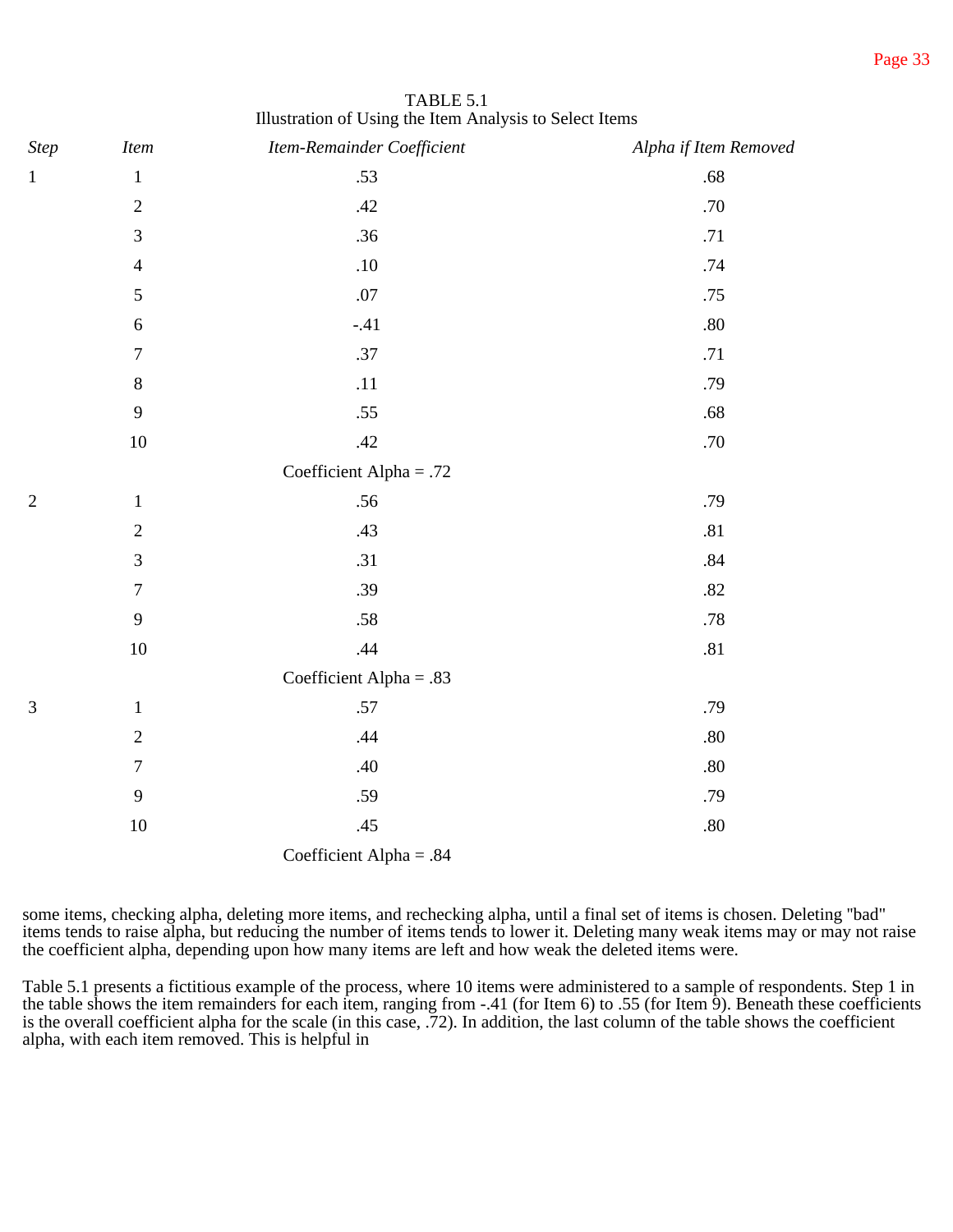TABLE 5.1
Illustration of Using the Item Analysis to Select Items

| *Step* | *Item* | *Item-Remainder Coefficient* | *Alpha if Item Removed* |
|---|---|---|---|
| 1 | 1 | .53 | .68 |
| | 2 | .42 | .70 |
| | 3 | .36 | .71 |
| | 4 | .10 | .74 |
| | 5 | .07 | .75 |
| | 6 | -.41 | .80 |
| | 7 | .37 | .71 |
| | 8 | .11 | .79 |
| | 9 | .55 | .68 |
| | 10 | .42 | .70 |
| | | Coefficient Alpha = .72 | |
| 2 | 1 | .56 | .79 |
| | 2 | .43 | .81 |
| | 3 | .31 | .84 |
| | 7 | .39 | .82 |
| | 9 | .58 | .78 |
| | 10 | .44 | .81 |
| | | Coefficient Alpha = .83 | |
| 3 | 1 | .57 | .79 |
| | 2 | .44 | .80 |
| | 7 | .40 | .80 |
| | 9 | .59 | .79 |
| | 10 | .45 | .80 |
| | | Coefficient Alpha = .84 | |

some items, checking alpha, deleting more items, and rechecking alpha, until a final set of items is chosen. Deleting "bad" items tends to raise alpha, but reducing the number of items tends to lower it. Deleting many weak items may or may not raise the coefficient alpha, depending upon how many items are left and how weak the deleted items were.

Table 5.1 presents a fictitious example of the process, where 10 items were administered to a sample of respondents. Step 1 in the table shows the item remainders for each item, ranging from -.41 (for Item 6) to .55 (for Item 9). Beneath these coefficients is the overall coefficient alpha for the scale (in this case, .72). In addition, the last column of the table shows the coefficient alpha, with each item removed. This is helpful in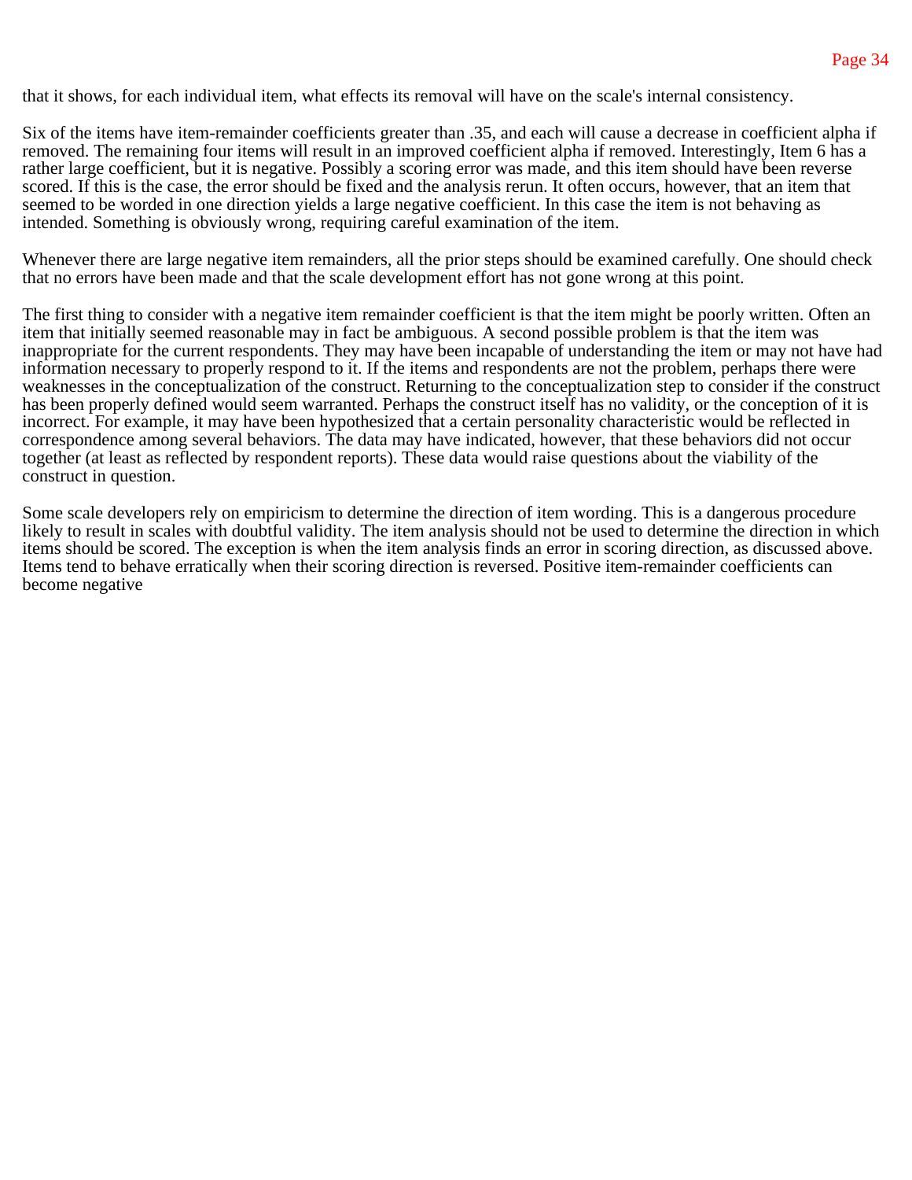that it shows, for each individual item, what effects its removal will have on the scale's internal consistency.

Six of the items have item-remainder coefficients greater than .35, and each will cause a decrease in coefficient alpha if removed. The remaining four items will result in an improved coefficient alpha if removed. Interestingly, Item 6 has a rather large coefficient, but it is negative. Possibly a scoring error was made, and this item should have been reverse scored. If this is the case, the error should be fixed and the analysis rerun. It often occurs, however, that an item that seemed to be worded in one direction yields a large negative coefficient. In this case the item is not behaving as intended. Something is obviously wrong, requiring careful examination of the item.

Whenever there are large negative item remainders, all the prior steps should be examined carefully. One should check that no errors have been made and that the scale development effort has not gone wrong at this point.

The first thing to consider with a negative item remainder coefficient is that the item might be poorly written. Often an item that initially seemed reasonable may in fact be ambiguous. A second possible problem is that the item was inappropriate for the current respondents. They may have been incapable of understanding the item or may not have had information necessary to properly respond to it. If the items and respondents are not the problem, perhaps there were weaknesses in the conceptualization of the construct. Returning to the conceptualization step to consider if the construct has been properly defined would seem warranted. Perhaps the construct itself has no validity, or the conception of it is incorrect. For example, it may have been hypothesized that a certain personality characteristic would be reflected in correspondence among several behaviors. The data may have indicated, however, that these behaviors did not occur together (at least as reflected by respondent reports). These data would raise questions about the viability of the construct in question.

Some scale developers rely on empiricism to determine the direction of item wording. This is a dangerous procedure likely to result in scales with doubtful validity. The item analysis should not be used to determine the direction in which items should be scored. The exception is when the item analysis finds an error in scoring direction, as discussed above. Items tend to behave erratically when their scoring direction is reversed. Positive item-remainder coefficients can become negative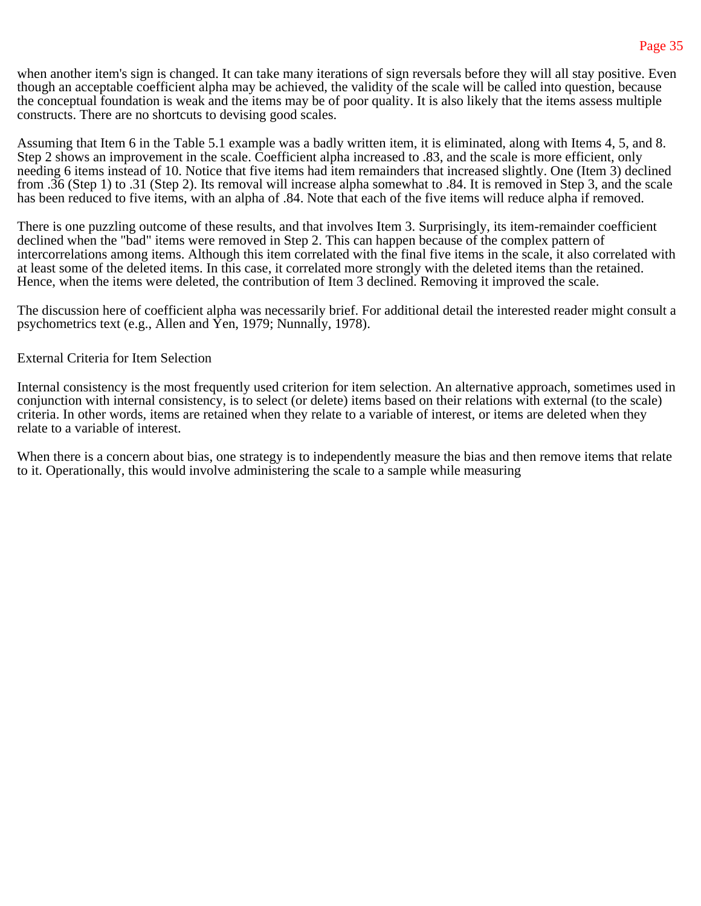when another item's sign is changed. It can take many iterations of sign reversals before they will all stay positive. Even though an acceptable coefficient alpha may be achieved, the validity of the scale will be called into question, because the conceptual foundation is weak and the items may be of poor quality. It is also likely that the items assess multiple constructs. There are no shortcuts to devising good scales.

Assuming that Item 6 in the Table 5.1 example was a badly written item, it is eliminated, along with Items 4, 5, and 8. Step 2 shows an improvement in the scale. Coefficient alpha increased to .83, and the scale is more efficient, only needing 6 items instead of 10. Notice that five items had item remainders that increased slightly. One (Item 3) declined from .36 (Step 1) to .31 (Step 2). Its removal will increase alpha somewhat to .84. It is removed in Step 3, and the scale has been reduced to five items, with an alpha of .84. Note that each of the five items will reduce alpha if removed.

There is one puzzling outcome of these results, and that involves Item 3. Surprisingly, its item-remainder coefficient declined when the "bad" items were removed in Step 2. This can happen because of the complex pattern of intercorrelations among items. Although this item correlated with the final five items in the scale, it also correlated with at least some of the deleted items. In this case, it correlated more strongly with the deleted items than the retained. Hence, when the items were deleted, the contribution of Item 3 declined. Removing it improved the scale.

The discussion here of coefficient alpha was necessarily brief. For additional detail the interested reader might consult a psychometrics text (e.g., Allen and Yen, 1979; Nunnally, 1978).

## External Criteria for Item Selection

Internal consistency is the most frequently used criterion for item selection. An alternative approach, sometimes used in conjunction with internal consistency, is to select (or delete) items based on their relations with external (to the scale) criteria. In other words, items are retained when they relate to a variable of interest, or items are deleted when they relate to a variable of interest.

When there is a concern about bias, one strategy is to independently measure the bias and then remove items that relate to it. Operationally, this would involve administering the scale to a sample while measuring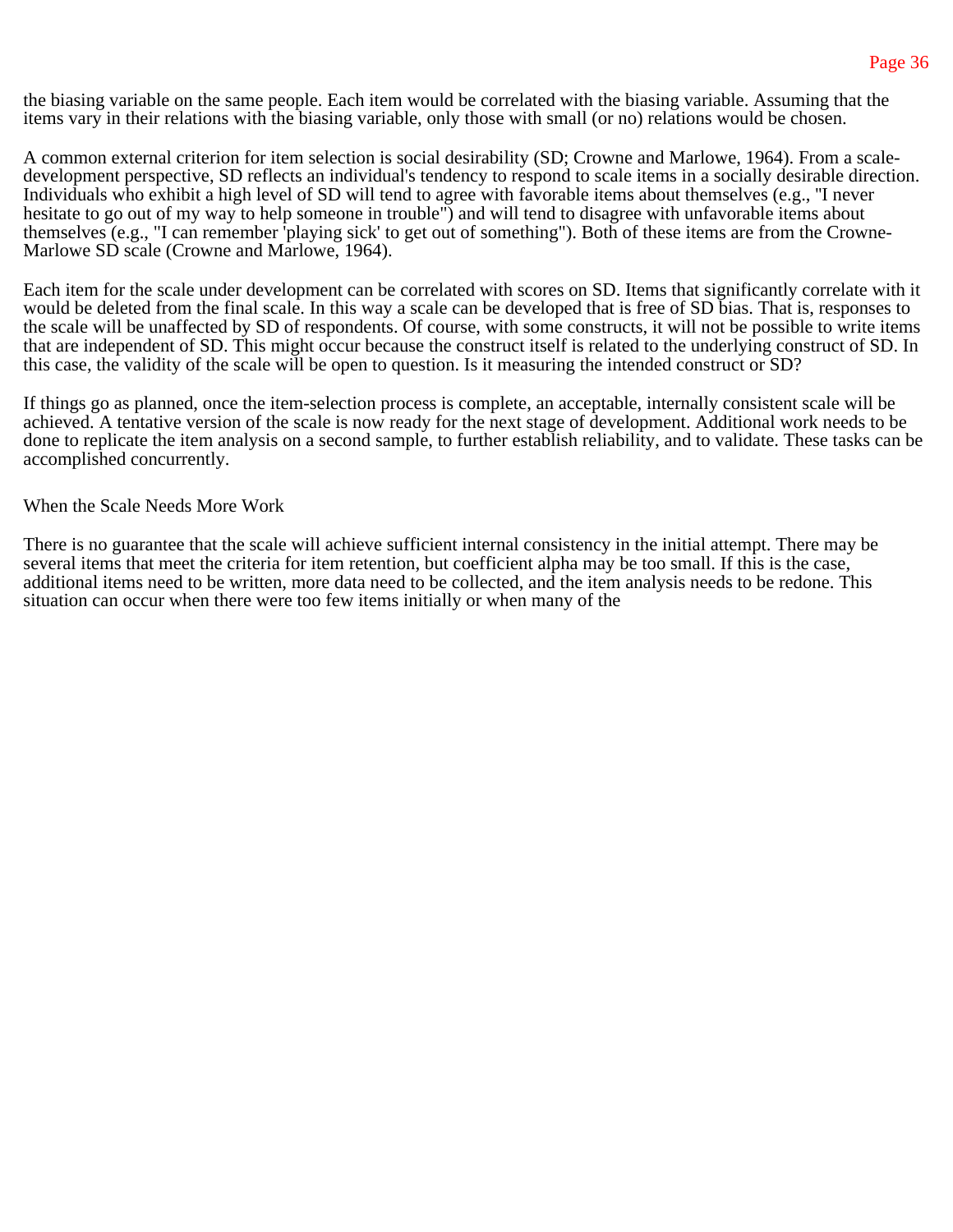the biasing variable on the same people. Each item would be correlated with the biasing variable. Assuming that the items vary in their relations with the biasing variable, only those with small (or no) relations would be chosen.

A common external criterion for item selection is social desirability (SD; Crowne and Marlowe, 1964). From a scale-development perspective, SD reflects an individual's tendency to respond to scale items in a socially desirable direction. Individuals who exhibit a high level of SD will tend to agree with favorable items about themselves (e.g., "I never hesitate to go out of my way to help someone in trouble") and will tend to disagree with unfavorable items about themselves (e.g., "I can remember 'playing sick' to get out of something"). Both of these items are from the Crowne-Marlowe SD scale (Crowne and Marlowe, 1964).

Each item for the scale under development can be correlated with scores on SD. Items that significantly correlate with it would be deleted from the final scale. In this way a scale can be developed that is free of SD bias. That is, responses to the scale will be unaffected by SD of respondents. Of course, with some constructs, it will not be possible to write items that are independent of SD. This might occur because the construct itself is related to the underlying construct of SD. In this case, the validity of the scale will be open to question. Is it measuring the intended construct or SD?

If things go as planned, once the item-selection process is complete, an acceptable, internally consistent scale will be achieved. A tentative version of the scale is now ready for the next stage of development. Additional work needs to be done to replicate the item analysis on a second sample, to further establish reliability, and to validate. These tasks can be accomplished concurrently.

## When the Scale Needs More Work

There is no guarantee that the scale will achieve sufficient internal consistency in the initial attempt. There may be several items that meet the criteria for item retention, but coefficient alpha may be too small. If this is the case, additional items need to be written, more data need to be collected, and the item analysis needs to be redone. This situation can occur when there were too few items initially or when many of the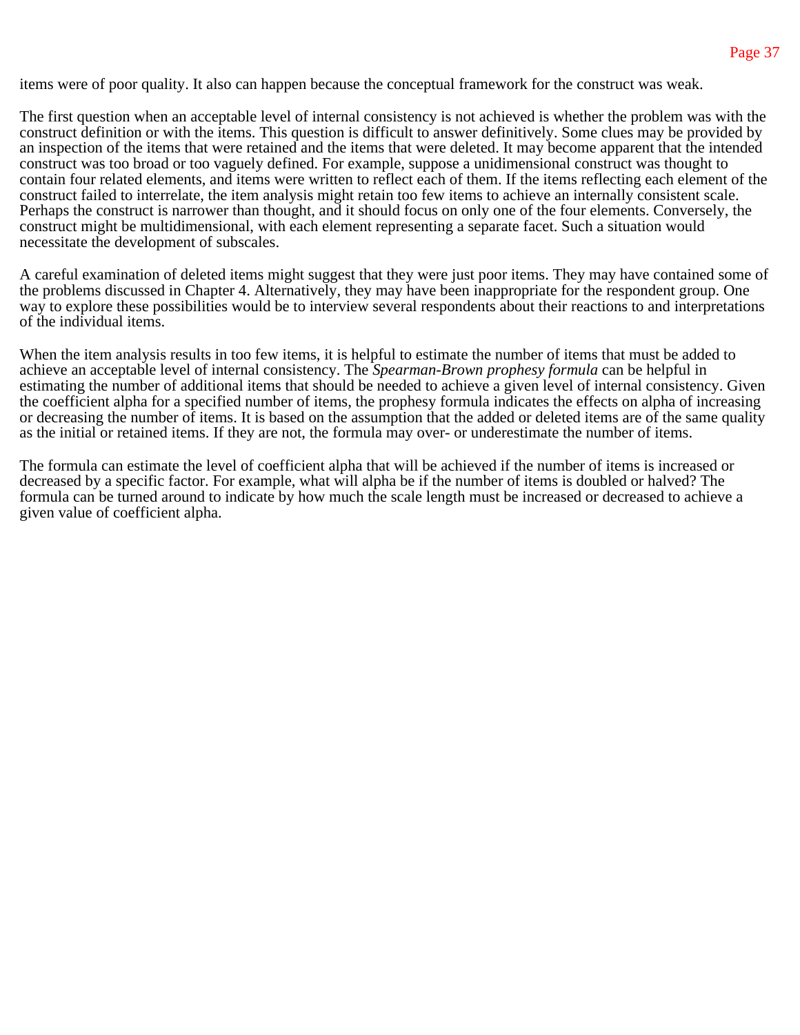items were of poor quality. It also can happen because the conceptual framework for the construct was weak.

The first question when an acceptable level of internal consistency is not achieved is whether the problem was with the construct definition or with the items. This question is difficult to answer definitively. Some clues may be provided by an inspection of the items that were retained and the items that were deleted. It may become apparent that the intended construct was too broad or too vaguely defined. For example, suppose a unidimensional construct was thought to contain four related elements, and items were written to reflect each of them. If the items reflecting each element of the construct failed to interrelate, the item analysis might retain too few items to achieve an internally consistent scale. Perhaps the construct is narrower than thought, and it should focus on only one of the four elements. Conversely, the construct might be multidimensional, with each element representing a separate facet. Such a situation would necessitate the development of subscales.

A careful examination of deleted items might suggest that they were just poor items. They may have contained some of the problems discussed in Chapter 4. Alternatively, they may have been inappropriate for the respondent group. One way to explore these possibilities would be to interview several respondents about their reactions to and interpretations of the individual items.

When the item analysis results in too few items, it is helpful to estimate the number of items that must be added to achieve an acceptable level of internal consistency. The *Spearman-Brown prophesy formula* can be helpful in estimating the number of additional items that should be needed to achieve a given level of internal consistency. Given the coefficient alpha for a specified number of items, the prophesy formula indicates the effects on alpha of increasing or decreasing the number of items. It is based on the assumption that the added or deleted items are of the same quality as the initial or retained items. If they are not, the formula may over- or underestimate the number of items.

The formula can estimate the level of coefficient alpha that will be achieved if the number of items is increased or decreased by a specific factor. For example, what will alpha be if the number of items is doubled or halved? The formula can be turned around to indicate by how much the scale length must be increased or decreased to achieve a given value of coefficient alpha.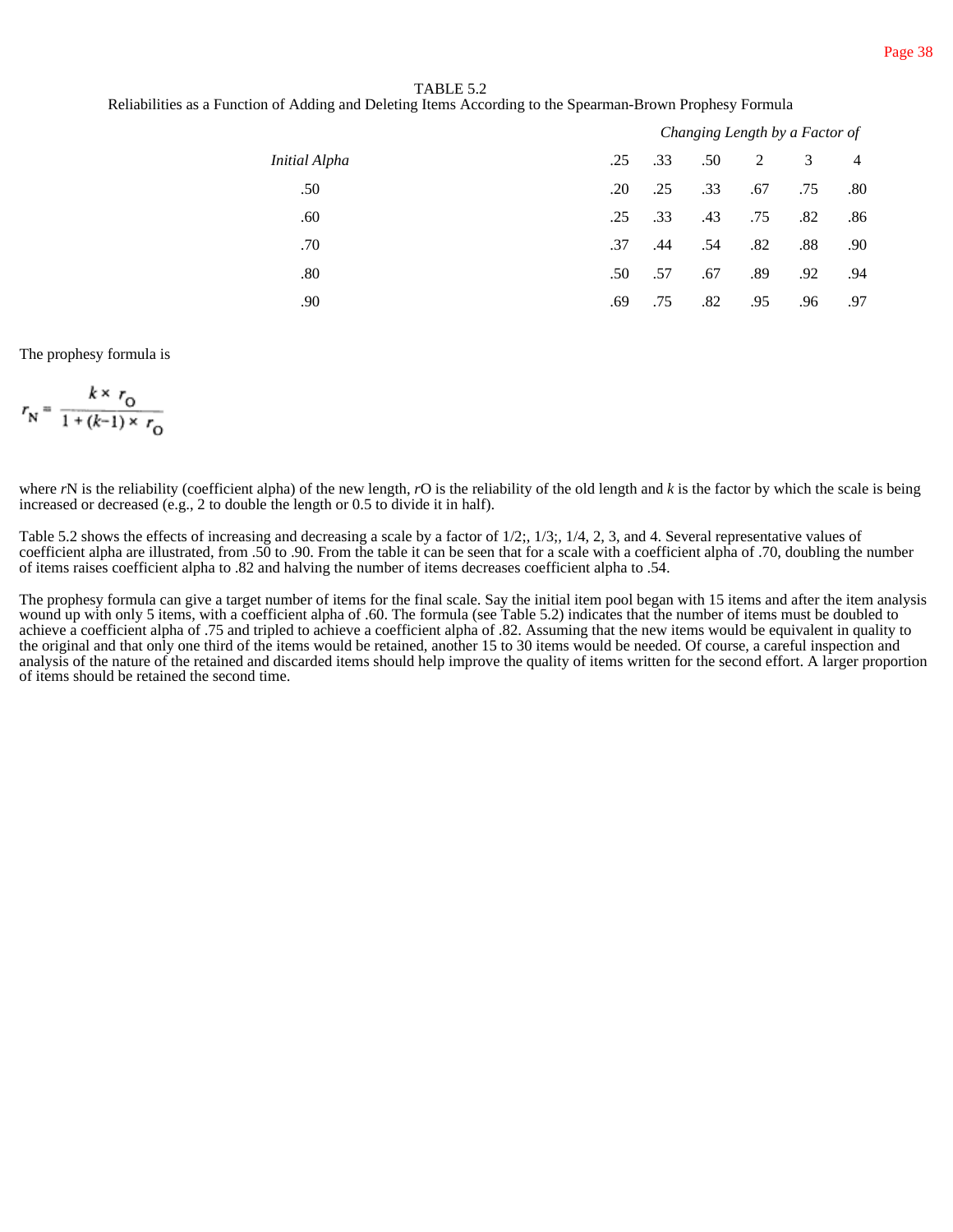TABLE 5.2
Reliabilities as a Function of Adding and Deleting Items According to the Spearman-Brown Prophesy Formula

| | *Changing Length by a Factor of* | | | | | |
|---|---|---|---|---|---|---|
| *Initial Alpha* | .25 | .33 | .50 | 2 | 3 | 4 |
| .50 | .20 | .25 | .33 | .67 | .75 | .80 |
| .60 | .25 | .33 | .43 | .75 | .82 | .86 |
| .70 | .37 | .44 | .54 | .82 | .88 | .90 |
| .80 | .50 | .57 | .67 | .89 | .92 | .94 |
| .90 | .69 | .75 | .82 | .95 | .96 | .97 |

The prophesy formula is

$$r_N = \frac{k \times r_O}{1 + (k-1) \times r_O}$$

where $r_N$ is the reliability (coefficient alpha) of the new length, $r_O$ is the reliability of the old length and $k$ is the factor by which the scale is being increased or decreased (e.g., 2 to double the length or 0.5 to divide it in half).

Table 5.2 shows the effects of increasing and decreasing a scale by a factor of 1/2;, 1/3;, 1/4, 2, 3, and 4. Several representative values of coefficient alpha are illustrated, from .50 to .90. From the table it can be seen that for a scale with a coefficient alpha of .70, doubling the number of items raises coefficient alpha to .82 and halving the number of items decreases coefficient alpha to .54.

The prophesy formula can give a target number of items for the final scale. Say the initial item pool began with 15 items and after the item analysis wound up with only 5 items, with a coefficient alpha of .60. The formula (see Table 5.2) indicates that the number of items must be doubled to achieve a coefficient alpha of .75 and tripled to achieve a coefficient alpha of .82. Assuming that the new items would be equivalent in quality to the original and that only one third of the items would be retained, another 15 to 30 items would be needed. Of course, a careful inspection and analysis of the nature of the retained and discarded items should help improve the quality of items written for the second effort. A larger proportion of items should be retained the second time.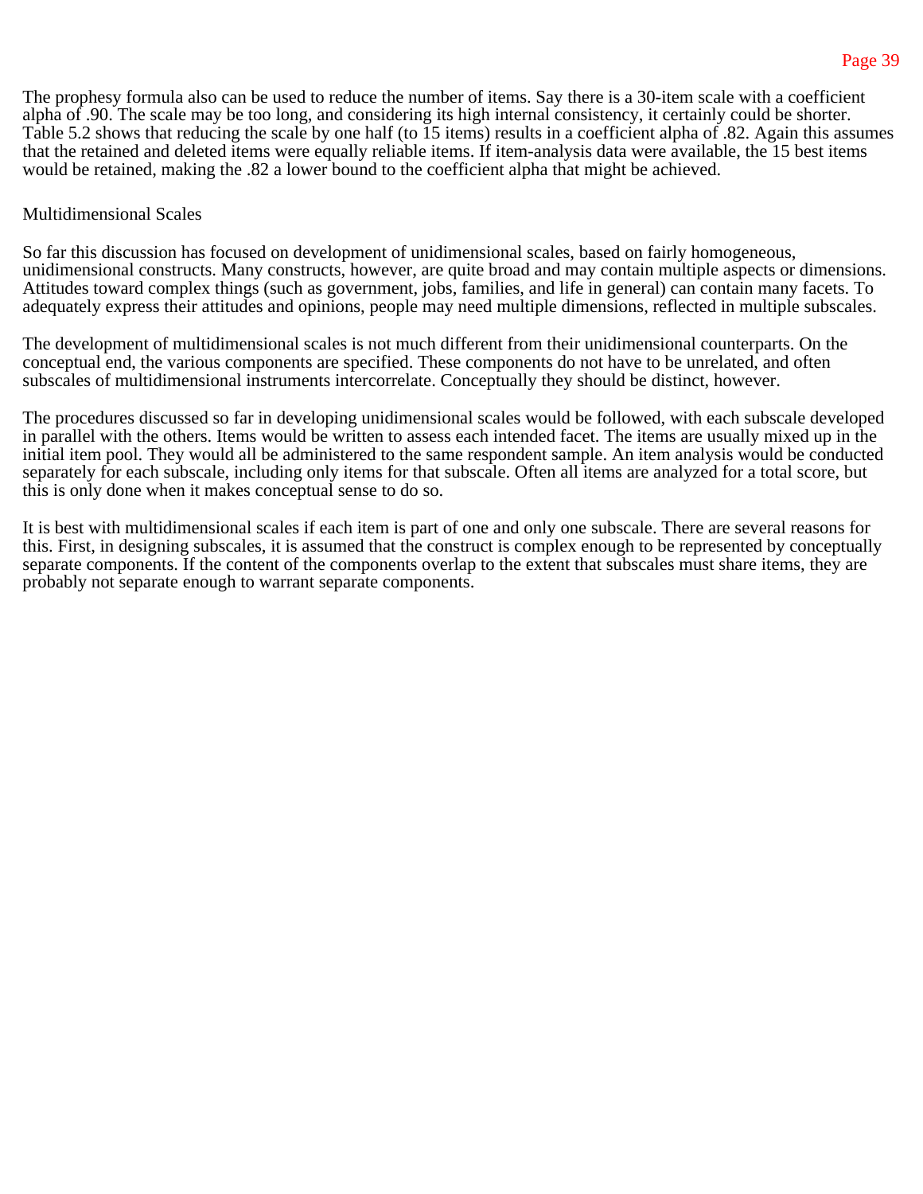The prophesy formula also can be used to reduce the number of items. Say there is a 30-item scale with a coefficient alpha of .90. The scale may be too long, and considering its high internal consistency, it certainly could be shorter. Table 5.2 shows that reducing the scale by one half (to 15 items) results in a coefficient alpha of .82. Again this assumes that the retained and deleted items were equally reliable items. If item-analysis data were available, the 15 best items would be retained, making the .82 a lower bound to the coefficient alpha that might be achieved.

## Multidimensional Scales

So far this discussion has focused on development of unidimensional scales, based on fairly homogeneous, unidimensional constructs. Many constructs, however, are quite broad and may contain multiple aspects or dimensions. Attitudes toward complex things (such as government, jobs, families, and life in general) can contain many facets. To adequately express their attitudes and opinions, people may need multiple dimensions, reflected in multiple subscales.

The development of multidimensional scales is not much different from their unidimensional counterparts. On the conceptual end, the various components are specified. These components do not have to be unrelated, and often subscales of multidimensional instruments intercorrelate. Conceptually they should be distinct, however.

The procedures discussed so far in developing unidimensional scales would be followed, with each subscale developed in parallel with the others. Items would be written to assess each intended facet. The items are usually mixed up in the initial item pool. They would all be administered to the same respondent sample. An item analysis would be conducted separately for each subscale, including only items for that subscale. Often all items are analyzed for a total score, but this is only done when it makes conceptual sense to do so.

It is best with multidimensional scales if each item is part of one and only one subscale. There are several reasons for this. First, in designing subscales, it is assumed that the construct is complex enough to be represented by conceptually separate components. If the content of the components overlap to the extent that subscales must share items, they are probably not separate enough to warrant separate components.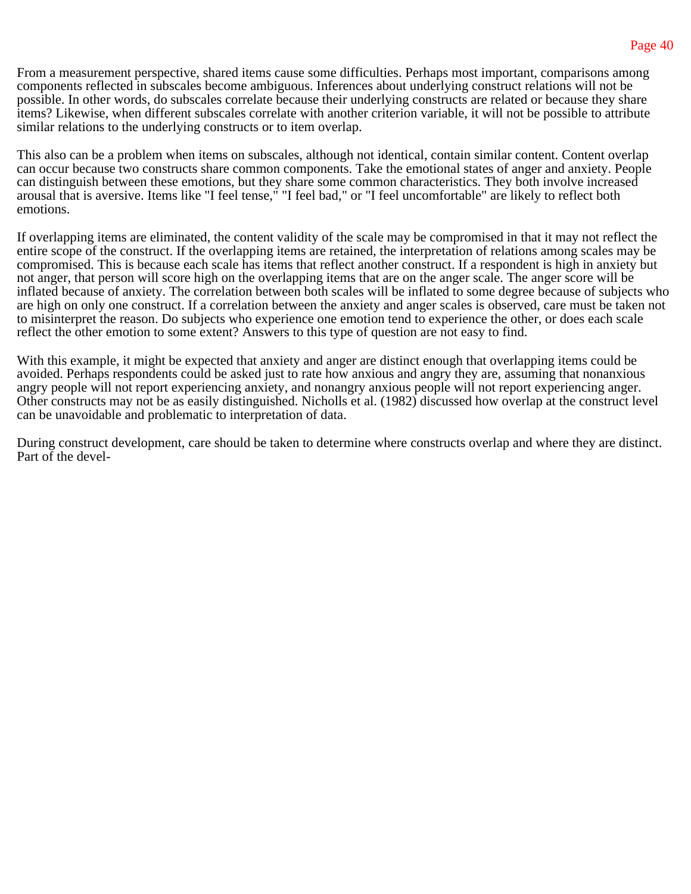From a measurement perspective, shared items cause some difficulties. Perhaps most important, comparisons among components reflected in subscales become ambiguous. Inferences about underlying construct relations will not be possible. In other words, do subscales correlate because their underlying constructs are related or because they share items? Likewise, when different subscales correlate with another criterion variable, it will not be possible to attribute similar relations to the underlying constructs or to item overlap.

This also can be a problem when items on subscales, although not identical, contain similar content. Content overlap can occur because two constructs share common components. Take the emotional states of anger and anxiety. People can distinguish between these emotions, but they share some common characteristics. They both involve increased arousal that is aversive. Items like "I feel tense," "I feel bad," or "I feel uncomfortable" are likely to reflect both emotions.

If overlapping items are eliminated, the content validity of the scale may be compromised in that it may not reflect the entire scope of the construct. If the overlapping items are retained, the interpretation of relations among scales may be compromised. This is because each scale has items that reflect another construct. If a respondent is high in anxiety but not anger, that person will score high on the overlapping items that are on the anger scale. The anger score will be inflated because of anxiety. The correlation between both scales will be inflated to some degree because of subjects who are high on only one construct. If a correlation between the anxiety and anger scales is observed, care must be taken not to misinterpret the reason. Do subjects who experience one emotion tend to experience the other, or does each scale reflect the other emotion to some extent? Answers to this type of question are not easy to find.

With this example, it might be expected that anxiety and anger are distinct enough that overlapping items could be avoided. Perhaps respondents could be asked just to rate how anxious and angry they are, assuming that nonanxious angry people will not report experiencing anxiety, and nonangry anxious people will not report experiencing anger. Other constructs may not be as easily distinguished. Nicholls et al. (1982) discussed how overlap at the construct level can be unavoidable and problematic to interpretation of data.

During construct development, care should be taken to determine where constructs overlap and where they are distinct. Part of the devel-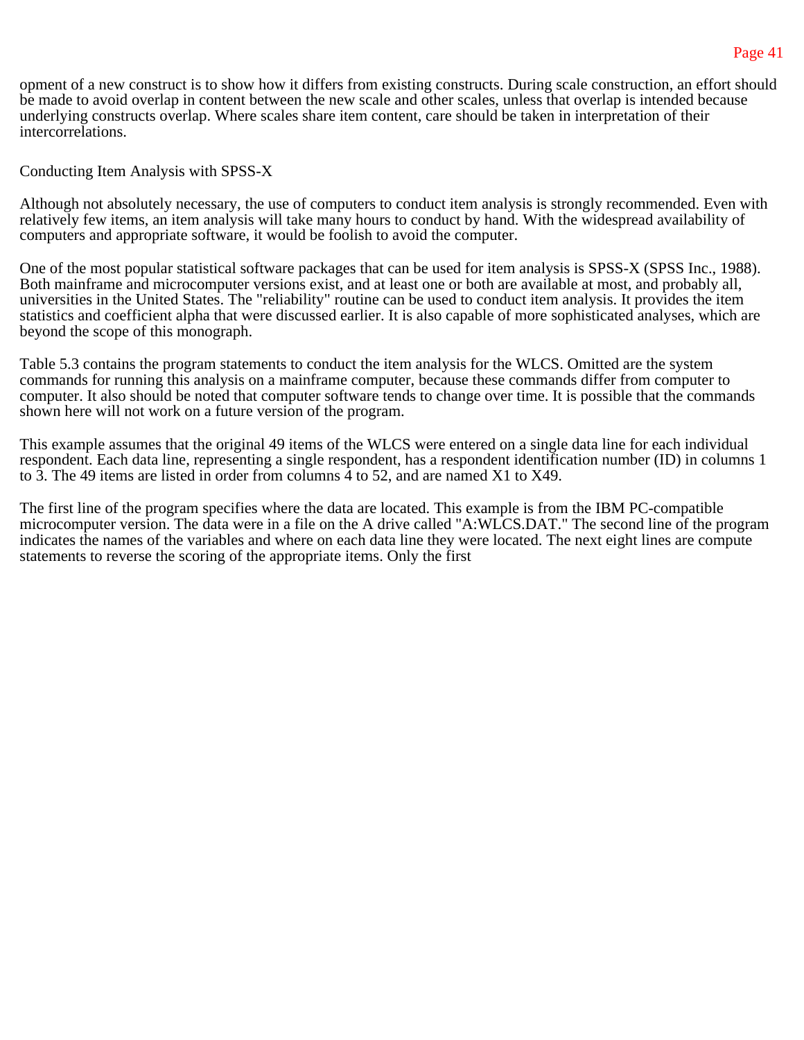opment of a new construct is to show how it differs from existing constructs. During scale construction, an effort should be made to avoid overlap in content between the new scale and other scales, unless that overlap is intended because underlying constructs overlap. Where scales share item content, care should be taken in interpretation of their intercorrelations.

## Conducting Item Analysis with SPSS-X

Although not absolutely necessary, the use of computers to conduct item analysis is strongly recommended. Even with relatively few items, an item analysis will take many hours to conduct by hand. With the widespread availability of computers and appropriate software, it would be foolish to avoid the computer.

One of the most popular statistical software packages that can be used for item analysis is SPSS-X (SPSS Inc., 1988). Both mainframe and microcomputer versions exist, and at least one or both are available at most, and probably all, universities in the United States. The "reliability" routine can be used to conduct item analysis. It provides the item statistics and coefficient alpha that were discussed earlier. It is also capable of more sophisticated analyses, which are beyond the scope of this monograph.

Table 5.3 contains the program statements to conduct the item analysis for the WLCS. Omitted are the system commands for running this analysis on a mainframe computer, because these commands differ from computer to computer. It also should be noted that computer software tends to change over time. It is possible that the commands shown here will not work on a future version of the program.

This example assumes that the original 49 items of the WLCS were entered on a single data line for each individual respondent. Each data line, representing a single respondent, has a respondent identification number (ID) in columns 1 to 3. The 49 items are listed in order from columns 4 to 52, and are named X1 to X49.

The first line of the program specifies where the data are located. This example is from the IBM PC-compatible microcomputer version. The data were in a file on the A drive called "A:WLCS.DAT." The second line of the program indicates the names of the variables and where on each data line they were located. The next eight lines are compute statements to reverse the scoring of the appropriate items. Only the first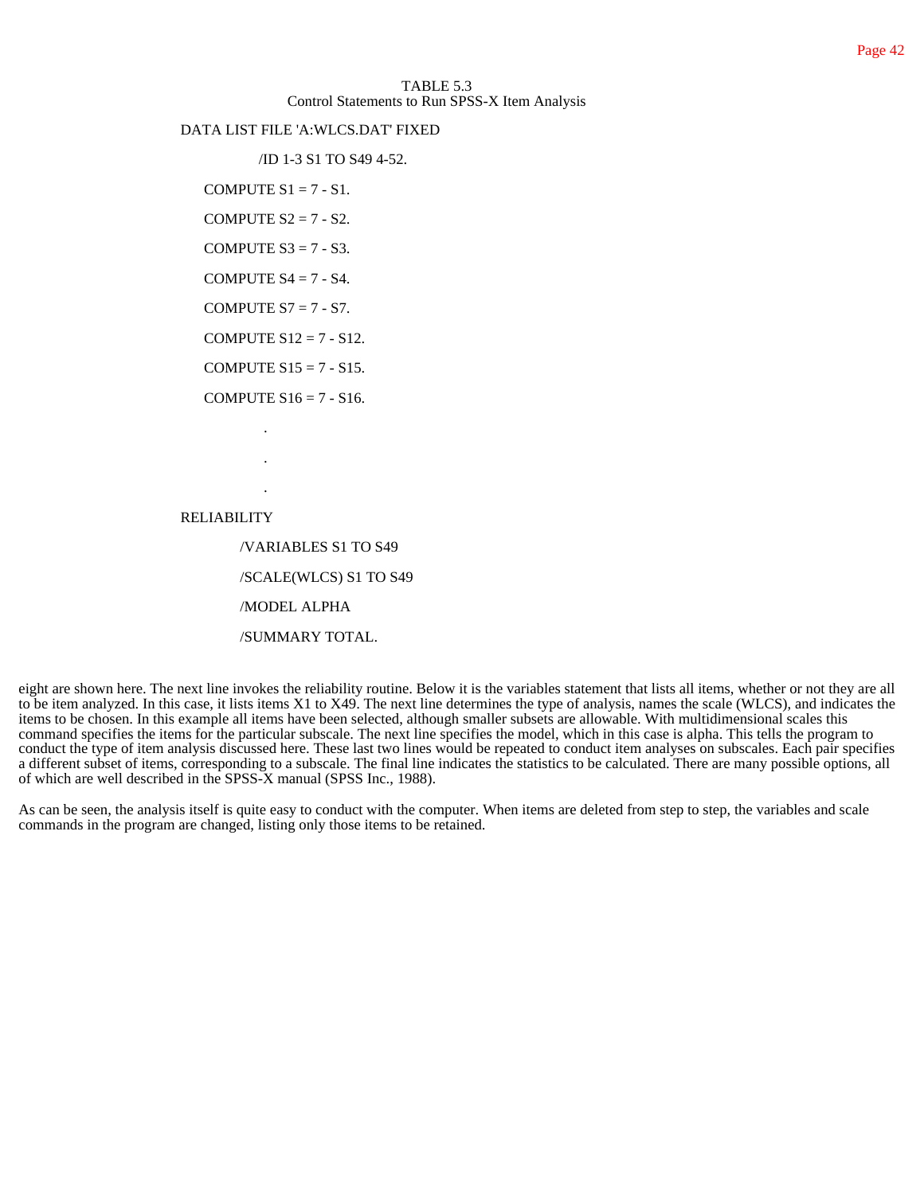TABLE 5.3
Control Statements to Run SPSS-X Item Analysis

```
DATA LIST FILE 'A:WLCS.DAT' FIXED
        /ID 1-3 S1 TO S49 4-52.
  COMPUTE S1 = 7 - S1.
  COMPUTE S2 = 7 - S2.
  COMPUTE S3 = 7 - S3.
  COMPUTE S4 = 7 - S4.
  COMPUTE S7 = 7 - S7.
  COMPUTE S12 = 7 - S12.
  COMPUTE S15 = 7 - S15.
  COMPUTE S16 = 7 - S16.
        .
        .
        .
RELIABILITY
       /VARIABLES S1 TO S49
       /SCALE(WLCS) S1 TO S49
       /MODEL ALPHA
       /SUMMARY TOTAL.
```

eight are shown here. The next line invokes the reliability routine. Below it is the variables statement that lists all items, whether or not they are all to be item analyzed. In this case, it lists items X1 to X49. The next line determines the type of analysis, names the scale (WLCS), and indicates the items to be chosen. In this example all items have been selected, although smaller subsets are allowable. With multidimensional scales this command specifies the items for the particular subscale. The next line specifies the model, which in this case is alpha. This tells the program to conduct the type of item analysis discussed here. These last two lines would be repeated to conduct item analyses on subscales. Each pair specifies a different subset of items, corresponding to a subscale. The final line indicates the statistics to be calculated. There are many possible options, all of which are well described in the SPSS-X manual (SPSS Inc., 1988).

As can be seen, the analysis itself is quite easy to conduct with the computer. When items are deleted from step to step, the variables and scale commands in the program are changed, listing only those items to be retained.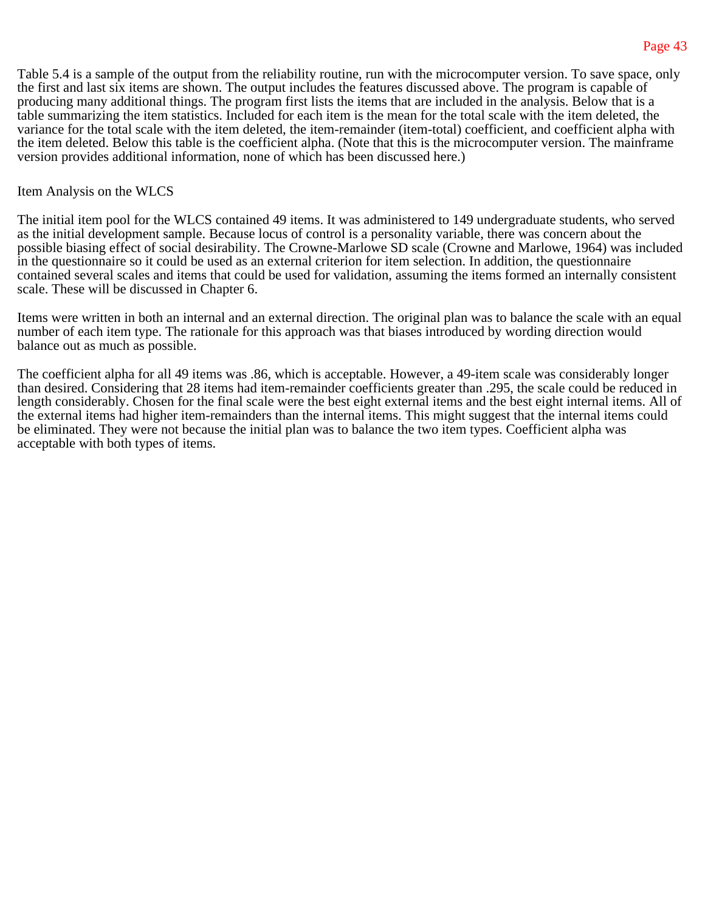Table 5.4 is a sample of the output from the reliability routine, run with the microcomputer version. To save space, only the first and last six items are shown. The output includes the features discussed above. The program is capable of producing many additional things. The program first lists the items that are included in the analysis. Below that is a table summarizing the item statistics. Included for each item is the mean for the total scale with the item deleted, the variance for the total scale with the item deleted, the item-remainder (item-total) coefficient, and coefficient alpha with the item deleted. Below this table is the coefficient alpha. (Note that this is the microcomputer version. The mainframe version provides additional information, none of which has been discussed here.)

## Item Analysis on the WLCS

The initial item pool for the WLCS contained 49 items. It was administered to 149 undergraduate students, who served as the initial development sample. Because locus of control is a personality variable, there was concern about the possible biasing effect of social desirability. The Crowne-Marlowe SD scale (Crowne and Marlowe, 1964) was included in the questionnaire so it could be used as an external criterion for item selection. In addition, the questionnaire contained several scales and items that could be used for validation, assuming the items formed an internally consistent scale. These will be discussed in Chapter 6.

Items were written in both an internal and an external direction. The original plan was to balance the scale with an equal number of each item type. The rationale for this approach was that biases introduced by wording direction would balance out as much as possible.

The coefficient alpha for all 49 items was .86, which is acceptable. However, a 49-item scale was considerably longer than desired. Considering that 28 items had item-remainder coefficients greater than .295, the scale could be reduced in length considerably. Chosen for the final scale were the best eight external items and the best eight internal items. All of the external items had higher item-remainders than the internal items. This might suggest that the internal items could be eliminated. They were not because the initial plan was to balance the two item types. Coefficient alpha was acceptable with both types of items.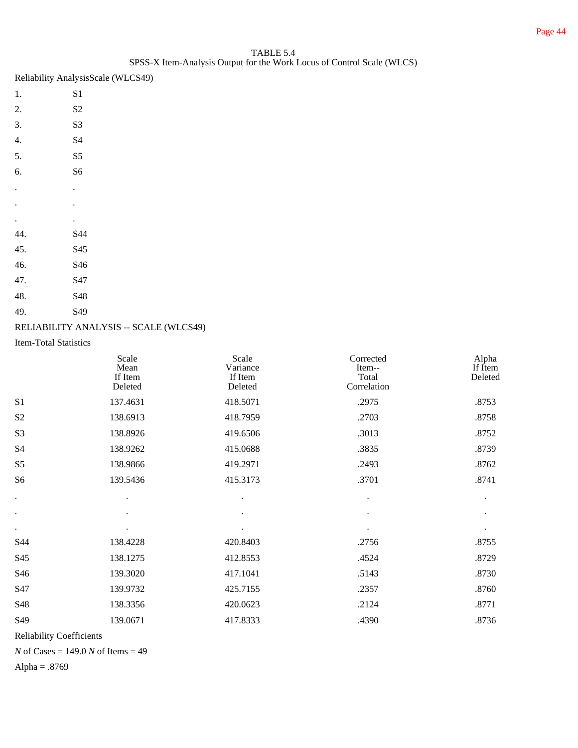TABLE 5.4
SPSS-X Item-Analysis Output for the Work Locus of Control Scale (WLCS)

Reliability AnalysisScale (WLCS49)

|  |  |
|---|---|
| 1. | S1 |
| 2. | S2 |
| 3. | S3 |
| 4. | S4 |
| 5. | S5 |
| 6. | S6 |
| . | . |
| . | . |
| . | . |
| 44. | S44 |
| 45. | S45 |
| 46. | S46 |
| 47. | S47 |
| 48. | S48 |
| 49. | S49 |

RELIABILITY ANALYSIS -- SCALE (WLCS49)

Item-Total Statistics

|  | Scale Mean If Item Deleted | Scale Variance If Item Deleted | Corrected Item-- Total Correlation | Alpha If Item Deleted |
|---|---|---|---|---|
| S1 | 137.4631 | 418.5071 | .2975 | .8753 |
| S2 | 138.6913 | 418.7959 | .2703 | .8758 |
| S3 | 138.8926 | 419.6506 | .3013 | .8752 |
| S4 | 138.9262 | 415.0688 | .3835 | .8739 |
| S5 | 138.9866 | 419.2971 | .2493 | .8762 |
| S6 | 139.5436 | 415.3173 | .3701 | .8741 |
| . | . | . | . | . |
| . | . | . | . | . |
| . | . | . | . | . |
| S44 | 138.4228 | 420.8403 | .2756 | .8755 |
| S45 | 138.1275 | 412.8553 | .4524 | .8729 |
| S46 | 139.3020 | 417.1041 | .5143 | .8730 |
| S47 | 139.9732 | 425.7155 | .2357 | .8760 |
| S48 | 138.3356 | 420.0623 | .2124 | .8771 |
| S49 | 139.0671 | 417.8333 | .4390 | .8736 |

Reliability Coefficients

*N* of Cases = 149.0 *N* of Items = 49

Alpha = .8769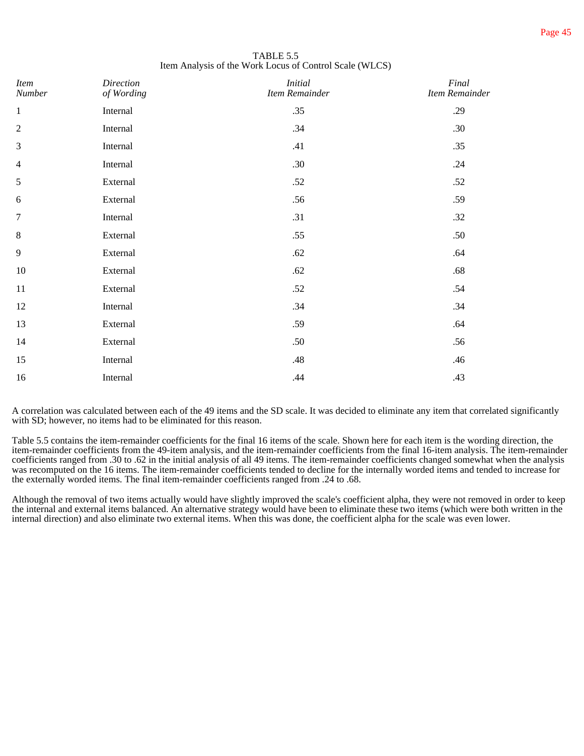TABLE 5.5
Item Analysis of the Work Locus of Control Scale (WLCS)

| *Item Number* | *Direction of Wording* | *Initial Item Remainder* | *Final Item Remainder* |
|---|---|---|---|
| 1 | Internal | .35 | .29 |
| 2 | Internal | .34 | .30 |
| 3 | Internal | .41 | .35 |
| 4 | Internal | .30 | .24 |
| 5 | External | .52 | .52 |
| 6 | External | .56 | .59 |
| 7 | Internal | .31 | .32 |
| 8 | External | .55 | .50 |
| 9 | External | .62 | .64 |
| 10 | External | .62 | .68 |
| 11 | External | .52 | .54 |
| 12 | Internal | .34 | .34 |
| 13 | External | .59 | .64 |
| 14 | External | .50 | .56 |
| 15 | Internal | .48 | .46 |
| 16 | Internal | .44 | .43 |

A correlation was calculated between each of the 49 items and the SD scale. It was decided to eliminate any item that correlated significantly with SD; however, no items had to be eliminated for this reason.

Table 5.5 contains the item-remainder coefficients for the final 16 items of the scale. Shown here for each item is the wording direction, the item-remainder coefficients from the 49-item analysis, and the item-remainder coefficients from the final 16-item analysis. The item-remainder coefficients ranged from .30 to .62 in the initial analysis of all 49 items. The item-remainder coefficients changed somewhat when the analysis was recomputed on the 16 items. The item-remainder coefficients tended to decline for the internally worded items and tended to increase for the externally worded items. The final item-remainder coefficients ranged from .24 to .68.

Although the removal of two items actually would have slightly improved the scale's coefficient alpha, they were not removed in order to keep the internal and external items balanced. An alternative strategy would have been to eliminate these two items (which were both written in the internal direction) and also eliminate two external items. When this was done, the coefficient alpha for the scale was even lower.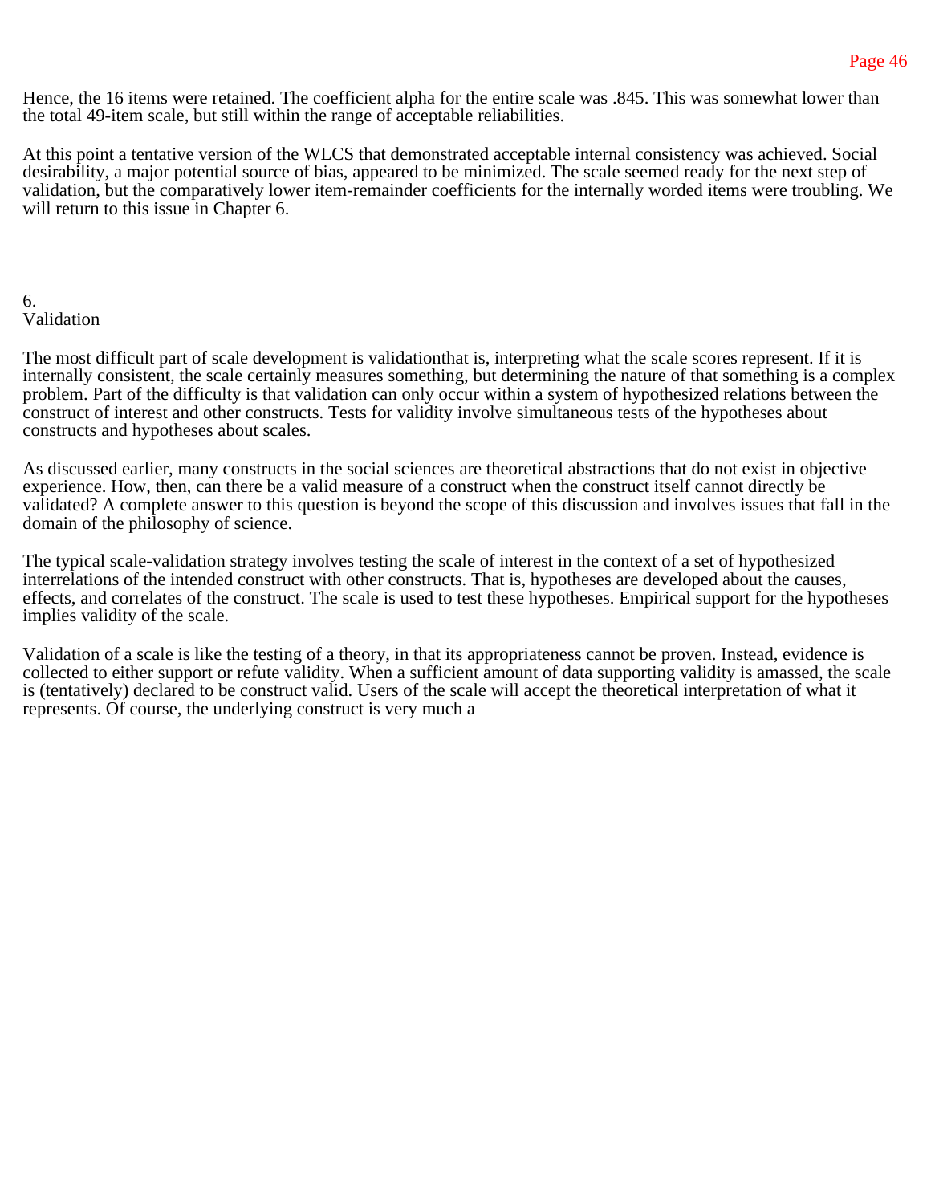Hence, the 16 items were retained. The coefficient alpha for the entire scale was .845. This was somewhat lower than the total 49-item scale, but still within the range of acceptable reliabilities.

At this point a tentative version of the WLCS that demonstrated acceptable internal consistency was achieved. Social desirability, a major potential source of bias, appeared to be minimized. The scale seemed ready for the next step of validation, but the comparatively lower item-remainder coefficients for the internally worded items were troubling. We will return to this issue in Chapter 6.

# 6. Validation

The most difficult part of scale development is validationthat is, interpreting what the scale scores represent. If it is internally consistent, the scale certainly measures something, but determining the nature of that something is a complex problem. Part of the difficulty is that validation can only occur within a system of hypothesized relations between the construct of interest and other constructs. Tests for validity involve simultaneous tests of the hypotheses about constructs and hypotheses about scales.

As discussed earlier, many constructs in the social sciences are theoretical abstractions that do not exist in objective experience. How, then, can there be a valid measure of a construct when the construct itself cannot directly be validated? A complete answer to this question is beyond the scope of this discussion and involves issues that fall in the domain of the philosophy of science.

The typical scale-validation strategy involves testing the scale of interest in the context of a set of hypothesized interrelations of the intended construct with other constructs. That is, hypotheses are developed about the causes, effects, and correlates of the construct. The scale is used to test these hypotheses. Empirical support for the hypotheses implies validity of the scale.

Validation of a scale is like the testing of a theory, in that its appropriateness cannot be proven. Instead, evidence is collected to either support or refute validity. When a sufficient amount of data supporting validity is amassed, the scale is (tentatively) declared to be construct valid. Users of the scale will accept the theoretical interpretation of what it represents. Of course, the underlying construct is very much a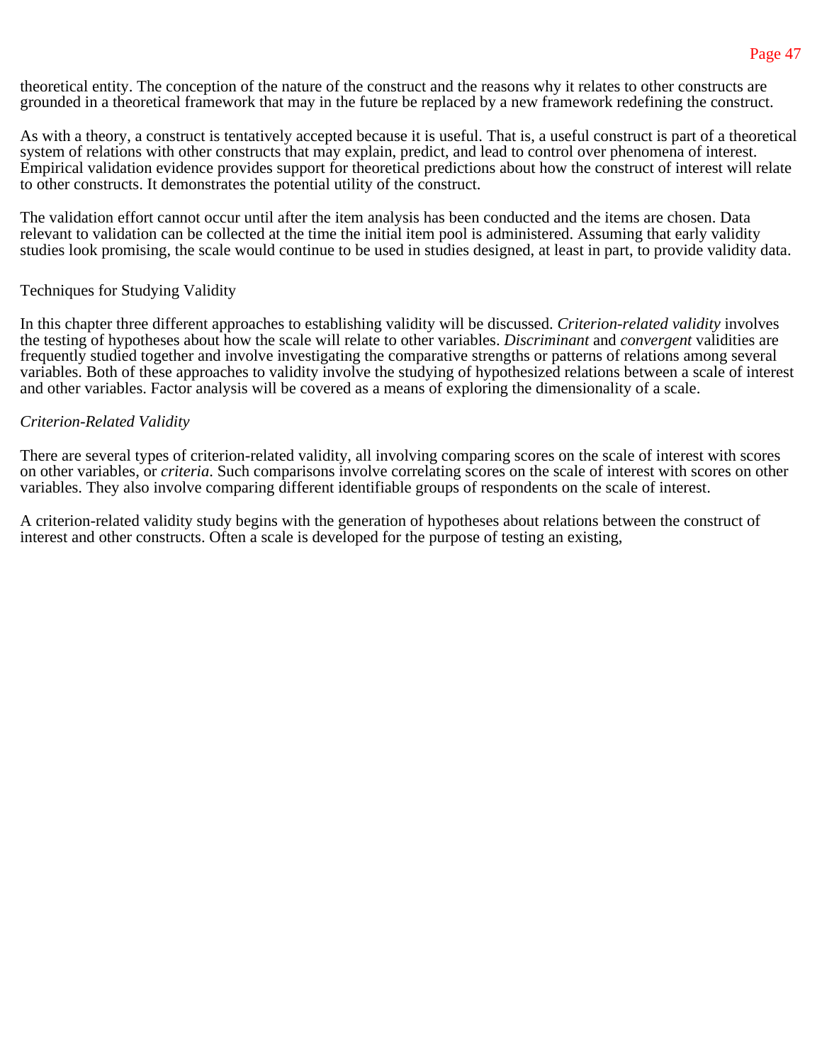theoretical entity. The conception of the nature of the construct and the reasons why it relates to other constructs are grounded in a theoretical framework that may in the future be replaced by a new framework redefining the construct.

As with a theory, a construct is tentatively accepted because it is useful. That is, a useful construct is part of a theoretical system of relations with other constructs that may explain, predict, and lead to control over phenomena of interest. Empirical validation evidence provides support for theoretical predictions about how the construct of interest will relate to other constructs. It demonstrates the potential utility of the construct.

The validation effort cannot occur until after the item analysis has been conducted and the items are chosen. Data relevant to validation can be collected at the time the initial item pool is administered. Assuming that early validity studies look promising, the scale would continue to be used in studies designed, at least in part, to provide validity data.

## Techniques for Studying Validity

In this chapter three different approaches to establishing validity will be discussed. *Criterion-related validity* involves the testing of hypotheses about how the scale will relate to other variables. *Discriminant* and *convergent* validities are frequently studied together and involve investigating the comparative strengths or patterns of relations among several variables. Both of these approaches to validity involve the studying of hypothesized relations between a scale of interest and other variables. Factor analysis will be covered as a means of exploring the dimensionality of a scale.

### *Criterion-Related Validity*

There are several types of criterion-related validity, all involving comparing scores on the scale of interest with scores on other variables, or *criteria*. Such comparisons involve correlating scores on the scale of interest with scores on other variables. They also involve comparing different identifiable groups of respondents on the scale of interest.

A criterion-related validity study begins with the generation of hypotheses about relations between the construct of interest and other constructs. Often a scale is developed for the purpose of testing an existing,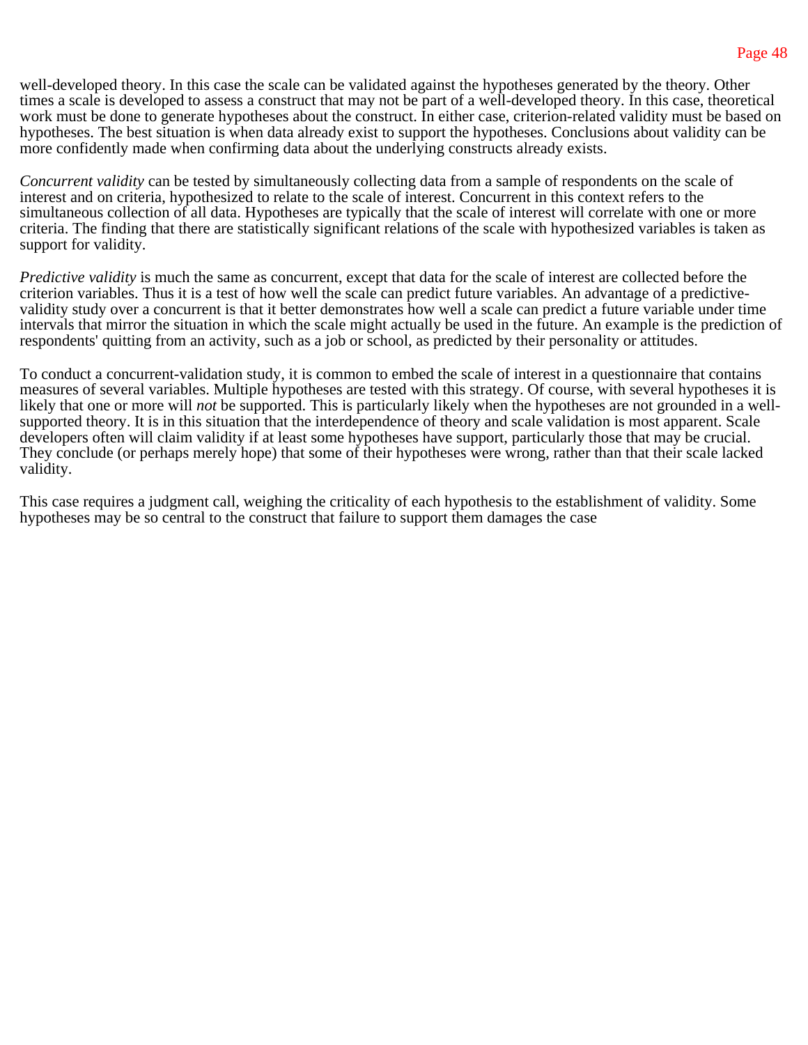well-developed theory. In this case the scale can be validated against the hypotheses generated by the theory. Other times a scale is developed to assess a construct that may not be part of a well-developed theory. In this case, theoretical work must be done to generate hypotheses about the construct. In either case, criterion-related validity must be based on hypotheses. The best situation is when data already exist to support the hypotheses. Conclusions about validity can be more confidently made when confirming data about the underlying constructs already exists.

*Concurrent validity* can be tested by simultaneously collecting data from a sample of respondents on the scale of interest and on criteria, hypothesized to relate to the scale of interest. Concurrent in this context refers to the simultaneous collection of all data. Hypotheses are typically that the scale of interest will correlate with one or more criteria. The finding that there are statistically significant relations of the scale with hypothesized variables is taken as support for validity.

*Predictive validity* is much the same as concurrent, except that data for the scale of interest are collected before the criterion variables. Thus it is a test of how well the scale can predict future variables. An advantage of a predictive-validity study over a concurrent is that it better demonstrates how well a scale can predict a future variable under time intervals that mirror the situation in which the scale might actually be used in the future. An example is the prediction of respondents' quitting from an activity, such as a job or school, as predicted by their personality or attitudes.

To conduct a concurrent-validation study, it is common to embed the scale of interest in a questionnaire that contains measures of several variables. Multiple hypotheses are tested with this strategy. Of course, with several hypotheses it is likely that one or more will *not* be supported. This is particularly likely when the hypotheses are not grounded in a well-supported theory. It is in this situation that the interdependence of theory and scale validation is most apparent. Scale developers often will claim validity if at least some hypotheses have support, particularly those that may be crucial. They conclude (or perhaps merely hope) that some of their hypotheses were wrong, rather than that their scale lacked validity.

This case requires a judgment call, weighing the criticality of each hypothesis to the establishment of validity. Some hypotheses may be so central to the construct that failure to support them damages the case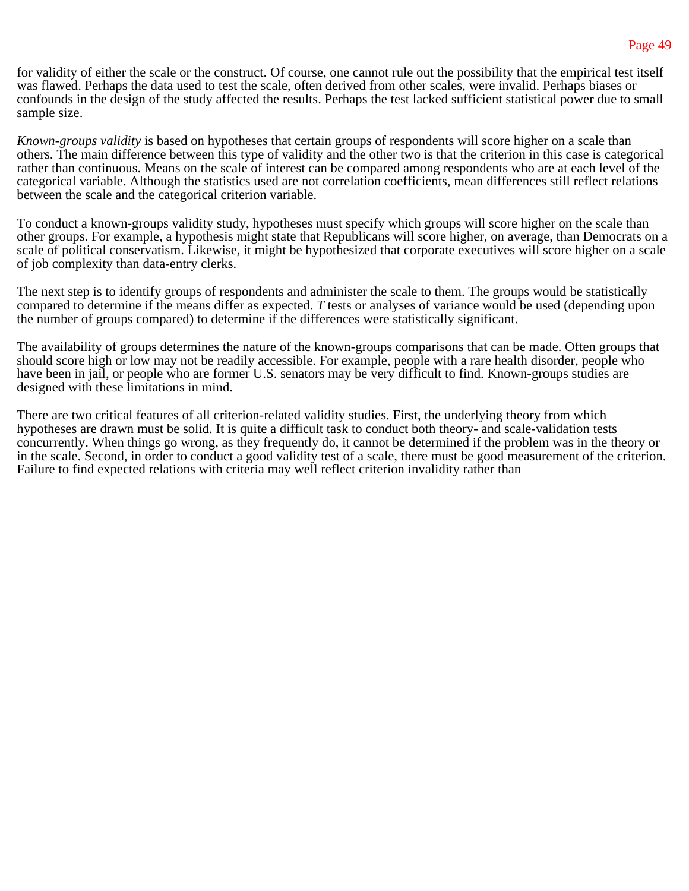for validity of either the scale or the construct. Of course, one cannot rule out the possibility that the empirical test itself was flawed. Perhaps the data used to test the scale, often derived from other scales, were invalid. Perhaps biases or confounds in the design of the study affected the results. Perhaps the test lacked sufficient statistical power due to small sample size.

*Known-groups validity* is based on hypotheses that certain groups of respondents will score higher on a scale than others. The main difference between this type of validity and the other two is that the criterion in this case is categorical rather than continuous. Means on the scale of interest can be compared among respondents who are at each level of the categorical variable. Although the statistics used are not correlation coefficients, mean differences still reflect relations between the scale and the categorical criterion variable.

To conduct a known-groups validity study, hypotheses must specify which groups will score higher on the scale than other groups. For example, a hypothesis might state that Republicans will score higher, on average, than Democrats on a scale of political conservatism. Likewise, it might be hypothesized that corporate executives will score higher on a scale of job complexity than data-entry clerks.

The next step is to identify groups of respondents and administer the scale to them. The groups would be statistically compared to determine if the means differ as expected. *T* tests or analyses of variance would be used (depending upon the number of groups compared) to determine if the differences were statistically significant.

The availability of groups determines the nature of the known-groups comparisons that can be made. Often groups that should score high or low may not be readily accessible. For example, people with a rare health disorder, people who have been in jail, or people who are former U.S. senators may be very difficult to find. Known-groups studies are designed with these limitations in mind.

There are two critical features of all criterion-related validity studies. First, the underlying theory from which hypotheses are drawn must be solid. It is quite a difficult task to conduct both theory- and scale-validation tests concurrently. When things go wrong, as they frequently do, it cannot be determined if the problem was in the theory or in the scale. Second, in order to conduct a good validity test of a scale, there must be good measurement of the criterion. Failure to find expected relations with criteria may well reflect criterion invalidity rather than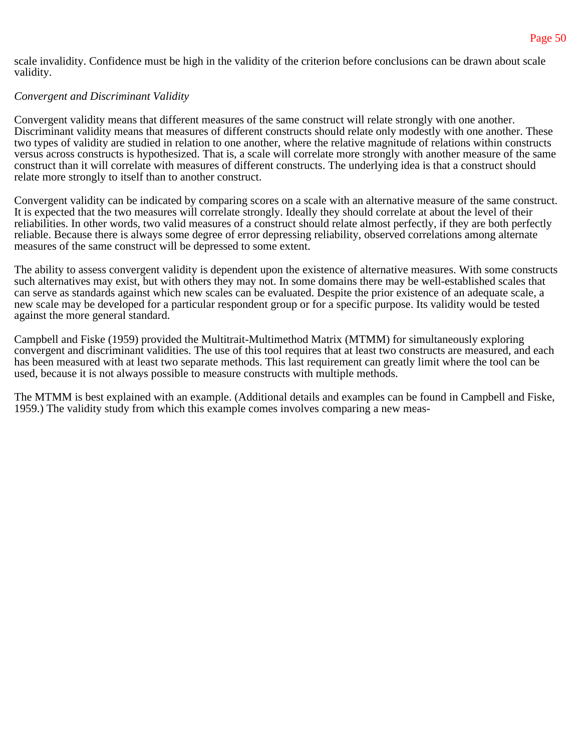scale invalidity. Confidence must be high in the validity of the criterion before conclusions can be drawn about scale validity.

*Convergent and Discriminant Validity*

Convergent validity means that different measures of the same construct will relate strongly with one another. Discriminant validity means that measures of different constructs should relate only modestly with one another. These two types of validity are studied in relation to one another, where the relative magnitude of relations within constructs versus across constructs is hypothesized. That is, a scale will correlate more strongly with another measure of the same construct than it will correlate with measures of different constructs. The underlying idea is that a construct should relate more strongly to itself than to another construct.

Convergent validity can be indicated by comparing scores on a scale with an alternative measure of the same construct. It is expected that the two measures will correlate strongly. Ideally they should correlate at about the level of their reliabilities. In other words, two valid measures of a construct should relate almost perfectly, if they are both perfectly reliable. Because there is always some degree of error depressing reliability, observed correlations among alternate measures of the same construct will be depressed to some extent.

The ability to assess convergent validity is dependent upon the existence of alternative measures. With some constructs such alternatives may exist, but with others they may not. In some domains there may be well-established scales that can serve as standards against which new scales can be evaluated. Despite the prior existence of an adequate scale, a new scale may be developed for a particular respondent group or for a specific purpose. Its validity would be tested against the more general standard.

Campbell and Fiske (1959) provided the Multitrait-Multimethod Matrix (MTMM) for simultaneously exploring convergent and discriminant validities. The use of this tool requires that at least two constructs are measured, and each has been measured with at least two separate methods. This last requirement can greatly limit where the tool can be used, because it is not always possible to measure constructs with multiple methods.

The MTMM is best explained with an example. (Additional details and examples can be found in Campbell and Fiske, 1959.) The validity study from which this example comes involves comparing a new meas-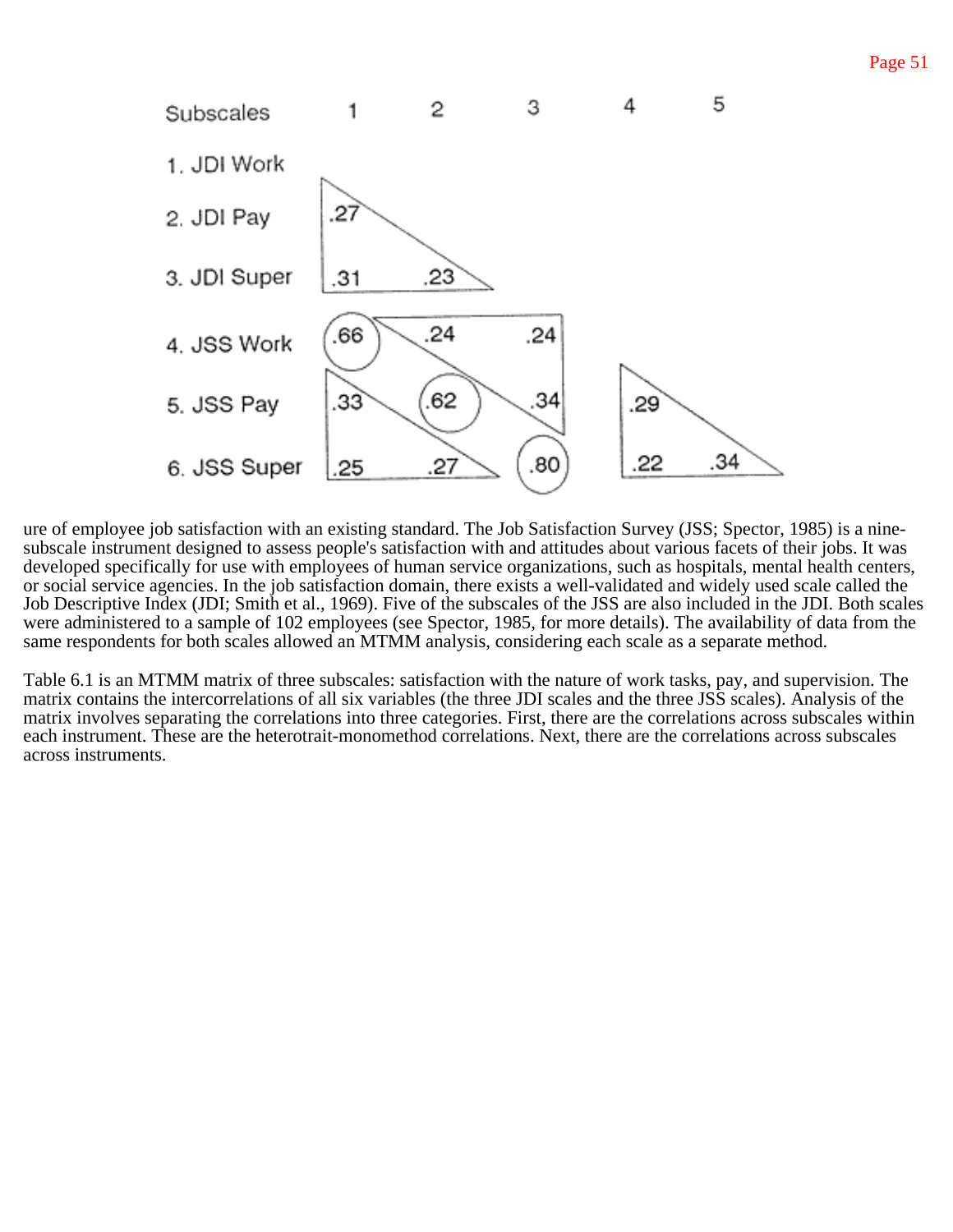| Subscales | 1 | 2 | 3 | 4 | 5 |
|---|---|---|---|---|---|
| 1. JDI Work | | | | | |
| 2. JDI Pay | .27 | | | | |
| 3. JDI Super | .31 | .23 | | | |
| 4. JSS Work | .66 | .24 | .24 | | |
| 5. JSS Pay | .33 | .62 | .34 | .29 | |
| 6. JSS Super | .25 | .27 | .80 | .22 | .34 |

ure of employee job satisfaction with an existing standard. The Job Satisfaction Survey (JSS; Spector, 1985) is a nine-subscale instrument designed to assess people's satisfaction with and attitudes about various facets of their jobs. It was developed specifically for use with employees of human service organizations, such as hospitals, mental health centers, or social service agencies. In the job satisfaction domain, there exists a well-validated and widely used scale called the Job Descriptive Index (JDI; Smith et al., 1969). Five of the subscales of the JSS are also included in the JDI. Both scales were administered to a sample of 102 employees (see Spector, 1985, for more details). The availability of data from the same respondents for both scales allowed an MTMM analysis, considering each scale as a separate method.

Table 6.1 is an MTMM matrix of three subscales: satisfaction with the nature of work tasks, pay, and supervision. The matrix contains the intercorrelations of all six variables (the three JDI scales and the three JSS scales). Analysis of the matrix involves separating the correlations into three categories. First, there are the correlations across subscales within each instrument. These are the heterotrait-monomethod correlations. Next, there are the correlations across subscales across instruments.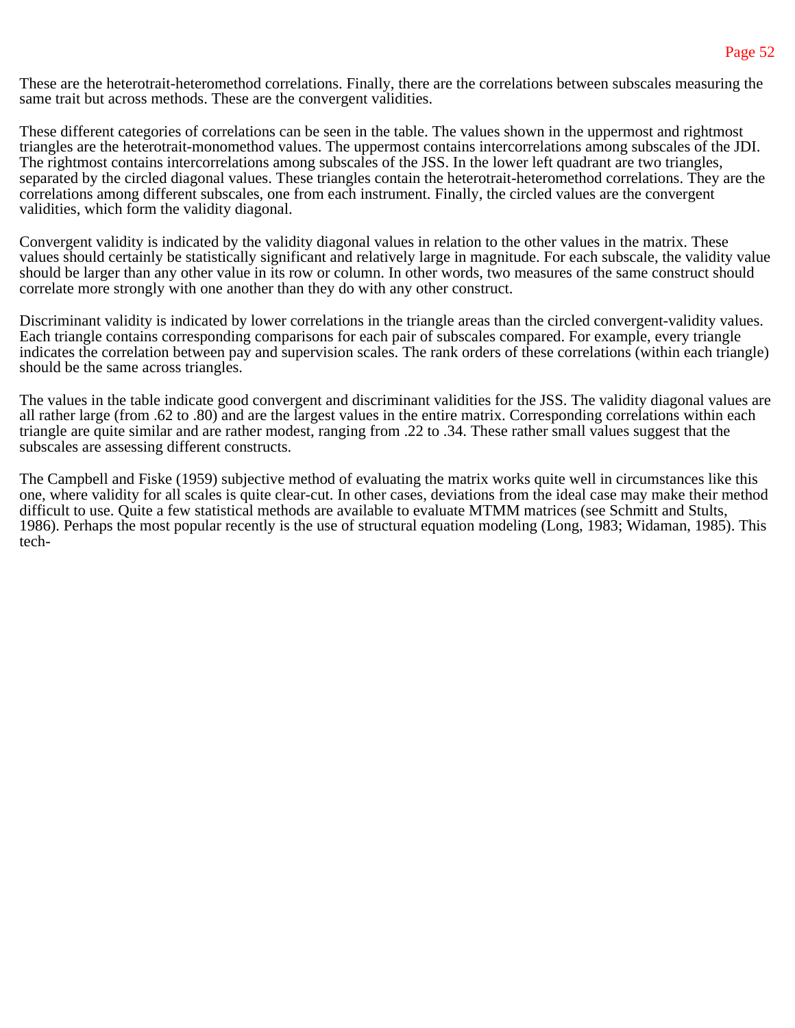These are the heterotrait-heteromethod correlations. Finally, there are the correlations between subscales measuring the same trait but across methods. These are the convergent validities.

These different categories of correlations can be seen in the table. The values shown in the uppermost and rightmost triangles are the heterotrait-monomethod values. The uppermost contains intercorrelations among subscales of the JDI. The rightmost contains intercorrelations among subscales of the JSS. In the lower left quadrant are two triangles, separated by the circled diagonal values. These triangles contain the heterotrait-heteromethod correlations. They are the correlations among different subscales, one from each instrument. Finally, the circled values are the convergent validities, which form the validity diagonal.

Convergent validity is indicated by the validity diagonal values in relation to the other values in the matrix. These values should certainly be statistically significant and relatively large in magnitude. For each subscale, the validity value should be larger than any other value in its row or column. In other words, two measures of the same construct should correlate more strongly with one another than they do with any other construct.

Discriminant validity is indicated by lower correlations in the triangle areas than the circled convergent-validity values. Each triangle contains corresponding comparisons for each pair of subscales compared. For example, every triangle indicates the correlation between pay and supervision scales. The rank orders of these correlations (within each triangle) should be the same across triangles.

The values in the table indicate good convergent and discriminant validities for the JSS. The validity diagonal values are all rather large (from .62 to .80) and are the largest values in the entire matrix. Corresponding correlations within each triangle are quite similar and are rather modest, ranging from .22 to .34. These rather small values suggest that the subscales are assessing different constructs.

The Campbell and Fiske (1959) subjective method of evaluating the matrix works quite well in circumstances like this one, where validity for all scales is quite clear-cut. In other cases, deviations from the ideal case may make their method difficult to use. Quite a few statistical methods are available to evaluate MTMM matrices (see Schmitt and Stults, 1986). Perhaps the most popular recently is the use of structural equation modeling (Long, 1983; Widaman, 1985). This tech-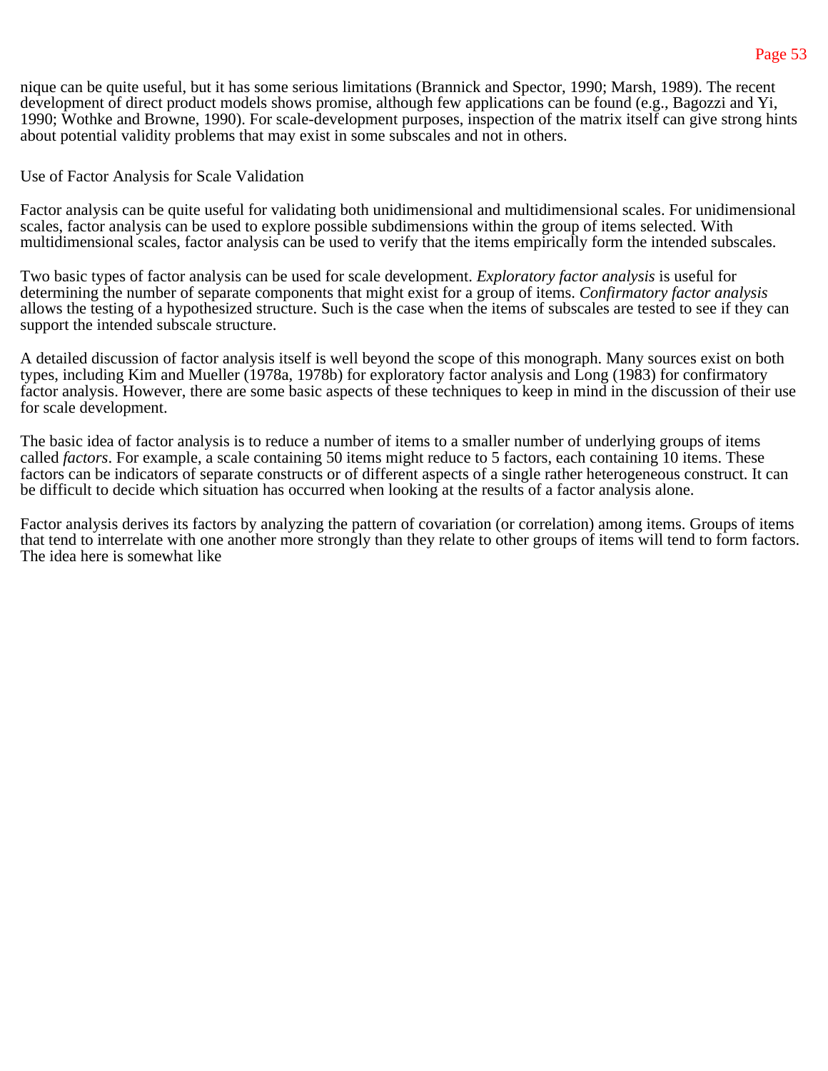nique can be quite useful, but it has some serious limitations (Brannick and Spector, 1990; Marsh, 1989). The recent development of direct product models shows promise, although few applications can be found (e.g., Bagozzi and Yi, 1990; Wothke and Browne, 1990). For scale-development purposes, inspection of the matrix itself can give strong hints about potential validity problems that may exist in some subscales and not in others.

## Use of Factor Analysis for Scale Validation

Factor analysis can be quite useful for validating both unidimensional and multidimensional scales. For unidimensional scales, factor analysis can be used to explore possible subdimensions within the group of items selected. With multidimensional scales, factor analysis can be used to verify that the items empirically form the intended subscales.

Two basic types of factor analysis can be used for scale development. *Exploratory factor analysis* is useful for determining the number of separate components that might exist for a group of items. *Confirmatory factor analysis* allows the testing of a hypothesized structure. Such is the case when the items of subscales are tested to see if they can support the intended subscale structure.

A detailed discussion of factor analysis itself is well beyond the scope of this monograph. Many sources exist on both types, including Kim and Mueller (1978a, 1978b) for exploratory factor analysis and Long (1983) for confirmatory factor analysis. However, there are some basic aspects of these techniques to keep in mind in the discussion of their use for scale development.

The basic idea of factor analysis is to reduce a number of items to a smaller number of underlying groups of items called *factors*. For example, a scale containing 50 items might reduce to 5 factors, each containing 10 items. These factors can be indicators of separate constructs or of different aspects of a single rather heterogeneous construct. It can be difficult to decide which situation has occurred when looking at the results of a factor analysis alone.

Factor analysis derives its factors by analyzing the pattern of covariation (or correlation) among items. Groups of items that tend to interrelate with one another more strongly than they relate to other groups of items will tend to form factors. The idea here is somewhat like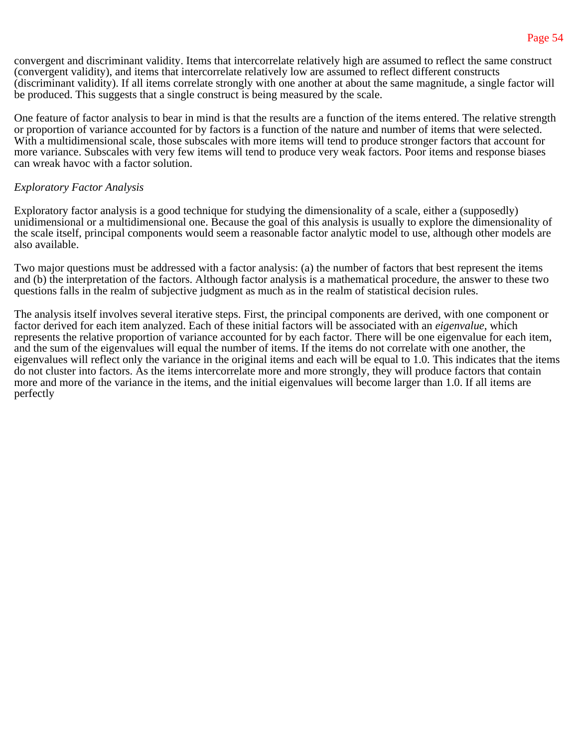convergent and discriminant validity. Items that intercorrelate relatively high are assumed to reflect the same construct (convergent validity), and items that intercorrelate relatively low are assumed to reflect different constructs (discriminant validity). If all items correlate strongly with one another at about the same magnitude, a single factor will be produced. This suggests that a single construct is being measured by the scale.

One feature of factor analysis to bear in mind is that the results are a function of the items entered. The relative strength or proportion of variance accounted for by factors is a function of the nature and number of items that were selected. With a multidimensional scale, those subscales with more items will tend to produce stronger factors that account for more variance. Subscales with very few items will tend to produce very weak factors. Poor items and response biases can wreak havoc with a factor solution.

*Exploratory Factor Analysis*

Exploratory factor analysis is a good technique for studying the dimensionality of a scale, either a (supposedly) unidimensional or a multidimensional one. Because the goal of this analysis is usually to explore the dimensionality of the scale itself, principal components would seem a reasonable factor analytic model to use, although other models are also available.

Two major questions must be addressed with a factor analysis: (a) the number of factors that best represent the items and (b) the interpretation of the factors. Although factor analysis is a mathematical procedure, the answer to these two questions falls in the realm of subjective judgment as much as in the realm of statistical decision rules.

The analysis itself involves several iterative steps. First, the principal components are derived, with one component or factor derived for each item analyzed. Each of these initial factors will be associated with an *eigenvalue*, which represents the relative proportion of variance accounted for by each factor. There will be one eigenvalue for each item, and the sum of the eigenvalues will equal the number of items. If the items do not correlate with one another, the eigenvalues will reflect only the variance in the original items and each will be equal to 1.0. This indicates that the items do not cluster into factors. As the items intercorrelate more and more strongly, they will produce factors that contain more and more of the variance in the items, and the initial eigenvalues will become larger than 1.0. If all items are perfectly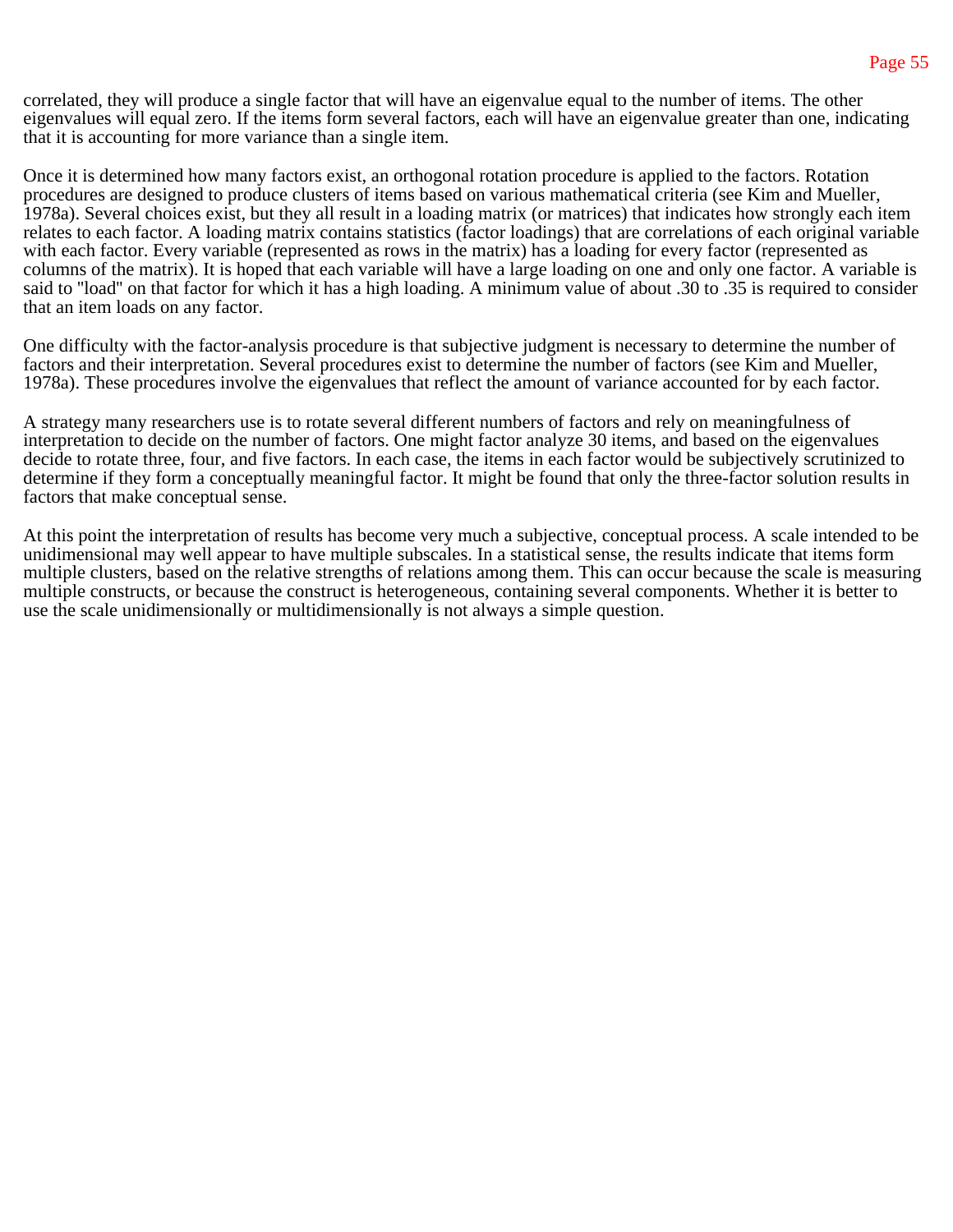correlated, they will produce a single factor that will have an eigenvalue equal to the number of items. The other eigenvalues will equal zero. If the items form several factors, each will have an eigenvalue greater than one, indicating that it is accounting for more variance than a single item.

Once it is determined how many factors exist, an orthogonal rotation procedure is applied to the factors. Rotation procedures are designed to produce clusters of items based on various mathematical criteria (see Kim and Mueller, 1978a). Several choices exist, but they all result in a loading matrix (or matrices) that indicates how strongly each item relates to each factor. A loading matrix contains statistics (factor loadings) that are correlations of each original variable with each factor. Every variable (represented as rows in the matrix) has a loading for every factor (represented as columns of the matrix). It is hoped that each variable will have a large loading on one and only one factor. A variable is said to "load" on that factor for which it has a high loading. A minimum value of about .30 to .35 is required to consider that an item loads on any factor.

One difficulty with the factor-analysis procedure is that subjective judgment is necessary to determine the number of factors and their interpretation. Several procedures exist to determine the number of factors (see Kim and Mueller, 1978a). These procedures involve the eigenvalues that reflect the amount of variance accounted for by each factor.

A strategy many researchers use is to rotate several different numbers of factors and rely on meaningfulness of interpretation to decide on the number of factors. One might factor analyze 30 items, and based on the eigenvalues decide to rotate three, four, and five factors. In each case, the items in each factor would be subjectively scrutinized to determine if they form a conceptually meaningful factor. It might be found that only the three-factor solution results in factors that make conceptual sense.

At this point the interpretation of results has become very much a subjective, conceptual process. A scale intended to be unidimensional may well appear to have multiple subscales. In a statistical sense, the results indicate that items form multiple clusters, based on the relative strengths of relations among them. This can occur because the scale is measuring multiple constructs, or because the construct is heterogeneous, containing several components. Whether it is better to use the scale unidimensionally or multidimensionally is not always a simple question.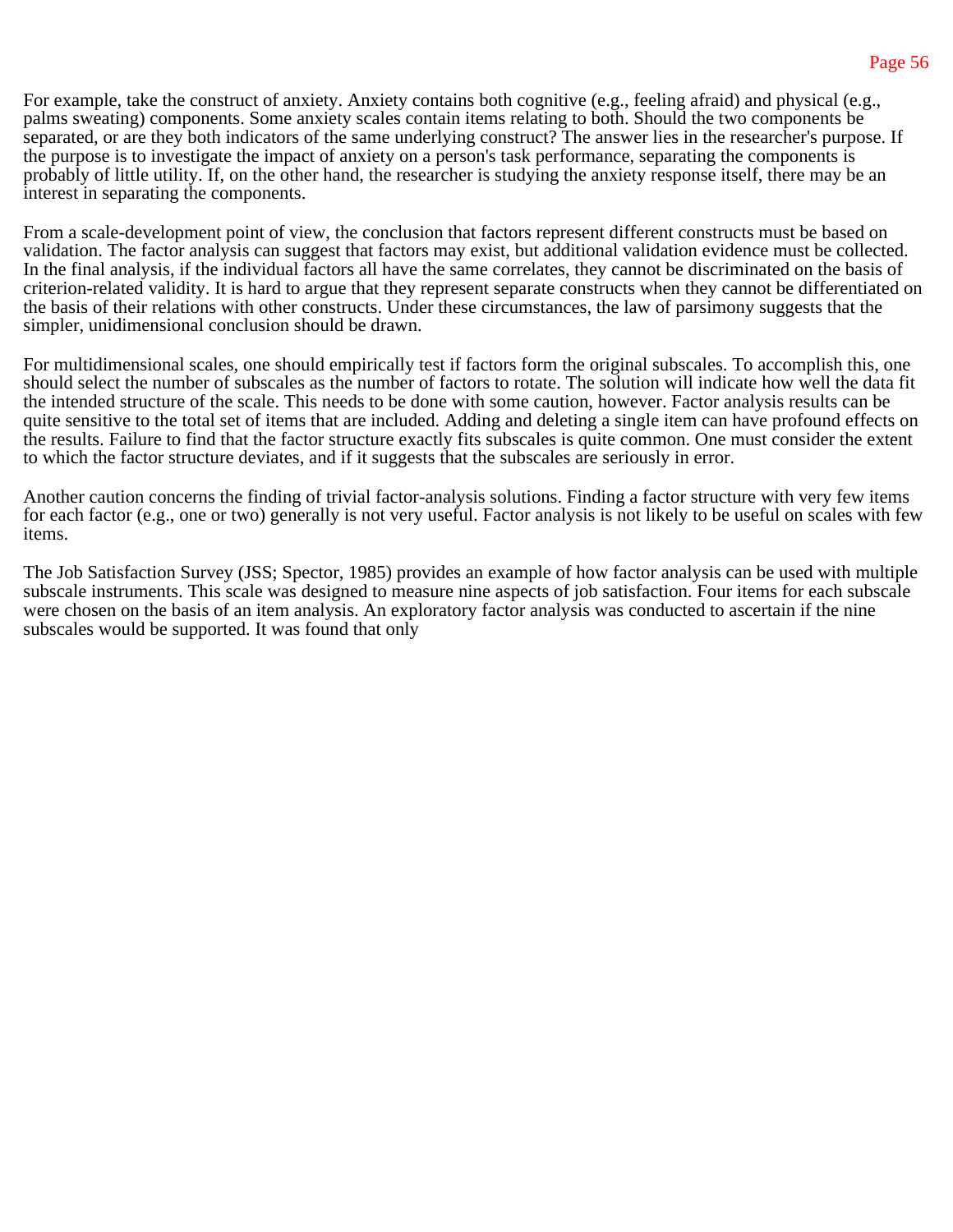For example, take the construct of anxiety. Anxiety contains both cognitive (e.g., feeling afraid) and physical (e.g., palms sweating) components. Some anxiety scales contain items relating to both. Should the two components be separated, or are they both indicators of the same underlying construct? The answer lies in the researcher's purpose. If the purpose is to investigate the impact of anxiety on a person's task performance, separating the components is probably of little utility. If, on the other hand, the researcher is studying the anxiety response itself, there may be an interest in separating the components.

From a scale-development point of view, the conclusion that factors represent different constructs must be based on validation. The factor analysis can suggest that factors may exist, but additional validation evidence must be collected. In the final analysis, if the individual factors all have the same correlates, they cannot be discriminated on the basis of criterion-related validity. It is hard to argue that they represent separate constructs when they cannot be differentiated on the basis of their relations with other constructs. Under these circumstances, the law of parsimony suggests that the simpler, unidimensional conclusion should be drawn.

For multidimensional scales, one should empirically test if factors form the original subscales. To accomplish this, one should select the number of subscales as the number of factors to rotate. The solution will indicate how well the data fit the intended structure of the scale. This needs to be done with some caution, however. Factor analysis results can be quite sensitive to the total set of items that are included. Adding and deleting a single item can have profound effects on the results. Failure to find that the factor structure exactly fits subscales is quite common. One must consider the extent to which the factor structure deviates, and if it suggests that the subscales are seriously in error.

Another caution concerns the finding of trivial factor-analysis solutions. Finding a factor structure with very few items for each factor (e.g., one or two) generally is not very useful. Factor analysis is not likely to be useful on scales with few items.

The Job Satisfaction Survey (JSS; Spector, 1985) provides an example of how factor analysis can be used with multiple subscale instruments. This scale was designed to measure nine aspects of job satisfaction. Four items for each subscale were chosen on the basis of an item analysis. An exploratory factor analysis was conducted to ascertain if the nine subscales would be supported. It was found that only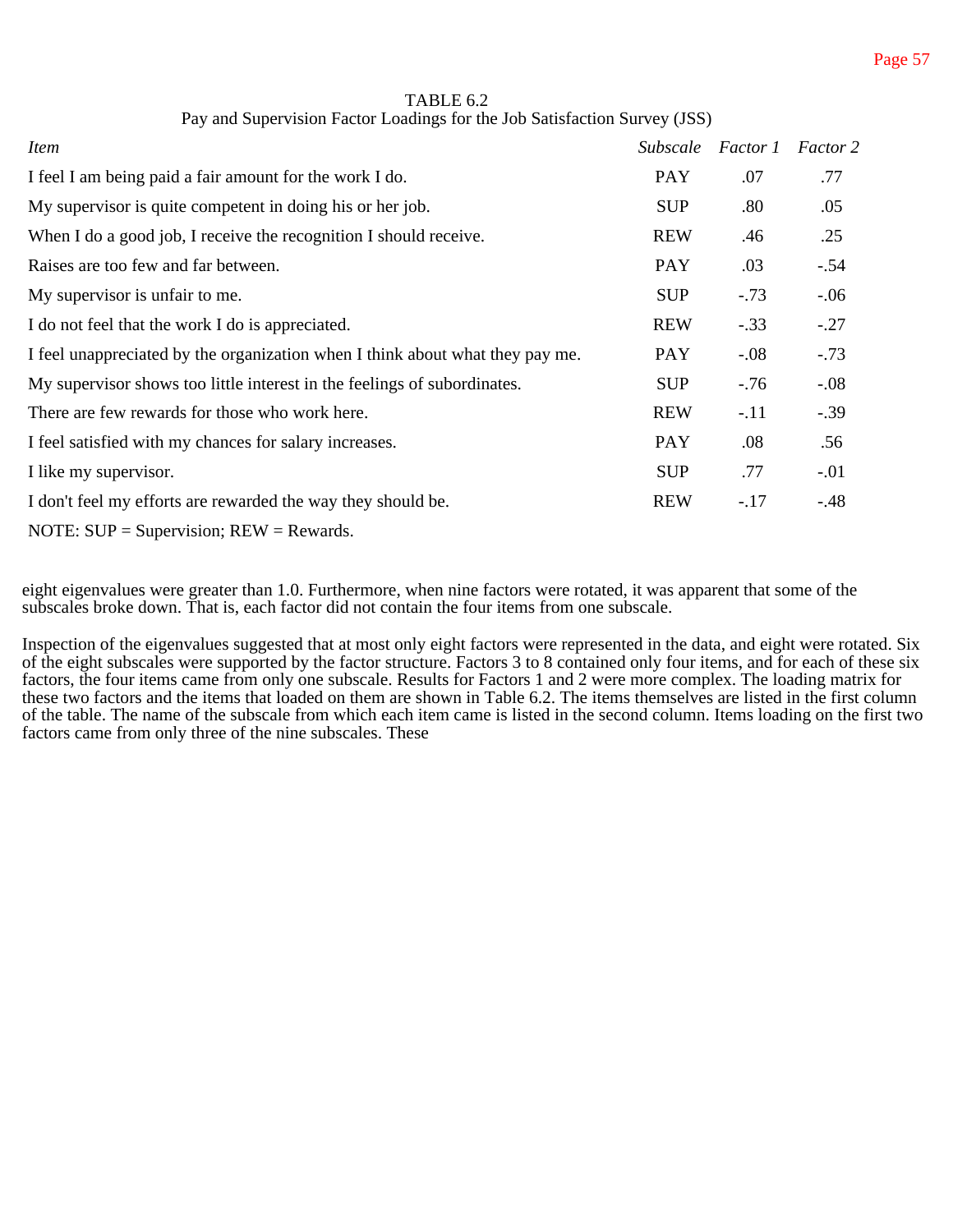TABLE 6.2
Pay and Supervision Factor Loadings for the Job Satisfaction Survey (JSS)

| *Item* | *Subscale* | *Factor 1* | *Factor 2* |
|---|---|---|---|
| I feel I am being paid a fair amount for the work I do. | PAY | .07 | .77 |
| My supervisor is quite competent in doing his or her job. | SUP | .80 | .05 |
| When I do a good job, I receive the recognition I should receive. | REW | .46 | .25 |
| Raises are too few and far between. | PAY | .03 | -.54 |
| My supervisor is unfair to me. | SUP | -.73 | -.06 |
| I do not feel that the work I do is appreciated. | REW | -.33 | -.27 |
| I feel unappreciated by the organization when I think about what they pay me. | PAY | -.08 | -.73 |
| My supervisor shows too little interest in the feelings of subordinates. | SUP | -.76 | -.08 |
| There are few rewards for those who work here. | REW | -.11 | -.39 |
| I feel satisfied with my chances for salary increases. | PAY | .08 | .56 |
| I like my supervisor. | SUP | .77 | -.01 |
| I don't feel my efforts are rewarded the way they should be. | REW | -.17 | -.48 |

NOTE: SUP = Supervision; REW = Rewards.

eight eigenvalues were greater than 1.0. Furthermore, when nine factors were rotated, it was apparent that some of the subscales broke down. That is, each factor did not contain the four items from one subscale.

Inspection of the eigenvalues suggested that at most only eight factors were represented in the data, and eight were rotated. Six of the eight subscales were supported by the factor structure. Factors 3 to 8 contained only four items, and for each of these six factors, the four items came from only one subscale. Results for Factors 1 and 2 were more complex. The loading matrix for these two factors and the items that loaded on them are shown in Table 6.2. The items themselves are listed in the first column of the table. The name of the subscale from which each item came is listed in the second column. Items loading on the first two factors came from only three of the nine subscales. These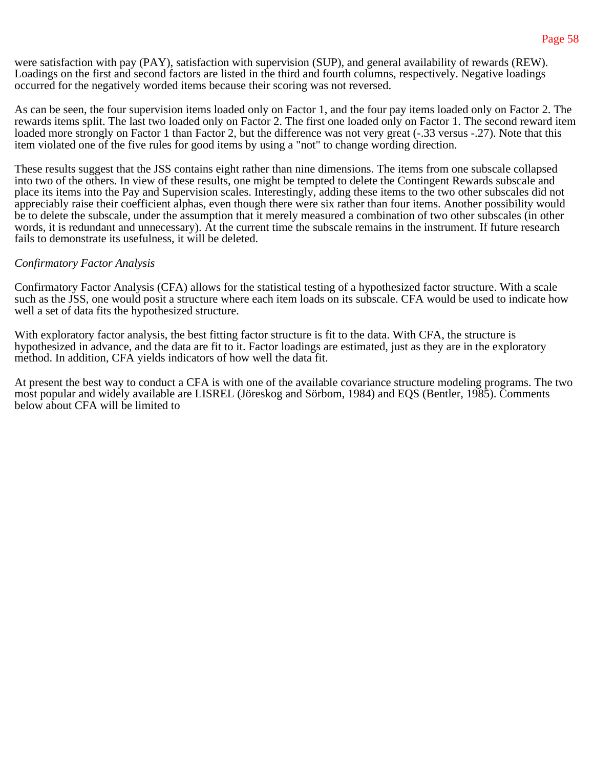were satisfaction with pay (PAY), satisfaction with supervision (SUP), and general availability of rewards (REW). Loadings on the first and second factors are listed in the third and fourth columns, respectively. Negative loadings occurred for the negatively worded items because their scoring was not reversed.

As can be seen, the four supervision items loaded only on Factor 1, and the four pay items loaded only on Factor 2. The rewards items split. The last two loaded only on Factor 2. The first one loaded only on Factor 1. The second reward item loaded more strongly on Factor 1 than Factor 2, but the difference was not very great (-.33 versus -.27). Note that this item violated one of the five rules for good items by using a "not" to change wording direction.

These results suggest that the JSS contains eight rather than nine dimensions. The items from one subscale collapsed into two of the others. In view of these results, one might be tempted to delete the Contingent Rewards subscale and place its items into the Pay and Supervision scales. Interestingly, adding these items to the two other subscales did not appreciably raise their coefficient alphas, even though there were six rather than four items. Another possibility would be to delete the subscale, under the assumption that it merely measured a combination of two other subscales (in other words, it is redundant and unnecessary). At the current time the subscale remains in the instrument. If future research fails to demonstrate its usefulness, it will be deleted.

*Confirmatory Factor Analysis*

Confirmatory Factor Analysis (CFA) allows for the statistical testing of a hypothesized factor structure. With a scale such as the JSS, one would posit a structure where each item loads on its subscale. CFA would be used to indicate how well a set of data fits the hypothesized structure.

With exploratory factor analysis, the best fitting factor structure is fit to the data. With CFA, the structure is hypothesized in advance, and the data are fit to it. Factor loadings are estimated, just as they are in the exploratory method. In addition, CFA yields indicators of how well the data fit.

At present the best way to conduct a CFA is with one of the available covariance structure modeling programs. The two most popular and widely available are LISREL (Jöreskog and Sörbom, 1984) and EQS (Bentler, 1985). Comments below about CFA will be limited to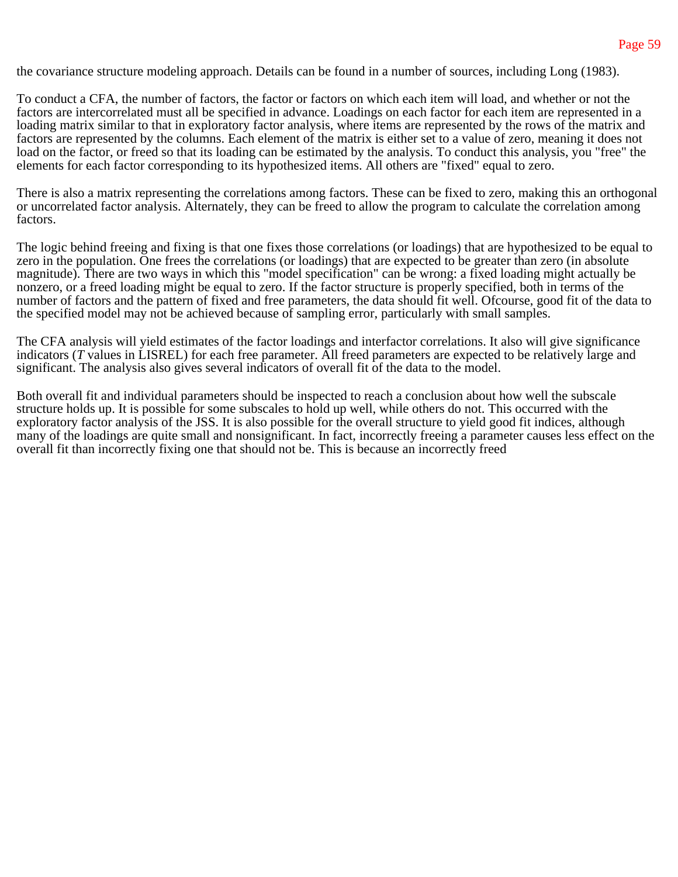the covariance structure modeling approach. Details can be found in a number of sources, including Long (1983).

To conduct a CFA, the number of factors, the factor or factors on which each item will load, and whether or not the factors are intercorrelated must all be specified in advance. Loadings on each factor for each item are represented in a loading matrix similar to that in exploratory factor analysis, where items are represented by the rows of the matrix and factors are represented by the columns. Each element of the matrix is either set to a value of zero, meaning it does not load on the factor, or freed so that its loading can be estimated by the analysis. To conduct this analysis, you "free" the elements for each factor corresponding to its hypothesized items. All others are "fixed" equal to zero.

There is also a matrix representing the correlations among factors. These can be fixed to zero, making this an orthogonal or uncorrelated factor analysis. Alternately, they can be freed to allow the program to calculate the correlation among factors.

The logic behind freeing and fixing is that one fixes those correlations (or loadings) that are hypothesized to be equal to zero in the population. One frees the correlations (or loadings) that are expected to be greater than zero (in absolute magnitude). There are two ways in which this "model specification" can be wrong: a fixed loading might actually be nonzero, or a freed loading might be equal to zero. If the factor structure is properly specified, both in terms of the number of factors and the pattern of fixed and free parameters, the data should fit well. Ofcourse, good fit of the data to the specified model may not be achieved because of sampling error, particularly with small samples.

The CFA analysis will yield estimates of the factor loadings and interfactor correlations. It also will give significance indicators (*T* values in LISREL) for each free parameter. All freed parameters are expected to be relatively large and significant. The analysis also gives several indicators of overall fit of the data to the model.

Both overall fit and individual parameters should be inspected to reach a conclusion about how well the subscale structure holds up. It is possible for some subscales to hold up well, while others do not. This occurred with the exploratory factor analysis of the JSS. It is also possible for the overall structure to yield good fit indices, although many of the loadings are quite small and nonsignificant. In fact, incorrectly freeing a parameter causes less effect on the overall fit than incorrectly fixing one that should not be. This is because an incorrectly freed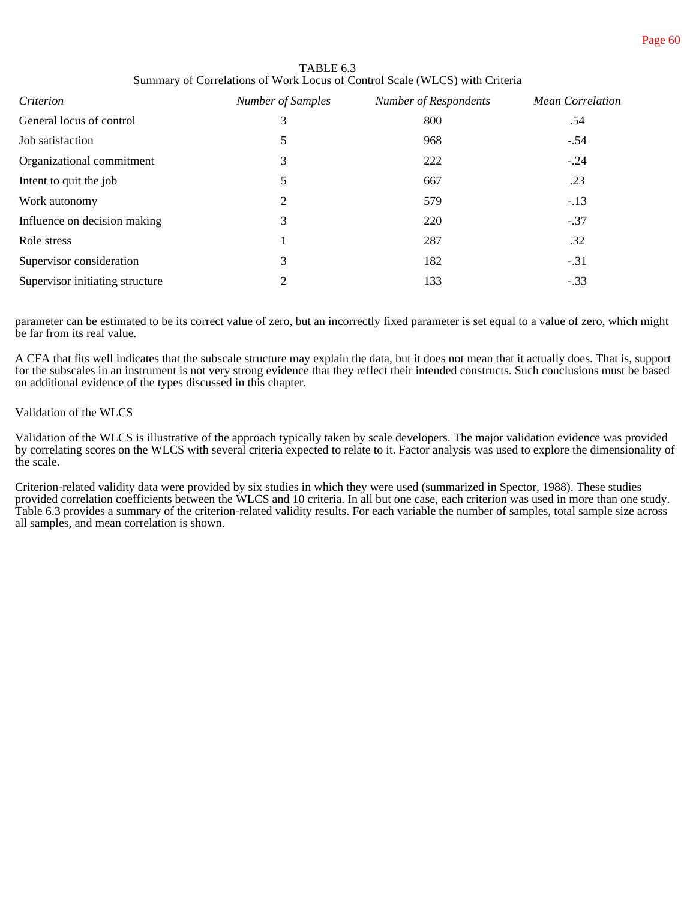TABLE 6.3
Summary of Correlations of Work Locus of Control Scale (WLCS) with Criteria

| *Criterion* | *Number of Samples* | *Number of Respondents* | *Mean Correlation* |
|---|---|---|---|
| General locus of control | 3 | 800 | .54 |
| Job satisfaction | 5 | 968 | -.54 |
| Organizational commitment | 3 | 222 | -.24 |
| Intent to quit the job | 5 | 667 | .23 |
| Work autonomy | 2 | 579 | -.13 |
| Influence on decision making | 3 | 220 | -.37 |
| Role stress | 1 | 287 | .32 |
| Supervisor consideration | 3 | 182 | -.31 |
| Supervisor initiating structure | 2 | 133 | -.33 |

parameter can be estimated to be its correct value of zero, but an incorrectly fixed parameter is set equal to a value of zero, which might be far from its real value.

A CFA that fits well indicates that the subscale structure may explain the data, but it does not mean that it actually does. That is, support for the subscales in an instrument is not very strong evidence that they reflect their intended constructs. Such conclusions must be based on additional evidence of the types discussed in this chapter.

### Validation of the WLCS

Validation of the WLCS is illustrative of the approach typically taken by scale developers. The major validation evidence was provided by correlating scores on the WLCS with several criteria expected to relate to it. Factor analysis was used to explore the dimensionality of the scale.

Criterion-related validity data were provided by six studies in which they were used (summarized in Spector, 1988). These studies provided correlation coefficients between the WLCS and 10 criteria. In all but one case, each criterion was used in more than one study. Table 6.3 provides a summary of the criterion-related validity results. For each variable the number of samples, total sample size across all samples, and mean correlation is shown.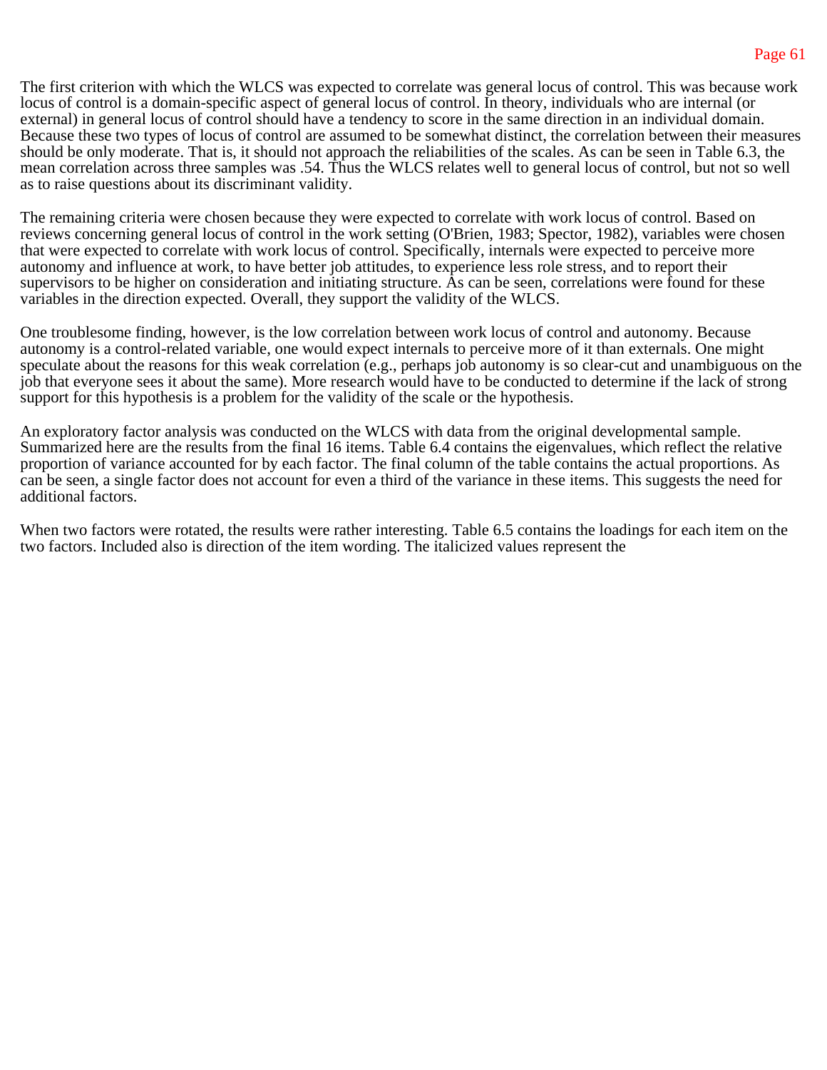The first criterion with which the WLCS was expected to correlate was general locus of control. This was because work locus of control is a domain-specific aspect of general locus of control. In theory, individuals who are internal (or external) in general locus of control should have a tendency to score in the same direction in an individual domain. Because these two types of locus of control are assumed to be somewhat distinct, the correlation between their measures should be only moderate. That is, it should not approach the reliabilities of the scales. As can be seen in Table 6.3, the mean correlation across three samples was .54. Thus the WLCS relates well to general locus of control, but not so well as to raise questions about its discriminant validity.

The remaining criteria were chosen because they were expected to correlate with work locus of control. Based on reviews concerning general locus of control in the work setting (O'Brien, 1983; Spector, 1982), variables were chosen that were expected to correlate with work locus of control. Specifically, internals were expected to perceive more autonomy and influence at work, to have better job attitudes, to experience less role stress, and to report their supervisors to be higher on consideration and initiating structure. As can be seen, correlations were found for these variables in the direction expected. Overall, they support the validity of the WLCS.

One troublesome finding, however, is the low correlation between work locus of control and autonomy. Because autonomy is a control-related variable, one would expect internals to perceive more of it than externals. One might speculate about the reasons for this weak correlation (e.g., perhaps job autonomy is so clear-cut and unambiguous on the job that everyone sees it about the same). More research would have to be conducted to determine if the lack of strong support for this hypothesis is a problem for the validity of the scale or the hypothesis.

An exploratory factor analysis was conducted on the WLCS with data from the original developmental sample. Summarized here are the results from the final 16 items. Table 6.4 contains the eigenvalues, which reflect the relative proportion of variance accounted for by each factor. The final column of the table contains the actual proportions. As can be seen, a single factor does not account for even a third of the variance in these items. This suggests the need for additional factors.

When two factors were rotated, the results were rather interesting. Table 6.5 contains the loadings for each item on the two factors. Included also is direction of the item wording. The italicized values represent the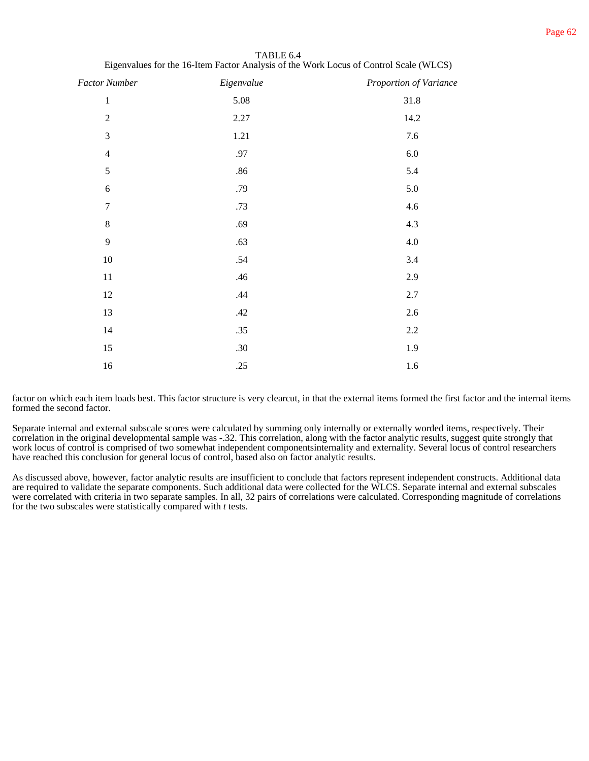TABLE 6.4
Eigenvalues for the 16-Item Factor Analysis of the Work Locus of Control Scale (WLCS)

| *Factor Number* | *Eigenvalue* | *Proportion of Variance* |
|---|---|---|
| 1 | 5.08 | 31.8 |
| 2 | 2.27 | 14.2 |
| 3 | 1.21 | 7.6 |
| 4 | .97 | 6.0 |
| 5 | .86 | 5.4 |
| 6 | .79 | 5.0 |
| 7 | .73 | 4.6 |
| 8 | .69 | 4.3 |
| 9 | .63 | 4.0 |
| 10 | .54 | 3.4 |
| 11 | .46 | 2.9 |
| 12 | .44 | 2.7 |
| 13 | .42 | 2.6 |
| 14 | .35 | 2.2 |
| 15 | .30 | 1.9 |
| 16 | .25 | 1.6 |

factor on which each item loads best. This factor structure is very clearcut, in that the external items formed the first factor and the internal items formed the second factor.

Separate internal and external subscale scores were calculated by summing only internally or externally worded items, respectively. Their correlation in the original developmental sample was -.32. This correlation, along with the factor analytic results, suggest quite strongly that work locus of control is comprised of two somewhat independent componentsinternality and externality. Several locus of control researchers have reached this conclusion for general locus of control, based also on factor analytic results.

As discussed above, however, factor analytic results are insufficient to conclude that factors represent independent constructs. Additional data are required to validate the separate components. Such additional data were collected for the WLCS. Separate internal and external subscales were correlated with criteria in two separate samples. In all, 32 pairs of correlations were calculated. Corresponding magnitude of correlations for the two subscales were statistically compared with *t* tests.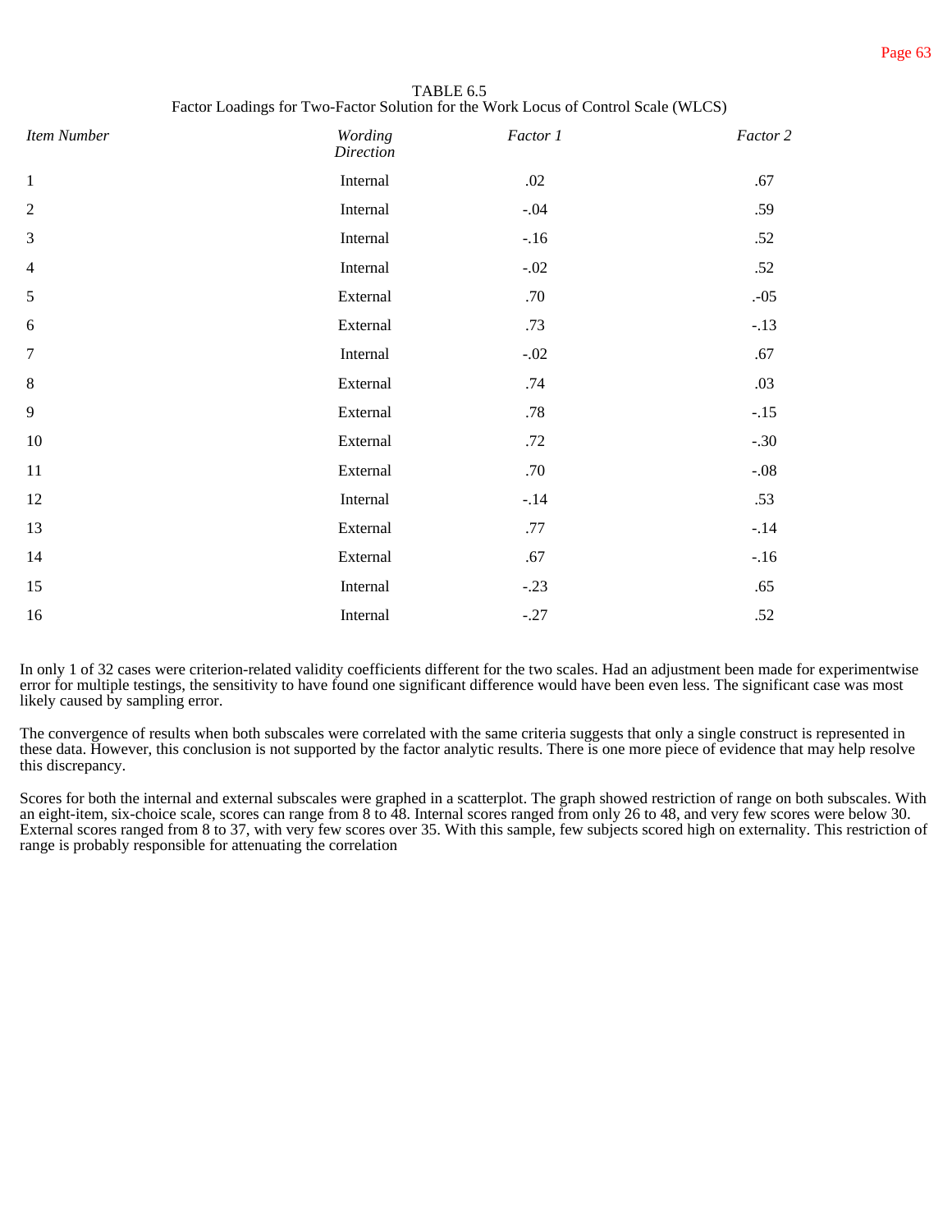TABLE 6.5
Factor Loadings for Two-Factor Solution for the Work Locus of Control Scale (WLCS)

| *Item Number* | *Wording Direction* | *Factor 1* | *Factor 2* |
|---|---|---|---|
| 1 | Internal | .02 | .67 |
| 2 | Internal | -.04 | .59 |
| 3 | Internal | -.16 | .52 |
| 4 | Internal | -.02 | .52 |
| 5 | External | .70 | .-05 |
| 6 | External | .73 | -.13 |
| 7 | Internal | -.02 | .67 |
| 8 | External | .74 | .03 |
| 9 | External | .78 | -.15 |
| 10 | External | .72 | -.30 |
| 11 | External | .70 | -.08 |
| 12 | Internal | -.14 | .53 |
| 13 | External | .77 | -.14 |
| 14 | External | .67 | -.16 |
| 15 | Internal | -.23 | .65 |
| 16 | Internal | -.27 | .52 |

In only 1 of 32 cases were criterion-related validity coefficients different for the two scales. Had an adjustment been made for experimentwise error for multiple testings, the sensitivity to have found one significant difference would have been even less. The significant case was most likely caused by sampling error.

The convergence of results when both subscales were correlated with the same criteria suggests that only a single construct is represented in these data. However, this conclusion is not supported by the factor analytic results. There is one more piece of evidence that may help resolve this discrepancy.

Scores for both the internal and external subscales were graphed in a scatterplot. The graph showed restriction of range on both subscales. With an eight-item, six-choice scale, scores can range from 8 to 48. Internal scores ranged from only 26 to 48, and very few scores were below 30. External scores ranged from 8 to 37, with very few scores over 35. With this sample, few subjects scored high on externality. This restriction of range is probably responsible for attenuating the correlation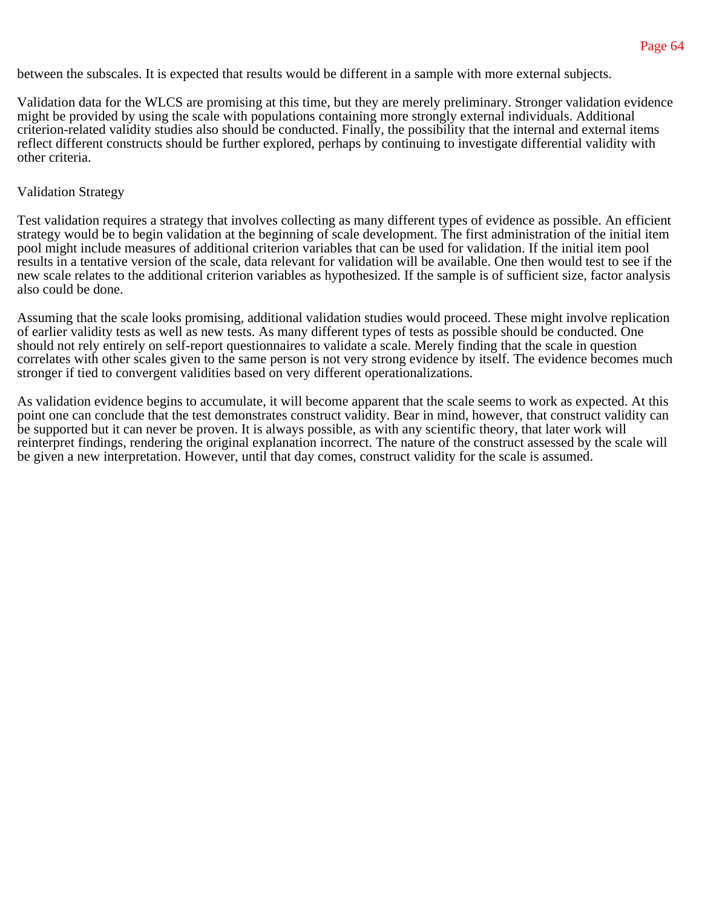between the subscales. It is expected that results would be different in a sample with more external subjects.

Validation data for the WLCS are promising at this time, but they are merely preliminary. Stronger validation evidence might be provided by using the scale with populations containing more strongly external individuals. Additional criterion-related validity studies also should be conducted. Finally, the possibility that the internal and external items reflect different constructs should be further explored, perhaps by continuing to investigate differential validity with other criteria.

## Validation Strategy

Test validation requires a strategy that involves collecting as many different types of evidence as possible. An efficient strategy would be to begin validation at the beginning of scale development. The first administration of the initial item pool might include measures of additional criterion variables that can be used for validation. If the initial item pool results in a tentative version of the scale, data relevant for validation will be available. One then would test to see if the new scale relates to the additional criterion variables as hypothesized. If the sample is of sufficient size, factor analysis also could be done.

Assuming that the scale looks promising, additional validation studies would proceed. These might involve replication of earlier validity tests as well as new tests. As many different types of tests as possible should be conducted. One should not rely entirely on self-report questionnaires to validate a scale. Merely finding that the scale in question correlates with other scales given to the same person is not very strong evidence by itself. The evidence becomes much stronger if tied to convergent validities based on very different operationalizations.

As validation evidence begins to accumulate, it will become apparent that the scale seems to work as expected. At this point one can conclude that the test demonstrates construct validity. Bear in mind, however, that construct validity can be supported but it can never be proven. It is always possible, as with any scientific theory, that later work will reinterpret findings, rendering the original explanation incorrect. The nature of the construct assessed by the scale will be given a new interpretation. However, until that day comes, construct validity for the scale is assumed.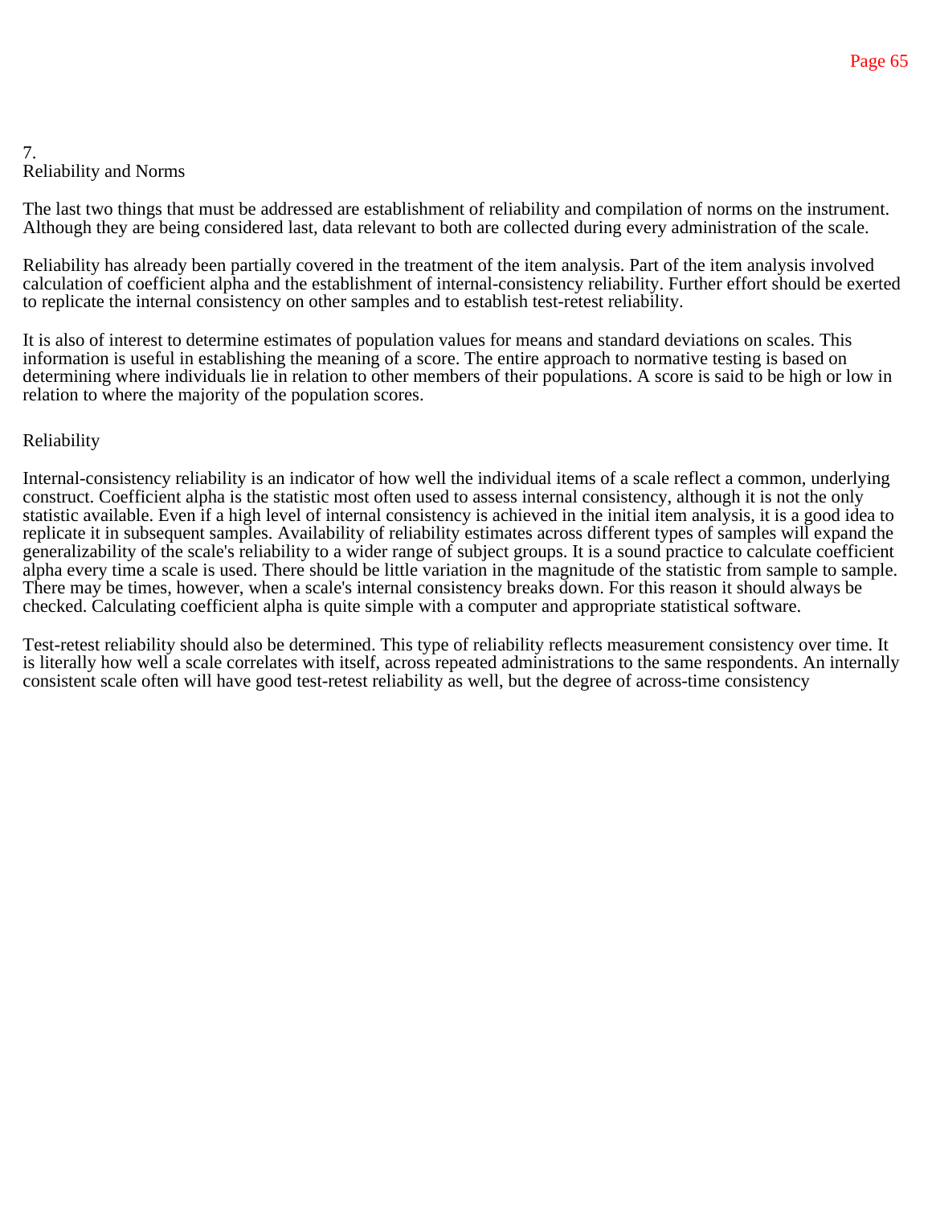# 7. Reliability and Norms

The last two things that must be addressed are establishment of reliability and compilation of norms on the instrument. Although they are being considered last, data relevant to both are collected during every administration of the scale.

Reliability has already been partially covered in the treatment of the item analysis. Part of the item analysis involved calculation of coefficient alpha and the establishment of internal-consistency reliability. Further effort should be exerted to replicate the internal consistency on other samples and to establish test-retest reliability.

It is also of interest to determine estimates of population values for means and standard deviations on scales. This information is useful in establishing the meaning of a score. The entire approach to normative testing is based on determining where individuals lie in relation to other members of their populations. A score is said to be high or low in relation to where the majority of the population scores.

## Reliability

Internal-consistency reliability is an indicator of how well the individual items of a scale reflect a common, underlying construct. Coefficient alpha is the statistic most often used to assess internal consistency, although it is not the only statistic available. Even if a high level of internal consistency is achieved in the initial item analysis, it is a good idea to replicate it in subsequent samples. Availability of reliability estimates across different types of samples will expand the generalizability of the scale's reliability to a wider range of subject groups. It is a sound practice to calculate coefficient alpha every time a scale is used. There should be little variation in the magnitude of the statistic from sample to sample. There may be times, however, when a scale's internal consistency breaks down. For this reason it should always be checked. Calculating coefficient alpha is quite simple with a computer and appropriate statistical software.

Test-retest reliability should also be determined. This type of reliability reflects measurement consistency over time. It is literally how well a scale correlates with itself, across repeated administrations to the same respondents. An internally consistent scale often will have good test-retest reliability as well, but the degree of across-time consistency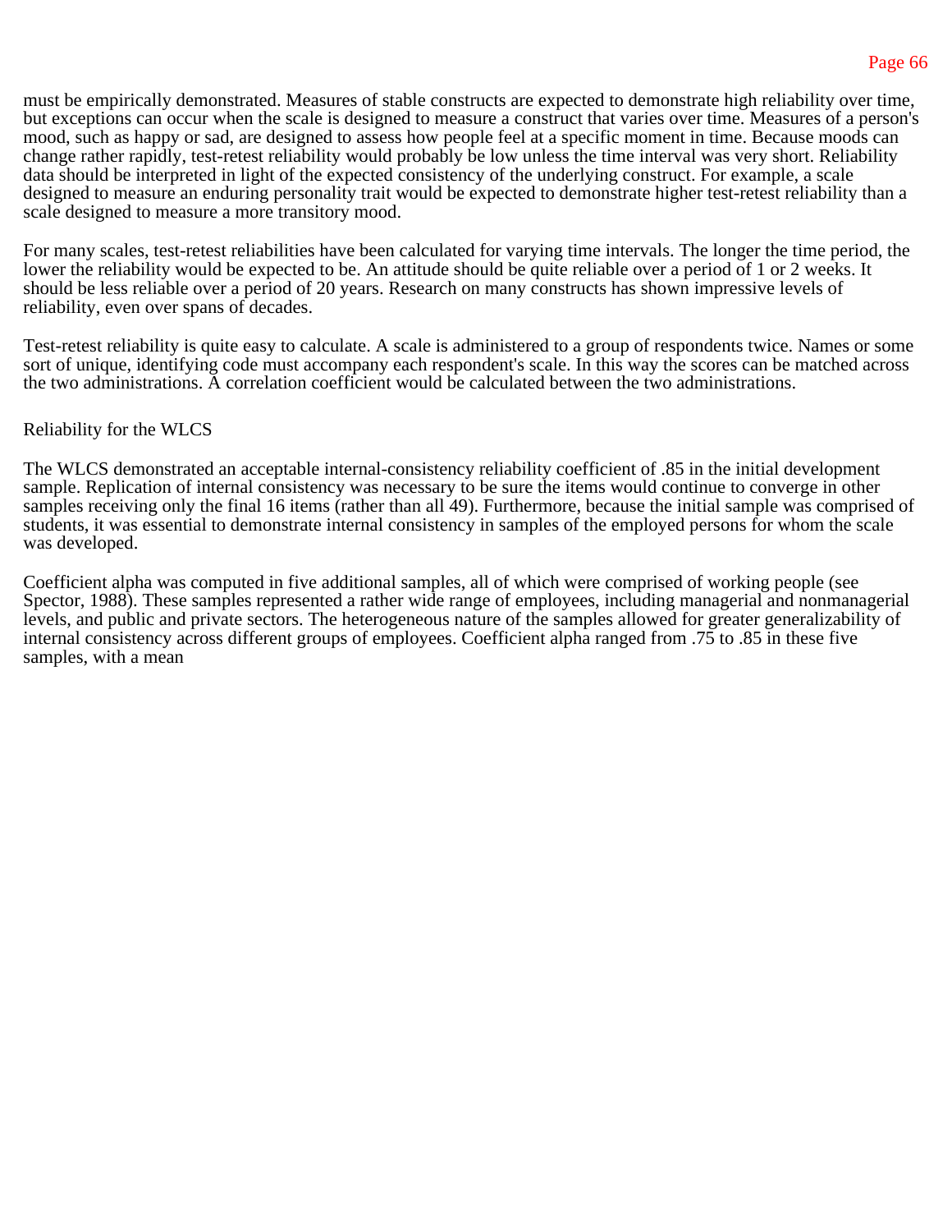must be empirically demonstrated. Measures of stable constructs are expected to demonstrate high reliability over time, but exceptions can occur when the scale is designed to measure a construct that varies over time. Measures of a person's mood, such as happy or sad, are designed to assess how people feel at a specific moment in time. Because moods can change rather rapidly, test-retest reliability would probably be low unless the time interval was very short. Reliability data should be interpreted in light of the expected consistency of the underlying construct. For example, a scale designed to measure an enduring personality trait would be expected to demonstrate higher test-retest reliability than a scale designed to measure a more transitory mood.

For many scales, test-retest reliabilities have been calculated for varying time intervals. The longer the time period, the lower the reliability would be expected to be. An attitude should be quite reliable over a period of 1 or 2 weeks. It should be less reliable over a period of 20 years. Research on many constructs has shown impressive levels of reliability, even over spans of decades.

Test-retest reliability is quite easy to calculate. A scale is administered to a group of respondents twice. Names or some sort of unique, identifying code must accompany each respondent's scale. In this way the scores can be matched across the two administrations. A correlation coefficient would be calculated between the two administrations.

## Reliability for the WLCS

The WLCS demonstrated an acceptable internal-consistency reliability coefficient of .85 in the initial development sample. Replication of internal consistency was necessary to be sure the items would continue to converge in other samples receiving only the final 16 items (rather than all 49). Furthermore, because the initial sample was comprised of students, it was essential to demonstrate internal consistency in samples of the employed persons for whom the scale was developed.

Coefficient alpha was computed in five additional samples, all of which were comprised of working people (see Spector, 1988). These samples represented a rather wide range of employees, including managerial and nonmanagerial levels, and public and private sectors. The heterogeneous nature of the samples allowed for greater generalizability of internal consistency across different groups of employees. Coefficient alpha ranged from .75 to .85 in these five samples, with a mean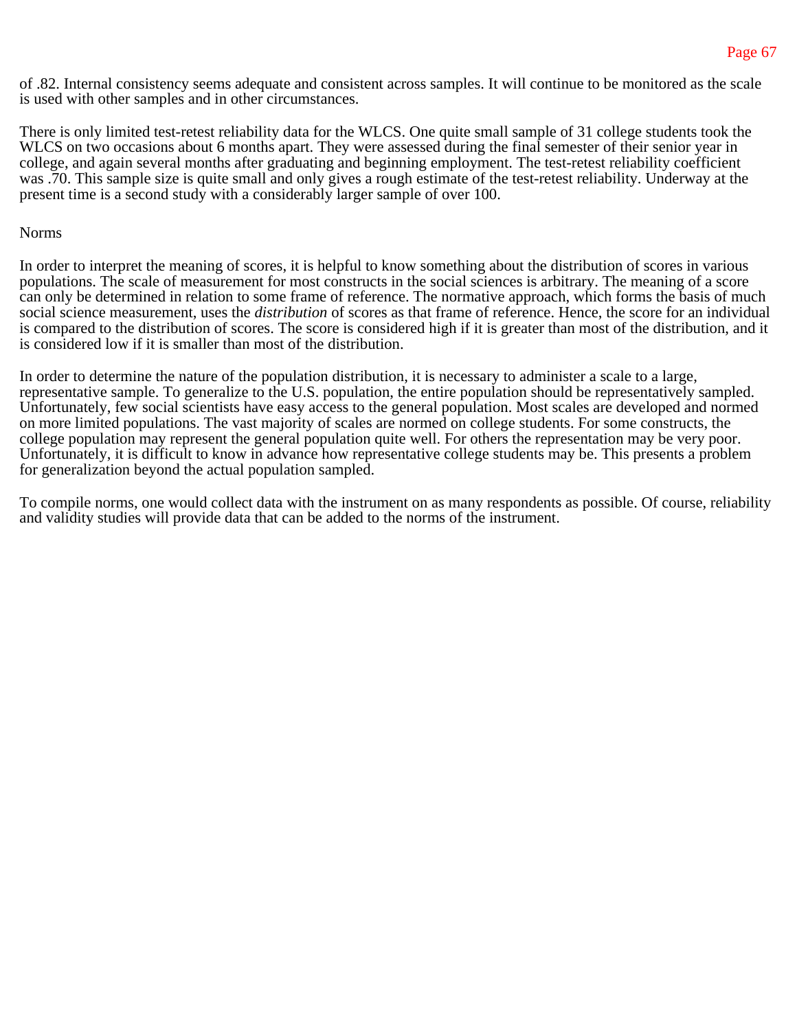of .82. Internal consistency seems adequate and consistent across samples. It will continue to be monitored as the scale is used with other samples and in other circumstances.

There is only limited test-retest reliability data for the WLCS. One quite small sample of 31 college students took the WLCS on two occasions about 6 months apart. They were assessed during the final semester of their senior year in college, and again several months after graduating and beginning employment. The test-retest reliability coefficient was .70. This sample size is quite small and only gives a rough estimate of the test-retest reliability. Underway at the present time is a second study with a considerably larger sample of over 100.

## Norms

In order to interpret the meaning of scores, it is helpful to know something about the distribution of scores in various populations. The scale of measurement for most constructs in the social sciences is arbitrary. The meaning of a score can only be determined in relation to some frame of reference. The normative approach, which forms the basis of much social science measurement, uses the *distribution* of scores as that frame of reference. Hence, the score for an individual is compared to the distribution of scores. The score is considered high if it is greater than most of the distribution, and it is considered low if it is smaller than most of the distribution.

In order to determine the nature of the population distribution, it is necessary to administer a scale to a large, representative sample. To generalize to the U.S. population, the entire population should be representatively sampled. Unfortunately, few social scientists have easy access to the general population. Most scales are developed and normed on more limited populations. The vast majority of scales are normed on college students. For some constructs, the college population may represent the general population quite well. For others the representation may be very poor. Unfortunately, it is difficult to know in advance how representative college students may be. This presents a problem for generalization beyond the actual population sampled.

To compile norms, one would collect data with the instrument on as many respondents as possible. Of course, reliability and validity studies will provide data that can be added to the norms of the instrument.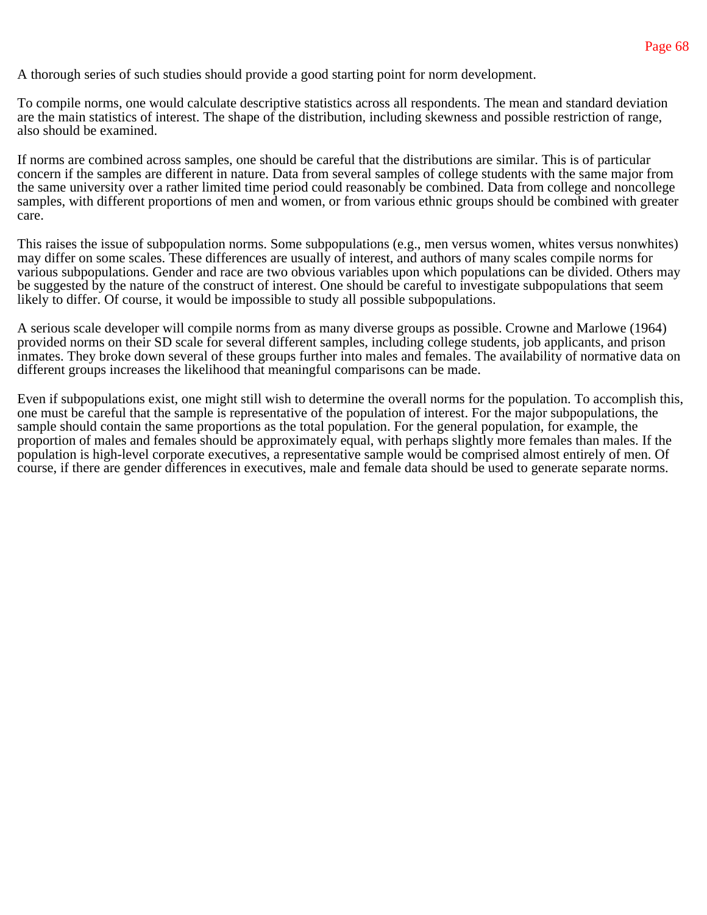A thorough series of such studies should provide a good starting point for norm development.

To compile norms, one would calculate descriptive statistics across all respondents. The mean and standard deviation are the main statistics of interest. The shape of the distribution, including skewness and possible restriction of range, also should be examined.

If norms are combined across samples, one should be careful that the distributions are similar. This is of particular concern if the samples are different in nature. Data from several samples of college students with the same major from the same university over a rather limited time period could reasonably be combined. Data from college and noncollege samples, with different proportions of men and women, or from various ethnic groups should be combined with greater care.

This raises the issue of subpopulation norms. Some subpopulations (e.g., men versus women, whites versus nonwhites) may differ on some scales. These differences are usually of interest, and authors of many scales compile norms for various subpopulations. Gender and race are two obvious variables upon which populations can be divided. Others may be suggested by the nature of the construct of interest. One should be careful to investigate subpopulations that seem likely to differ. Of course, it would be impossible to study all possible subpopulations.

A serious scale developer will compile norms from as many diverse groups as possible. Crowne and Marlowe (1964) provided norms on their SD scale for several different samples, including college students, job applicants, and prison inmates. They broke down several of these groups further into males and females. The availability of normative data on different groups increases the likelihood that meaningful comparisons can be made.

Even if subpopulations exist, one might still wish to determine the overall norms for the population. To accomplish this, one must be careful that the sample is representative of the population of interest. For the major subpopulations, the sample should contain the same proportions as the total population. For the general population, for example, the proportion of males and females should be approximately equal, with perhaps slightly more females than males. If the population is high-level corporate executives, a representative sample would be comprised almost entirely of men. Of course, if there are gender differences in executives, male and female data should be used to generate separate norms.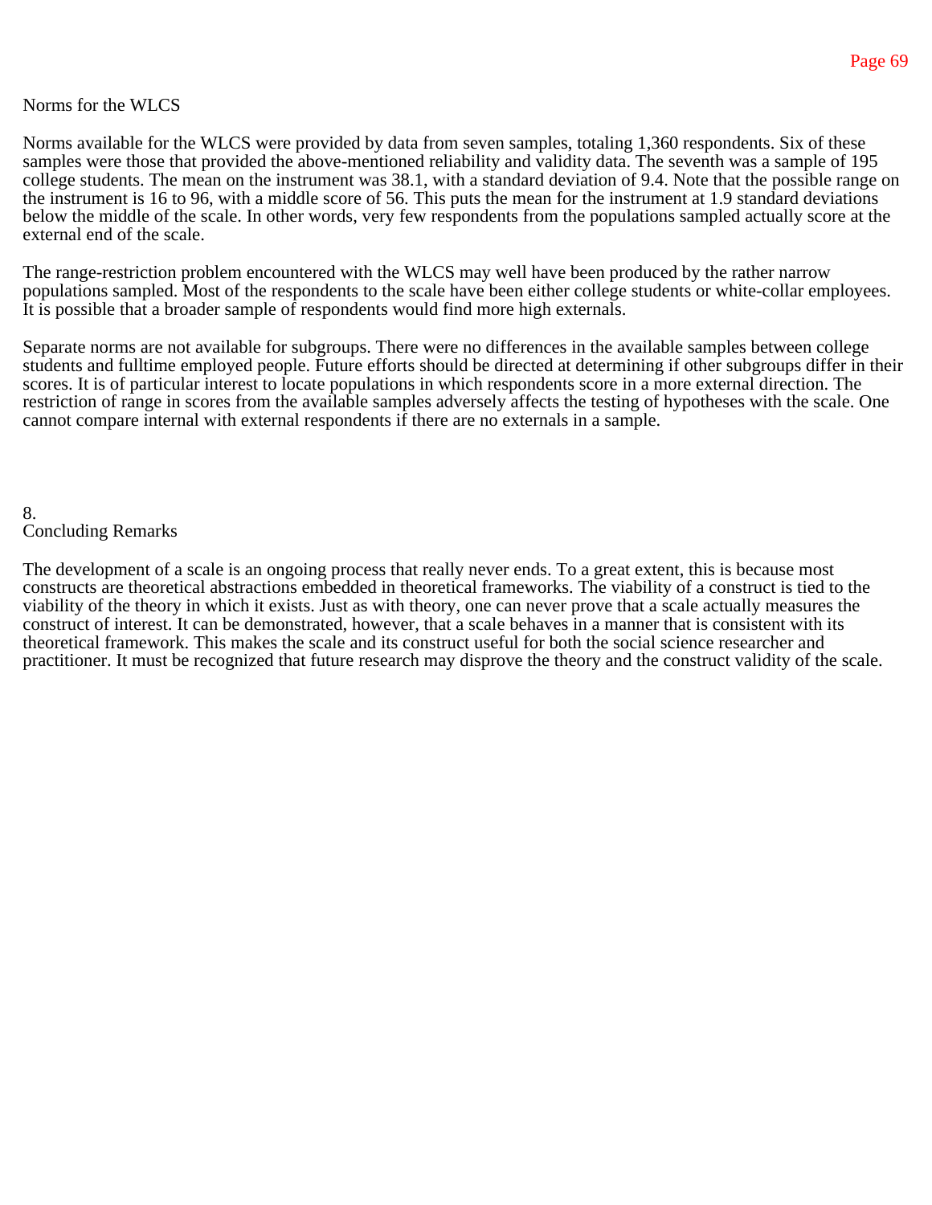## Norms for the WLCS

Norms available for the WLCS were provided by data from seven samples, totaling 1,360 respondents. Six of these samples were those that provided the above-mentioned reliability and validity data. The seventh was a sample of 195 college students. The mean on the instrument was 38.1, with a standard deviation of 9.4. Note that the possible range on the instrument is 16 to 96, with a middle score of 56. This puts the mean for the instrument at 1.9 standard deviations below the middle of the scale. In other words, very few respondents from the populations sampled actually score at the external end of the scale.

The range-restriction problem encountered with the WLCS may well have been produced by the rather narrow populations sampled. Most of the respondents to the scale have been either college students or white-collar employees. It is possible that a broader sample of respondents would find more high externals.

Separate norms are not available for subgroups. There were no differences in the available samples between college students and fulltime employed people. Future efforts should be directed at determining if other subgroups differ in their scores. It is of particular interest to locate populations in which respondents score in a more external direction. The restriction of range in scores from the available samples adversely affects the testing of hypotheses with the scale. One cannot compare internal with external respondents if there are no externals in a sample.

# 8. Concluding Remarks

The development of a scale is an ongoing process that really never ends. To a great extent, this is because most constructs are theoretical abstractions embedded in theoretical frameworks. The viability of a construct is tied to the viability of the theory in which it exists. Just as with theory, one can never prove that a scale actually measures the construct of interest. It can be demonstrated, however, that a scale behaves in a manner that is consistent with its theoretical framework. This makes the scale and its construct useful for both the social science researcher and practitioner. It must be recognized that future research may disprove the theory and the construct validity of the scale.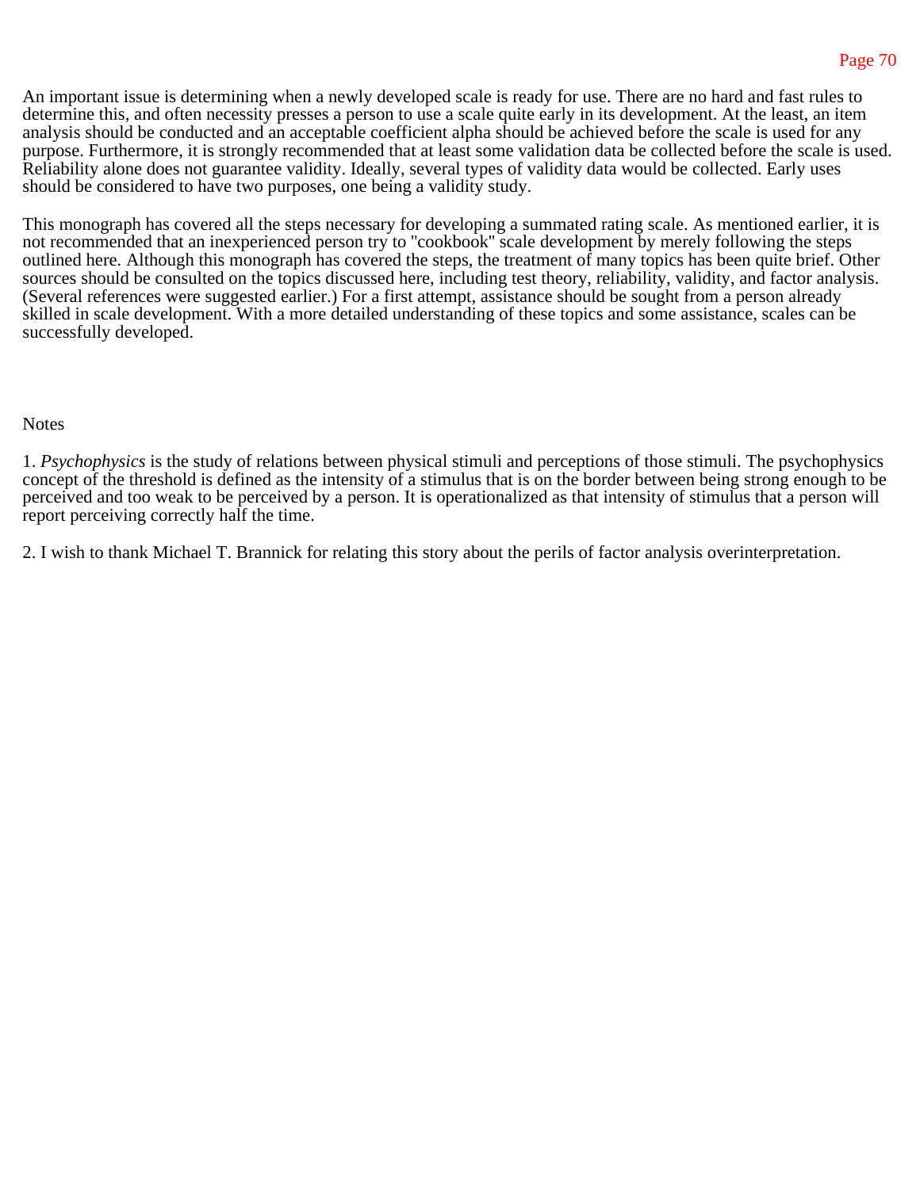An important issue is determining when a newly developed scale is ready for use. There are no hard and fast rules to determine this, and often necessity presses a person to use a scale quite early in its development. At the least, an item analysis should be conducted and an acceptable coefficient alpha should be achieved before the scale is used for any purpose. Furthermore, it is strongly recommended that at least some validation data be collected before the scale is used. Reliability alone does not guarantee validity. Ideally, several types of validity data would be collected. Early uses should be considered to have two purposes, one being a validity study.

This monograph has covered all the steps necessary for developing a summated rating scale. As mentioned earlier, it is not recommended that an inexperienced person try to "cookbook" scale development by merely following the steps outlined here. Although this monograph has covered the steps, the treatment of many topics has been quite brief. Other sources should be consulted on the topics discussed here, including test theory, reliability, validity, and factor analysis. (Several references were suggested earlier.) For a first attempt, assistance should be sought from a person already skilled in scale development. With a more detailed understanding of these topics and some assistance, scales can be successfully developed.

## Notes

1. *Psychophysics* is the study of relations between physical stimuli and perceptions of those stimuli. The psychophysics concept of the threshold is defined as the intensity of a stimulus that is on the border between being strong enough to be perceived and too weak to be perceived by a person. It is operationalized as that intensity of stimulus that a person will report perceiving correctly half the time.

2. I wish to thank Michael T. Brannick for relating this story about the perils of factor analysis overinterpretation.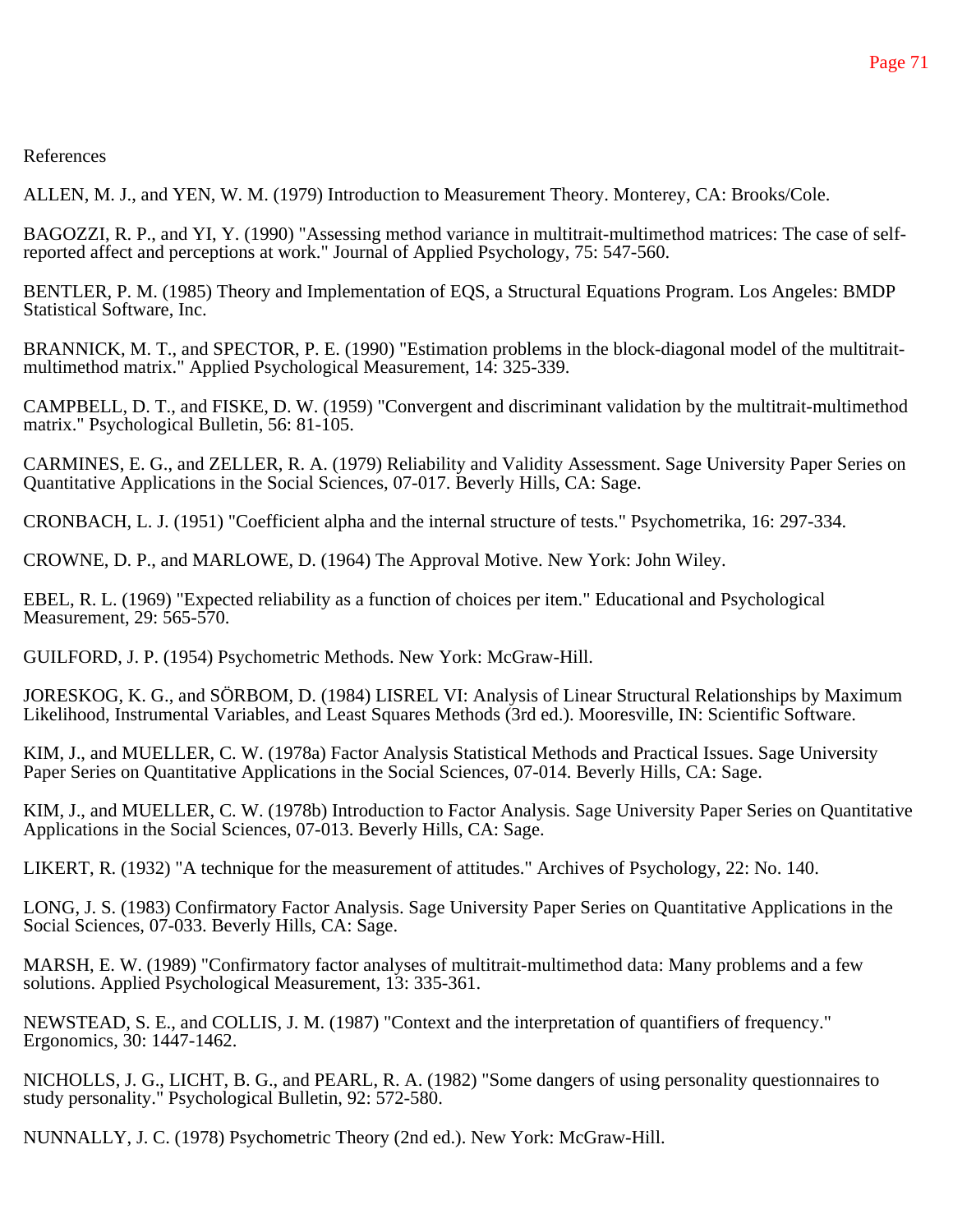References

ALLEN, M. J., and YEN, W. M. (1979) Introduction to Measurement Theory. Monterey, CA: Brooks/Cole.

BAGOZZI, R. P., and YI, Y. (1990) "Assessing method variance in multitrait-multimethod matrices: The case of self-reported affect and perceptions at work." Journal of Applied Psychology, 75: 547-560.

BENTLER, P. M. (1985) Theory and Implementation of EQS, a Structural Equations Program. Los Angeles: BMDP Statistical Software, Inc.

BRANNICK, M. T., and SPECTOR, P. E. (1990) "Estimation problems in the block-diagonal model of the multitrait-multimethod matrix." Applied Psychological Measurement, 14: 325-339.

CAMPBELL, D. T., and FISKE, D. W. (1959) "Convergent and discriminant validation by the multitrait-multimethod matrix." Psychological Bulletin, 56: 81-105.

CARMINES, E. G., and ZELLER, R. A. (1979) Reliability and Validity Assessment. Sage University Paper Series on Quantitative Applications in the Social Sciences, 07-017. Beverly Hills, CA: Sage.

CRONBACH, L. J. (1951) "Coefficient alpha and the internal structure of tests." Psychometrika, 16: 297-334.

CROWNE, D. P., and MARLOWE, D. (1964) The Approval Motive. New York: John Wiley.

EBEL, R. L. (1969) "Expected reliability as a function of choices per item." Educational and Psychological Measurement, 29: 565-570.

GUILFORD, J. P. (1954) Psychometric Methods. New York: McGraw-Hill.

JORESKOG, K. G., and SÖRBOM, D. (1984) LISREL VI: Analysis of Linear Structural Relationships by Maximum Likelihood, Instrumental Variables, and Least Squares Methods (3rd ed.). Mooresville, IN: Scientific Software.

KIM, J., and MUELLER, C. W. (1978a) Factor Analysis Statistical Methods and Practical Issues. Sage University Paper Series on Quantitative Applications in the Social Sciences, 07-014. Beverly Hills, CA: Sage.

KIM, J., and MUELLER, C. W. (1978b) Introduction to Factor Analysis. Sage University Paper Series on Quantitative Applications in the Social Sciences, 07-013. Beverly Hills, CA: Sage.

LIKERT, R. (1932) "A technique for the measurement of attitudes." Archives of Psychology, 22: No. 140.

LONG, J. S. (1983) Confirmatory Factor Analysis. Sage University Paper Series on Quantitative Applications in the Social Sciences, 07-033. Beverly Hills, CA: Sage.

MARSH, E. W. (1989) "Confirmatory factor analyses of multitrait-multimethod data: Many problems and a few solutions. Applied Psychological Measurement, 13: 335-361.

NEWSTEAD, S. E., and COLLIS, J. M. (1987) "Context and the interpretation of quantifiers of frequency." Ergonomics, 30: 1447-1462.

NICHOLLS, J. G., LICHT, B. G., and PEARL, R. A. (1982) "Some dangers of using personality questionnaires to study personality." Psychological Bulletin, 92: 572-580.

NUNNALLY, J. C. (1978) Psychometric Theory (2nd ed.). New York: McGraw-Hill.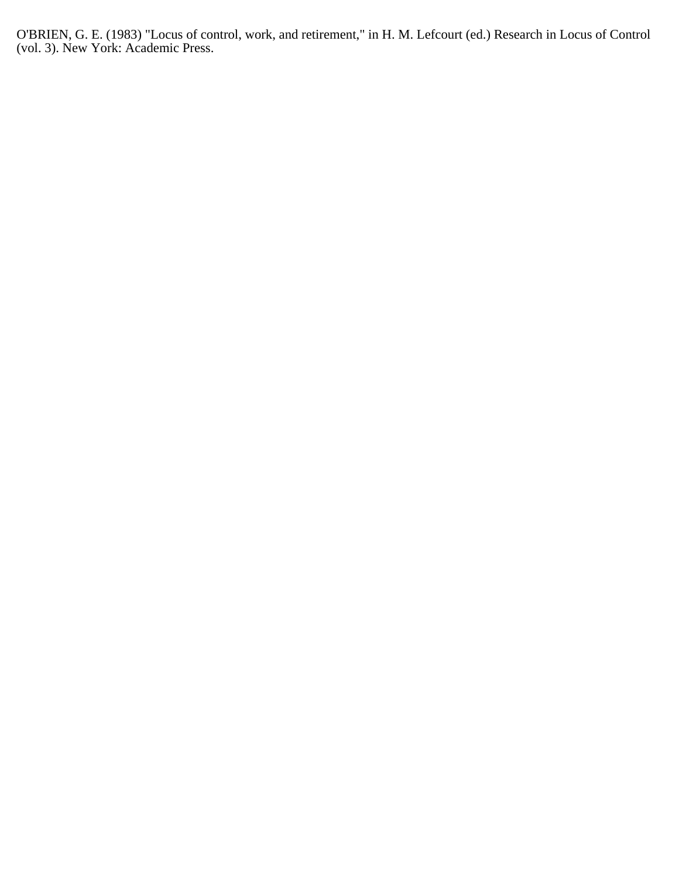O'BRIEN, G. E. (1983) "Locus of control, work, and retirement," in H. M. Lefcourt (ed.) Research in Locus of Control (vol. 3). New York: Academic Press.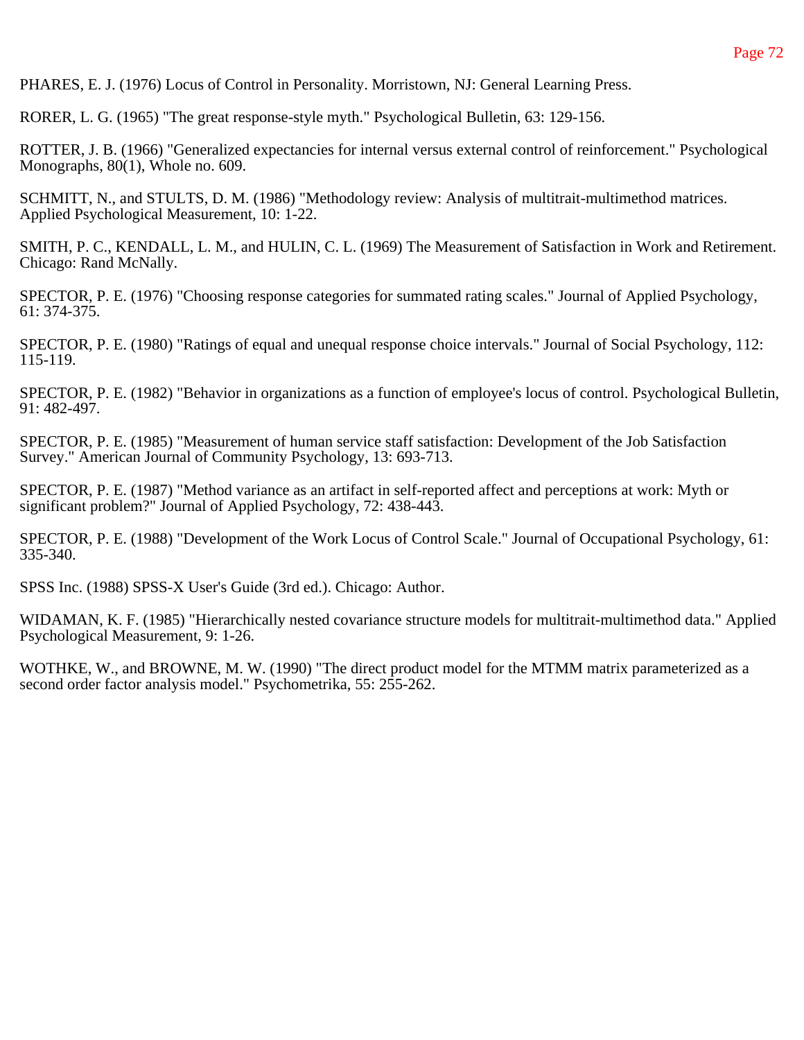PHARES, E. J. (1976) Locus of Control in Personality. Morristown, NJ: General Learning Press.

RORER, L. G. (1965) "The great response-style myth." Psychological Bulletin, 63: 129-156.

ROTTER, J. B. (1966) "Generalized expectancies for internal versus external control of reinforcement." Psychological Monographs, 80(1), Whole no. 609.

SCHMITT, N., and STULTS, D. M. (1986) "Methodology review: Analysis of multitrait-multimethod matrices. Applied Psychological Measurement, 10: 1-22.

SMITH, P. C., KENDALL, L. M., and HULIN, C. L. (1969) The Measurement of Satisfaction in Work and Retirement. Chicago: Rand McNally.

SPECTOR, P. E. (1976) "Choosing response categories for summated rating scales." Journal of Applied Psychology, 61: 374-375.

SPECTOR, P. E. (1980) "Ratings of equal and unequal response choice intervals." Journal of Social Psychology, 112: 115-119.

SPECTOR, P. E. (1982) "Behavior in organizations as a function of employee's locus of control. Psychological Bulletin, 91: 482-497.

SPECTOR, P. E. (1985) "Measurement of human service staff satisfaction: Development of the Job Satisfaction Survey." American Journal of Community Psychology, 13: 693-713.

SPECTOR, P. E. (1987) "Method variance as an artifact in self-reported affect and perceptions at work: Myth or significant problem?" Journal of Applied Psychology, 72: 438-443.

SPECTOR, P. E. (1988) "Development of the Work Locus of Control Scale." Journal of Occupational Psychology, 61: 335-340.

SPSS Inc. (1988) SPSS-X User's Guide (3rd ed.). Chicago: Author.

WIDAMAN, K. F. (1985) "Hierarchically nested covariance structure models for multitrait-multimethod data." Applied Psychological Measurement, 9: 1-26.

WOTHKE, W., and BROWNE, M. W. (1990) "The direct product model for the MTMM matrix parameterized as a second order factor analysis model." Psychometrika, 55: 255-262.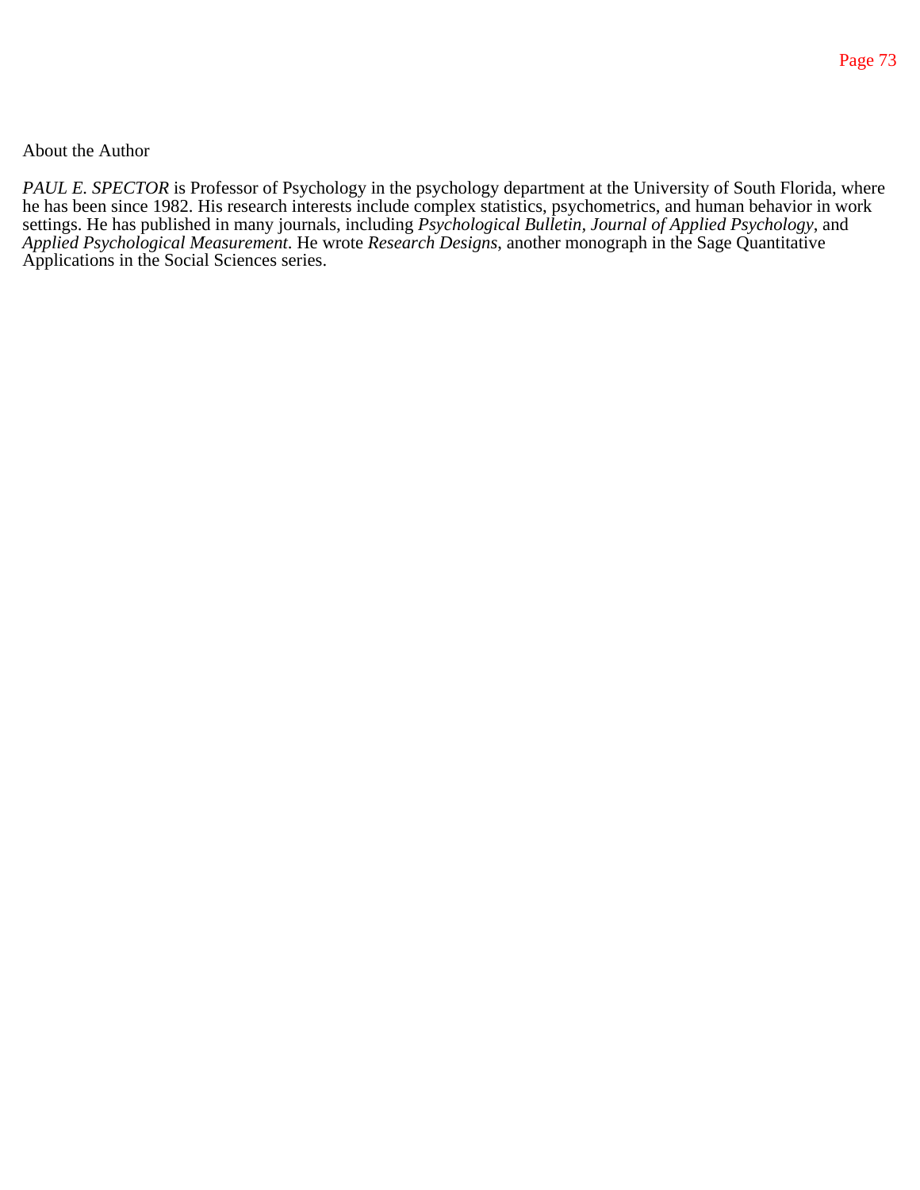## About the Author

*PAUL E. SPECTOR* is Professor of Psychology in the psychology department at the University of South Florida, where he has been since 1982. His research interests include complex statistics, psychometrics, and human behavior in work settings. He has published in many journals, including *Psychological Bulletin*, *Journal of Applied Psychology*, and *Applied Psychological Measurement*. He wrote *Research Designs*, another monograph in the Sage Quantitative Applications in the Social Sciences series.